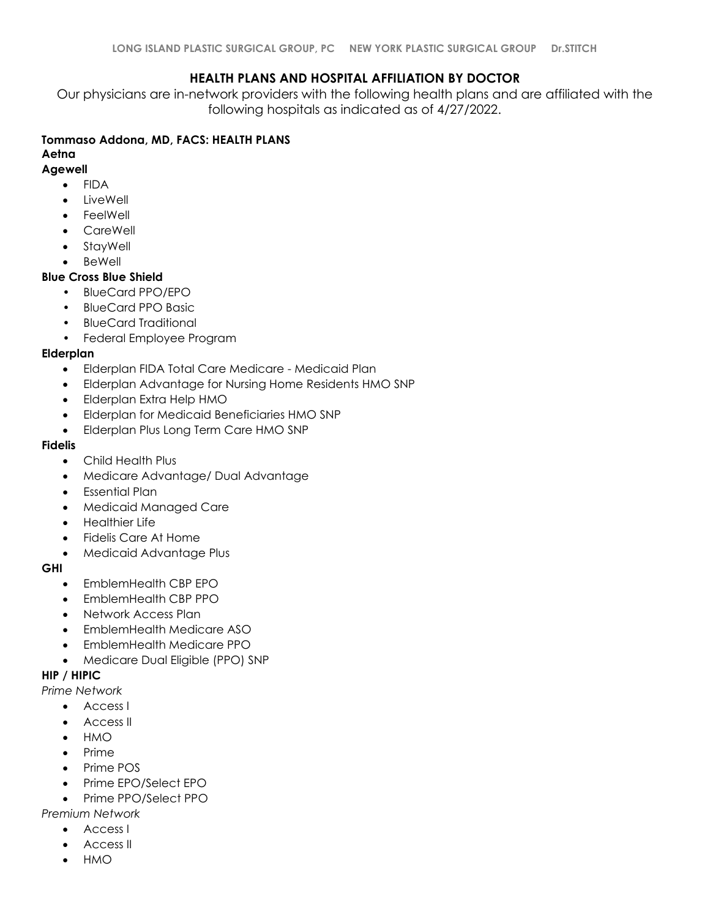# HEALTH PLANS AND HOSPITAL AFFILIATION BY DOCTOR

Our physicians are in-network providers with the following health plans and are affiliated with the following hospitals as indicated as of 4/27/2022.

**Tommaso Addona, MD, FACS: HEALTH PLANS**

**Aetna**

**Agewell**

- FIDA
- LiveWell
- FeelWell
- CareWell
- StayWell
- BeWell

**Blue Cross Blue Shield**

- BlueCard PPO/EPO
- BlueCard PPO Basic
- BlueCard Traditional
- Federal Employee Program

**Elderplan**

- Elderplan FIDA Total Care Medicare - Medicaid Plan
- Elderplan Advantage for Nursing Home Residents HMO SNP
- Elderplan Extra Help HMO
- Elderplan for Medicaid Beneficiaries HMO SNP
- Elderplan Plus Long Term Care HMO SNP

**Fidelis**

- Child Health Plus
- Medicare Advantage/ Dual Advantage
- Essential Plan
- Medicaid Managed Care
- Healthier Life
- Fidelis Care At Home
- Medicaid Advantage Plus

**GHI**

- EmblemHealth CBP EPO
- EmblemHealth CBP PPO
- Network Access Plan
- EmblemHealth Medicare ASO
- EmblemHealth Medicare PPO
- Medicare Dual Eligible (PPO) SNP

**HIP / HIPIC**

*Prime Network*

- Access I
- Access II
- HMO
- Prime
- Prime POS
- Prime EPO/Select EPO
- Prime PPO/Select PPO

*Premium Network*

- Access I
- Access II
- HMO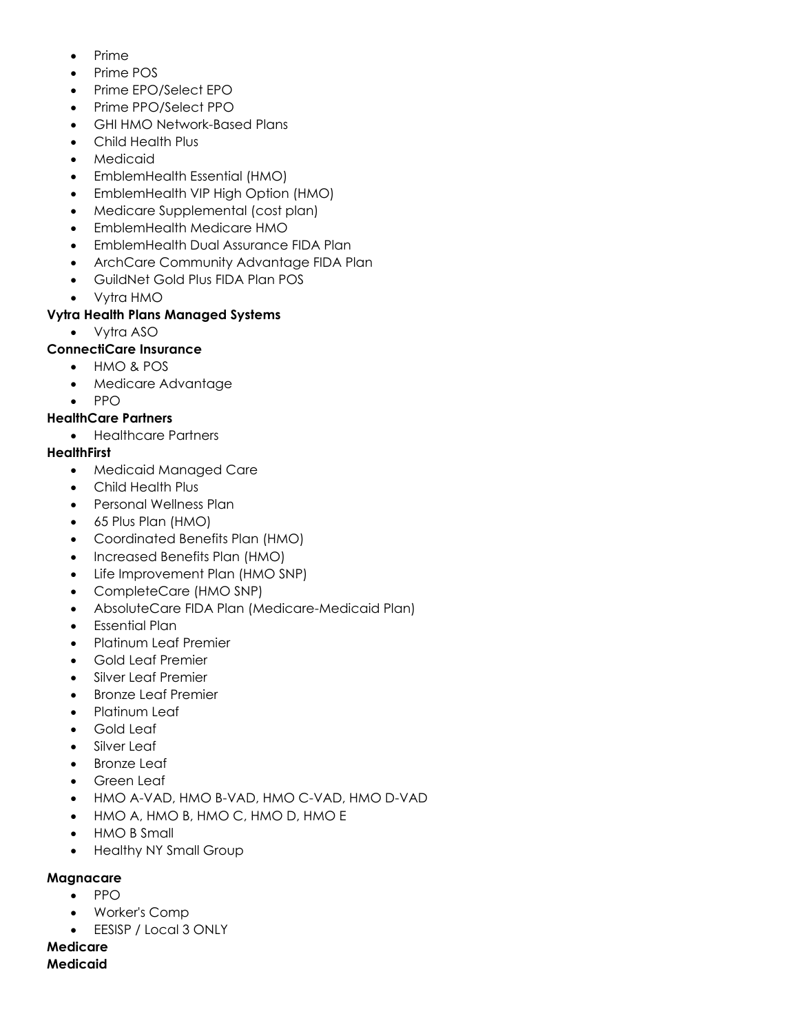- Prime
- Prime POS
- Prime EPO/Select EPO
- Prime PPO/Select PPO
- GHI HMO Network-Based Plans
- Child Health Plus
- Medicaid
- EmblemHealth Essential (HMO)
- EmblemHealth VIP High Option (HMO)
- Medicare Supplemental (cost plan)
- EmblemHealth Medicare HMO
- EmblemHealth Dual Assurance FIDA Plan
- ArchCare Community Advantage FIDA Plan
- GuildNet Gold Plus FIDA Plan POS
- Vytra HMO

**Vytra Health Plans Managed Systems**

- Vytra ASO

**ConnectiCare Insurance**

- HMO & POS
- Medicare Advantage
- PPO

**HealthCare Partners**

- Healthcare Partners

**HealthFirst**

- Medicaid Managed Care
- Child Health Plus
- Personal Wellness Plan
- 65 Plus Plan (HMO)
- Coordinated Benefits Plan (HMO)
- Increased Benefits Plan (HMO)
- Life Improvement Plan (HMO SNP)
- CompleteCare (HMO SNP)
- AbsoluteCare FIDA Plan (Medicare-Medicaid Plan)
- Essential Plan
- Platinum Leaf Premier
- Gold Leaf Premier
- Silver Leaf Premier
- Bronze Leaf Premier
- Platinum Leaf
- Gold Leaf
- Silver Leaf
- Bronze Leaf
- Green Leaf
- HMO A-VAD, HMO B-VAD, HMO C-VAD, HMO D-VAD
- HMO A, HMO B, HMO C, HMO D, HMO E
- HMO B Small
- Healthy NY Small Group

**Magnacare**

- PPO
- Worker's Comp
- EESISP / Local 3 ONLY

**Medicare**

**Medicaid**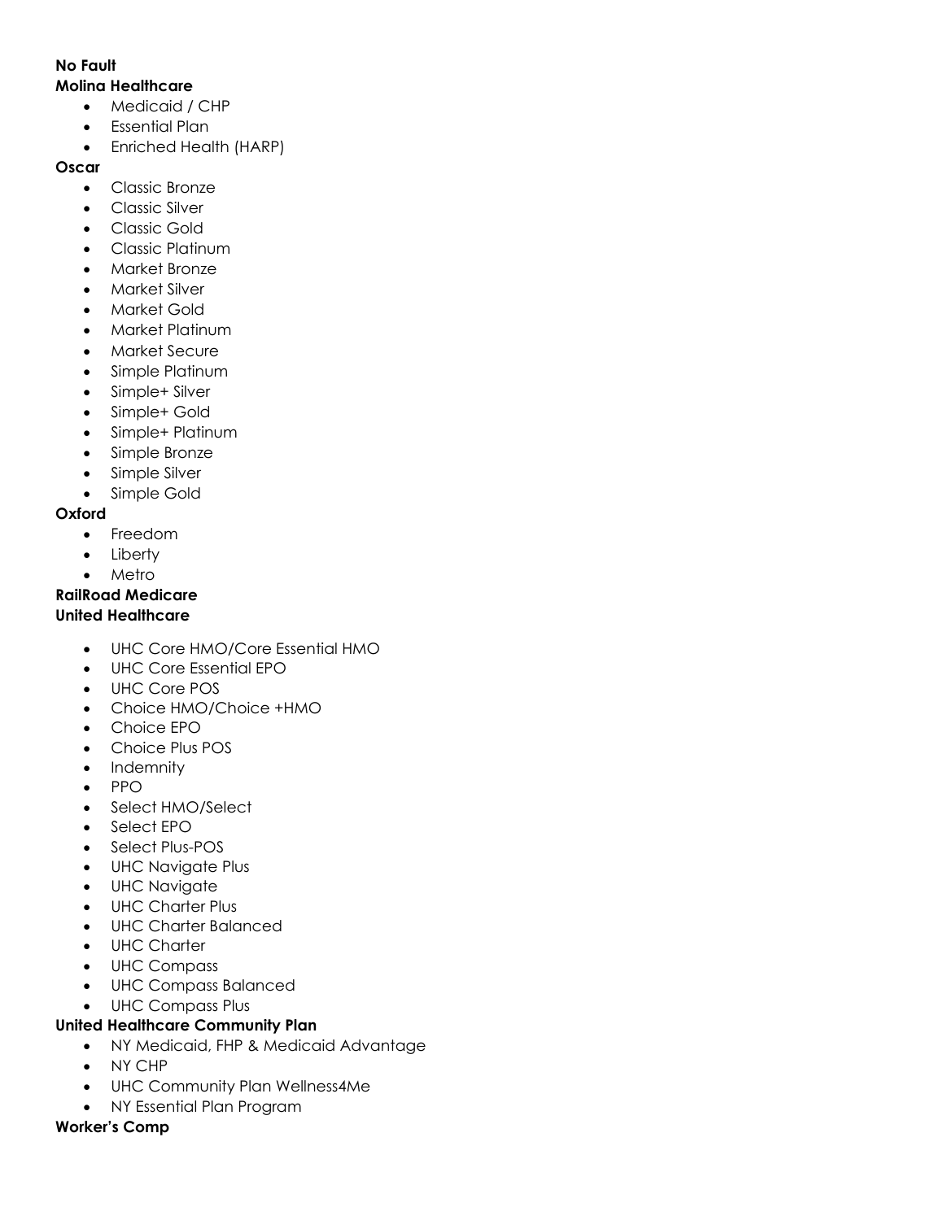**No Fault**

**Molina Healthcare**

- Medicaid / CHP
- Essential Plan
- Enriched Health (HARP)

**Oscar**

- Classic Bronze
- Classic Silver
- Classic Gold
- Classic Platinum
- Market Bronze
- Market Silver
- Market Gold
- Market Platinum
- Market Secure
- Simple Platinum
- Simple+ Silver
- Simple+ Gold
- Simple+ Platinum
- Simple Bronze
- Simple Silver
- Simple Gold

**Oxford**

- Freedom
- Liberty
- Metro

**RailRoad Medicare**

**United Healthcare**

- UHC Core HMO/Core Essential HMO
- UHC Core Essential EPO
- UHC Core POS
- Choice HMO/Choice +HMO
- Choice EPO
- Choice Plus POS
- Indemnity
- PPO
- Select HMO/Select
- Select EPO
- Select Plus-POS
- UHC Navigate Plus
- UHC Navigate
- UHC Charter Plus
- UHC Charter Balanced
- UHC Charter
- UHC Compass
- UHC Compass Balanced
- UHC Compass Plus

**United Healthcare Community Plan**

- NY Medicaid, FHP & Medicaid Advantage
- NY CHP
- UHC Community Plan Wellness4Me
- NY Essential Plan Program

**Worker's Comp**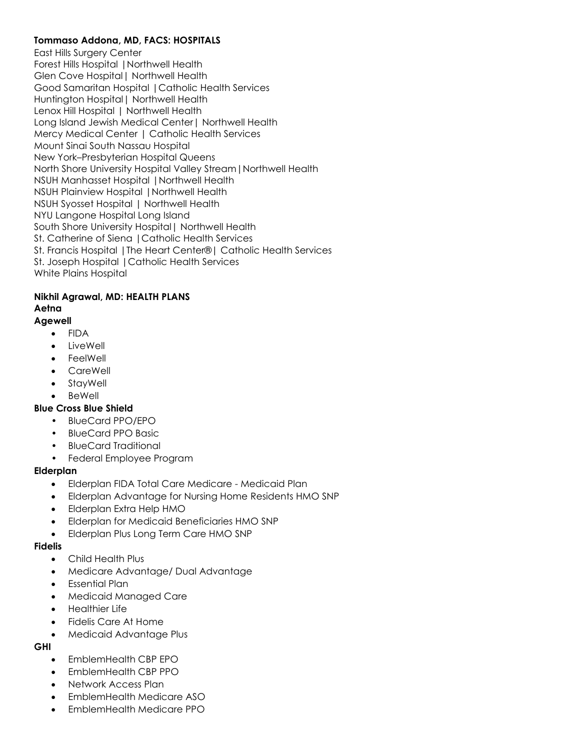**Tommaso Addona, MD, FACS: HOSPITALS**

East Hills Surgery Center
Forest Hills Hospital |Northwell Health
Glen Cove Hospital| Northwell Health
Good Samaritan Hospital |Catholic Health Services
Huntington Hospital| Northwell Health
Lenox Hill Hospital | Northwell Health
Long Island Jewish Medical Center| Northwell Health
Mercy Medical Center | Catholic Health Services
Mount Sinai South Nassau Hospital
New York–Presbyterian Hospital Queens
North Shore University Hospital Valley Stream|Northwell Health
NSUH Manhasset Hospital |Northwell Health
NSUH Plainview Hospital |Northwell Health
NSUH Syosset Hospital | Northwell Health
NYU Langone Hospital Long Island
South Shore University Hospital| Northwell Health
St. Catherine of Siena |Catholic Health Services
St. Francis Hospital |The Heart Center®| Catholic Health Services
St. Joseph Hospital |Catholic Health Services
White Plains Hospital

**Nikhil Agrawal, MD: HEALTH PLANS**

**Aetna**

**Agewell**

- FIDA
- LiveWell
- FeelWell
- CareWell
- StayWell
- BeWell

**Blue Cross Blue Shield**

- BlueCard PPO/EPO
- BlueCard PPO Basic
- BlueCard Traditional
- Federal Employee Program

**Elderplan**

- Elderplan FIDA Total Care Medicare - Medicaid Plan
- Elderplan Advantage for Nursing Home Residents HMO SNP
- Elderplan Extra Help HMO
- Elderplan for Medicaid Beneficiaries HMO SNP
- Elderplan Plus Long Term Care HMO SNP

**Fidelis**

- Child Health Plus
- Medicare Advantage/ Dual Advantage
- Essential Plan
- Medicaid Managed Care
- Healthier Life
- Fidelis Care At Home
- Medicaid Advantage Plus

**GHI**

- EmblemHealth CBP EPO
- EmblemHealth CBP PPO
- Network Access Plan
- EmblemHealth Medicare ASO
- EmblemHealth Medicare PPO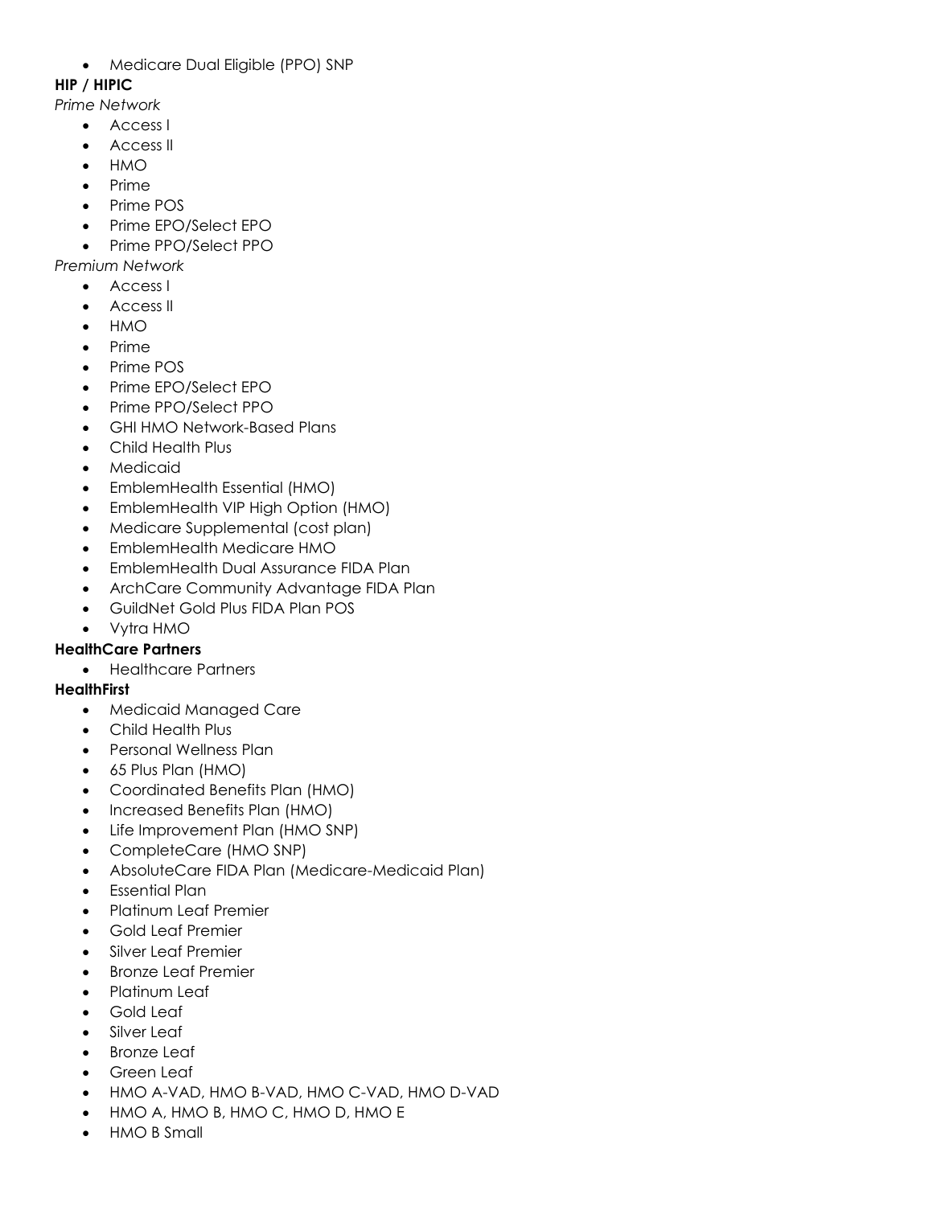- Medicare Dual Eligible (PPO) SNP

**HIP / HIPIC**

*Prime Network*

- Access I
- Access II
- HMO
- Prime
- Prime POS
- Prime EPO/Select EPO
- Prime PPO/Select PPO

*Premium Network*

- Access I
- Access II
- HMO
- Prime
- Prime POS
- Prime EPO/Select EPO
- Prime PPO/Select PPO
- GHI HMO Network-Based Plans
- Child Health Plus
- Medicaid
- EmblemHealth Essential (HMO)
- EmblemHealth VIP High Option (HMO)
- Medicare Supplemental (cost plan)
- EmblemHealth Medicare HMO
- EmblemHealth Dual Assurance FIDA Plan
- ArchCare Community Advantage FIDA Plan
- GuildNet Gold Plus FIDA Plan POS
- Vytra HMO

**HealthCare Partners**

- Healthcare Partners

**HealthFirst**

- Medicaid Managed Care
- Child Health Plus
- Personal Wellness Plan
- 65 Plus Plan (HMO)
- Coordinated Benefits Plan (HMO)
- Increased Benefits Plan (HMO)
- Life Improvement Plan (HMO SNP)
- CompleteCare (HMO SNP)
- AbsoluteCare FIDA Plan (Medicare-Medicaid Plan)
- Essential Plan
- Platinum Leaf Premier
- Gold Leaf Premier
- Silver Leaf Premier
- Bronze Leaf Premier
- Platinum Leaf
- Gold Leaf
- Silver Leaf
- Bronze Leaf
- Green Leaf
- HMO A-VAD, HMO B-VAD, HMO C-VAD, HMO D-VAD
- HMO A, HMO B, HMO C, HMO D, HMO E
- HMO B Small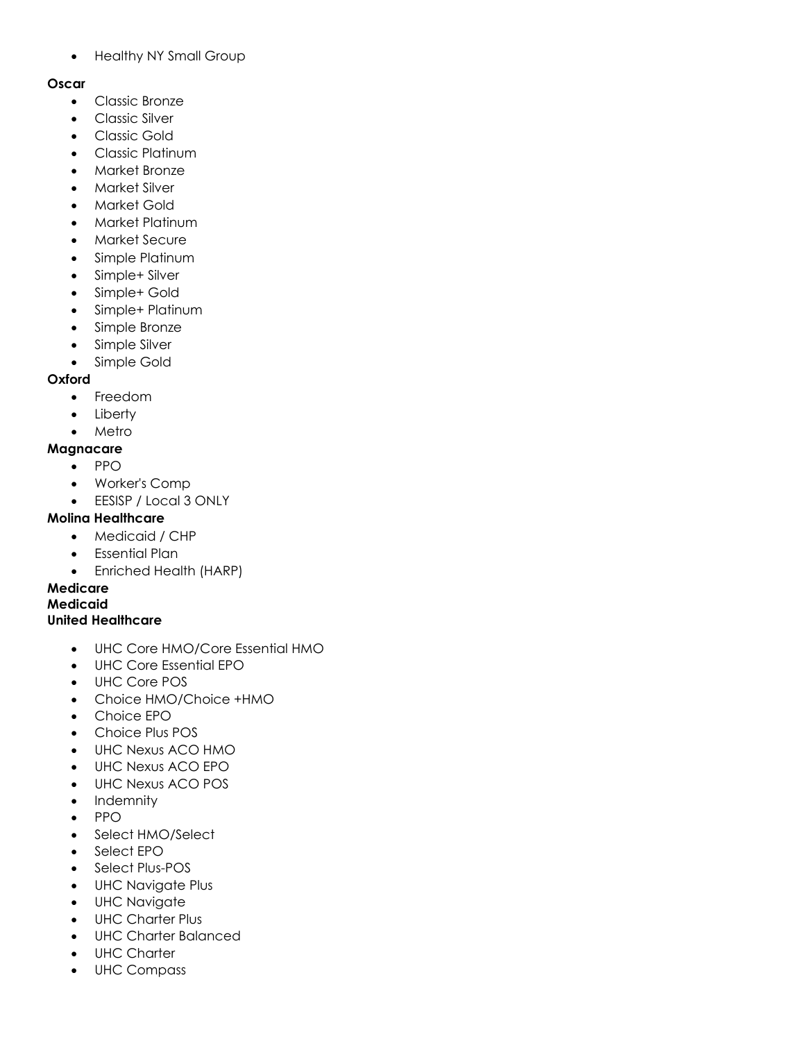- Healthy NY Small Group

**Oscar**

- Classic Bronze
- Classic Silver
- Classic Gold
- Classic Platinum
- Market Bronze
- Market Silver
- Market Gold
- Market Platinum
- Market Secure
- Simple Platinum
- Simple+ Silver
- Simple+ Gold
- Simple+ Platinum
- Simple Bronze
- Simple Silver
- Simple Gold

**Oxford**

- Freedom
- Liberty
- Metro

**Magnacare**

- PPO
- Worker's Comp
- EESISP / Local 3 ONLY

**Molina Healthcare**

- Medicaid / CHP
- Essential Plan
- Enriched Health (HARP)

**Medicare**

**Medicaid**

**United Healthcare**

- UHC Core HMO/Core Essential HMO
- UHC Core Essential EPO
- UHC Core POS
- Choice HMO/Choice +HMO
- Choice EPO
- Choice Plus POS
- UHC Nexus ACO HMO
- UHC Nexus ACO EPO
- UHC Nexus ACO POS
- Indemnity
- PPO
- Select HMO/Select
- Select EPO
- Select Plus-POS
- UHC Navigate Plus
- UHC Navigate
- UHC Charter Plus
- UHC Charter Balanced
- UHC Charter
- UHC Compass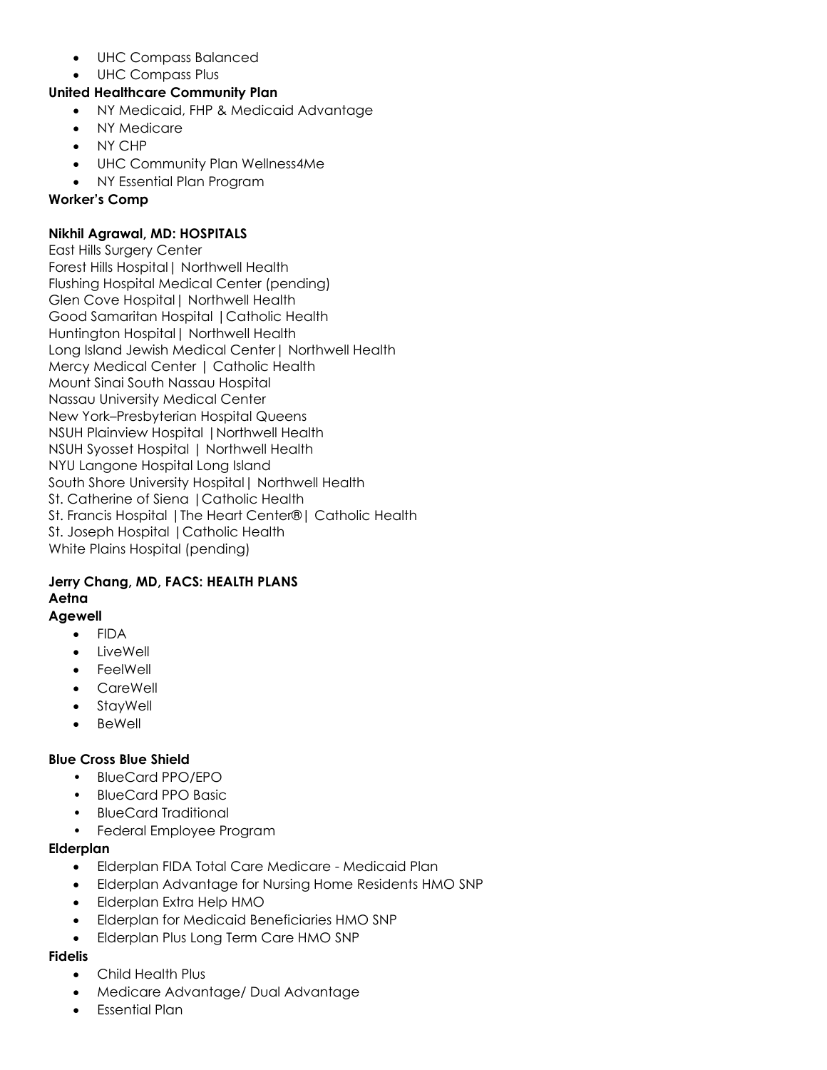- UHC Compass Balanced
- UHC Compass Plus

**United Healthcare Community Plan**

- NY Medicaid, FHP & Medicaid Advantage
- NY Medicare
- NY CHP
- UHC Community Plan Wellness4Me
- NY Essential Plan Program

**Worker's Comp**

**Nikhil Agrawal, MD: HOSPITALS**

East Hills Surgery Center
Forest Hills Hospital| Northwell Health
Flushing Hospital Medical Center (pending)
Glen Cove Hospital| Northwell Health
Good Samaritan Hospital |Catholic Health
Huntington Hospital| Northwell Health
Long Island Jewish Medical Center| Northwell Health
Mercy Medical Center | Catholic Health
Mount Sinai South Nassau Hospital
Nassau University Medical Center
New York–Presbyterian Hospital Queens
NSUH Plainview Hospital |Northwell Health
NSUH Syosset Hospital | Northwell Health
NYU Langone Hospital Long Island
South Shore University Hospital| Northwell Health
St. Catherine of Siena |Catholic Health
St. Francis Hospital |The Heart Center®| Catholic Health
St. Joseph Hospital |Catholic Health
White Plains Hospital (pending)

**Jerry Chang, MD, FACS: HEALTH PLANS**

**Aetna**

**Agewell**

- FIDA
- LiveWell
- FeelWell
- CareWell
- StayWell
- BeWell

**Blue Cross Blue Shield**

- BlueCard PPO/EPO
- BlueCard PPO Basic
- BlueCard Traditional
- Federal Employee Program

**Elderplan**

- Elderplan FIDA Total Care Medicare - Medicaid Plan
- Elderplan Advantage for Nursing Home Residents HMO SNP
- Elderplan Extra Help HMO
- Elderplan for Medicaid Beneficiaries HMO SNP
- Elderplan Plus Long Term Care HMO SNP

**Fidelis**

- Child Health Plus
- Medicare Advantage/ Dual Advantage
- Essential Plan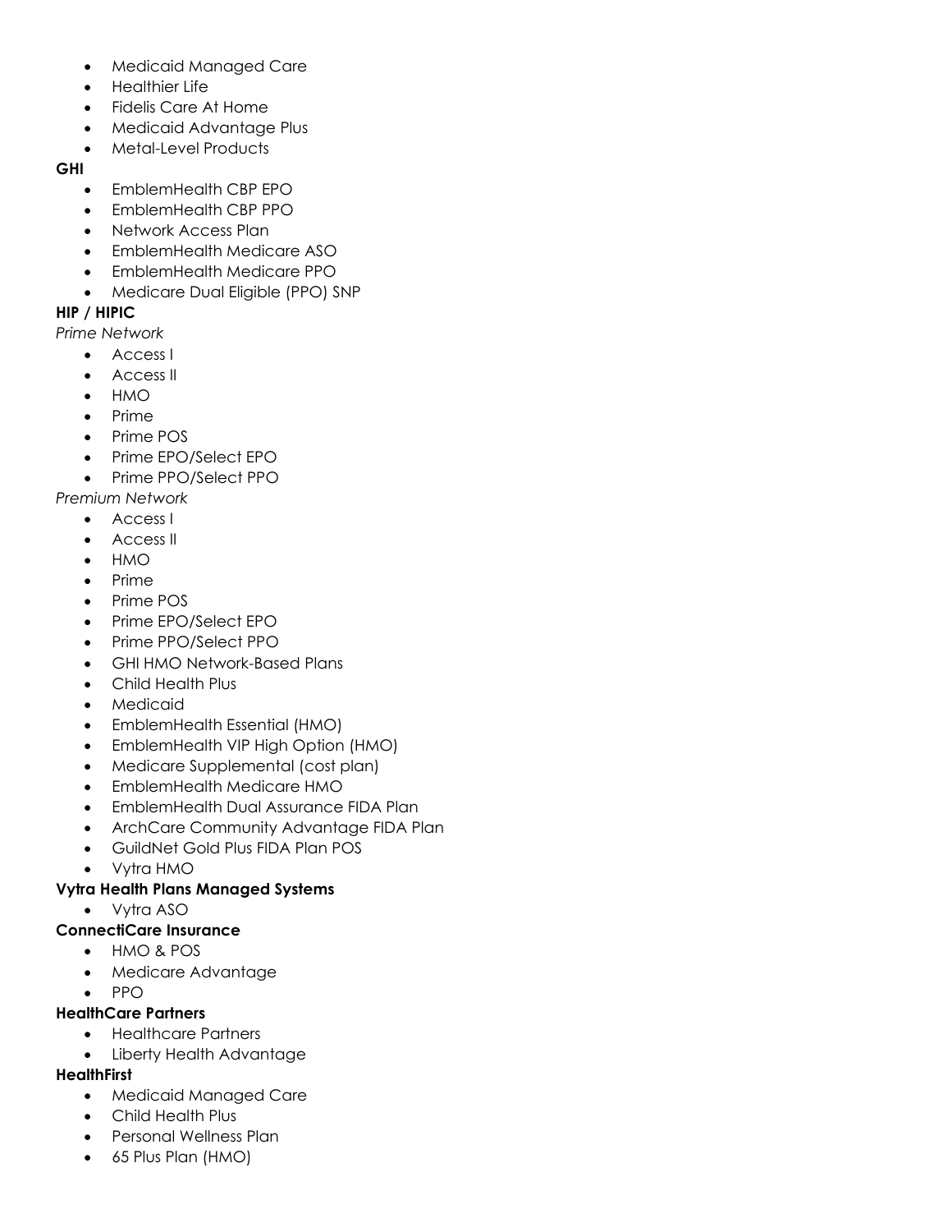- Medicaid Managed Care
- Healthier Life
- Fidelis Care At Home
- Medicaid Advantage Plus
- Metal-Level Products

**GHI**

- EmblemHealth CBP EPO
- EmblemHealth CBP PPO
- Network Access Plan
- EmblemHealth Medicare ASO
- EmblemHealth Medicare PPO
- Medicare Dual Eligible (PPO) SNP

**HIP / HIPIC**

*Prime Network*

- Access I
- Access II
- HMO
- Prime
- Prime POS
- Prime EPO/Select EPO
- Prime PPO/Select PPO

*Premium Network*

- Access I
- Access II
- HMO
- Prime
- Prime POS
- Prime EPO/Select EPO
- Prime PPO/Select PPO
- GHI HMO Network-Based Plans
- Child Health Plus
- Medicaid
- EmblemHealth Essential (HMO)
- EmblemHealth VIP High Option (HMO)
- Medicare Supplemental (cost plan)
- EmblemHealth Medicare HMO
- EmblemHealth Dual Assurance FIDA Plan
- ArchCare Community Advantage FIDA Plan
- GuildNet Gold Plus FIDA Plan POS
- Vytra HMO

**Vytra Health Plans Managed Systems**

- Vytra ASO

**ConnectiCare Insurance**

- HMO & POS
- Medicare Advantage
- PPO

**HealthCare Partners**

- Healthcare Partners
- Liberty Health Advantage

**HealthFirst**

- Medicaid Managed Care
- Child Health Plus
- Personal Wellness Plan
- 65 Plus Plan (HMO)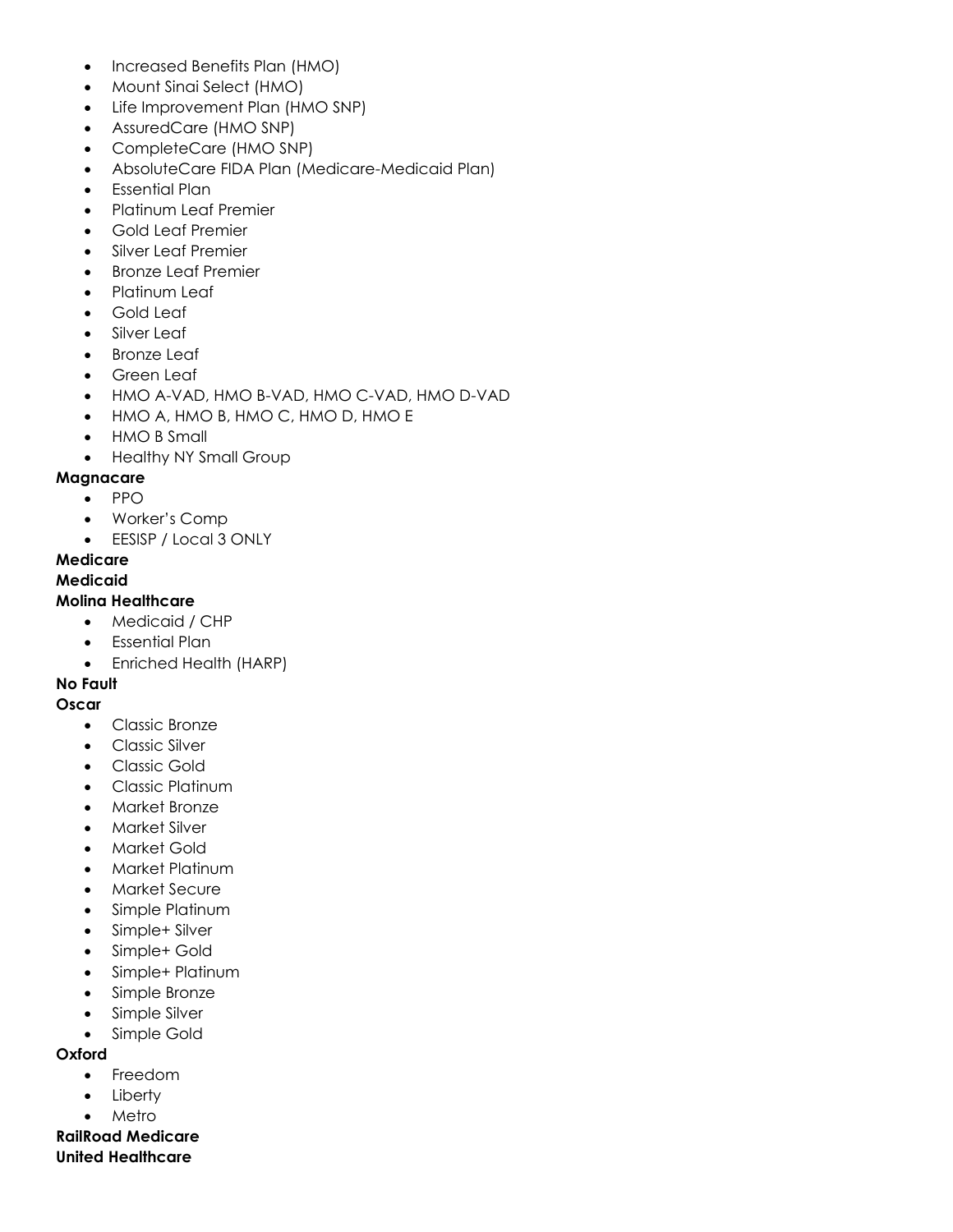- Increased Benefits Plan (HMO)
- Mount Sinai Select (HMO)
- Life Improvement Plan (HMO SNP)
- AssuredCare (HMO SNP)
- CompleteCare (HMO SNP)
- AbsoluteCare FIDA Plan (Medicare-Medicaid Plan)
- Essential Plan
- Platinum Leaf Premier
- Gold Leaf Premier
- Silver Leaf Premier
- Bronze Leaf Premier
- Platinum Leaf
- Gold Leaf
- Silver Leaf
- Bronze Leaf
- Green Leaf
- HMO A-VAD, HMO B-VAD, HMO C-VAD, HMO D-VAD
- HMO A, HMO B, HMO C, HMO D, HMO E
- HMO B Small
- Healthy NY Small Group

**Magnacare**

- PPO
- Worker's Comp
- EESISP / Local 3 ONLY

**Medicare**

**Medicaid**

**Molina Healthcare**

- Medicaid / CHP
- Essential Plan
- Enriched Health (HARP)

**No Fault**

**Oscar**

- Classic Bronze
- Classic Silver
- Classic Gold
- Classic Platinum
- Market Bronze
- Market Silver
- Market Gold
- Market Platinum
- Market Secure
- Simple Platinum
- Simple+ Silver
- Simple+ Gold
- Simple+ Platinum
- Simple Bronze
- Simple Silver
- Simple Gold

**Oxford**

- Freedom
- Liberty
- Metro

**RailRoad Medicare**

**United Healthcare**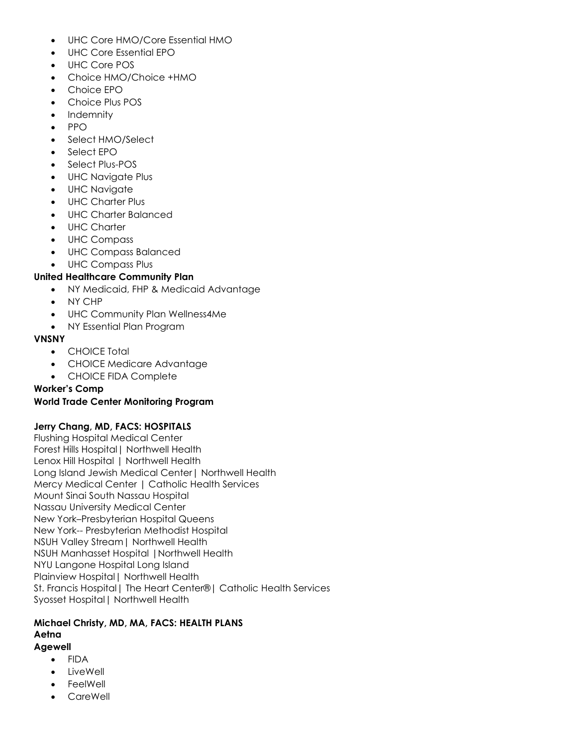- UHC Core HMO/Core Essential HMO
- UHC Core Essential EPO
- UHC Core POS
- Choice HMO/Choice +HMO
- Choice EPO
- Choice Plus POS
- Indemnity
- PPO
- Select HMO/Select
- Select EPO
- Select Plus-POS
- UHC Navigate Plus
- UHC Navigate
- UHC Charter Plus
- UHC Charter Balanced
- UHC Charter
- UHC Compass
- UHC Compass Balanced
- UHC Compass Plus

**United Healthcare Community Plan**

- NY Medicaid, FHP & Medicaid Advantage
- NY CHP
- UHC Community Plan Wellness4Me
- NY Essential Plan Program

**VNSNY**

- CHOICE Total
- CHOICE Medicare Advantage
- CHOICE FIDA Complete

**Worker's Comp**

**World Trade Center Monitoring Program**

**Jerry Chang, MD, FACS: HOSPITALS**

Flushing Hospital Medical Center
Forest Hills Hospital| Northwell Health
Lenox Hill Hospital | Northwell Health
Long Island Jewish Medical Center| Northwell Health
Mercy Medical Center | Catholic Health Services
Mount Sinai South Nassau Hospital
Nassau University Medical Center
New York–Presbyterian Hospital Queens
New York-- Presbyterian Methodist Hospital
NSUH Valley Stream| Northwell Health
NSUH Manhasset Hospital |Northwell Health
NYU Langone Hospital Long Island
Plainview Hospital| Northwell Health
St. Francis Hospital| The Heart Center®| Catholic Health Services
Syosset Hospital| Northwell Health

**Michael Christy, MD, MA, FACS: HEALTH PLANS**

**Aetna**

**Agewell**

- FIDA
- LiveWell
- FeelWell
- CareWell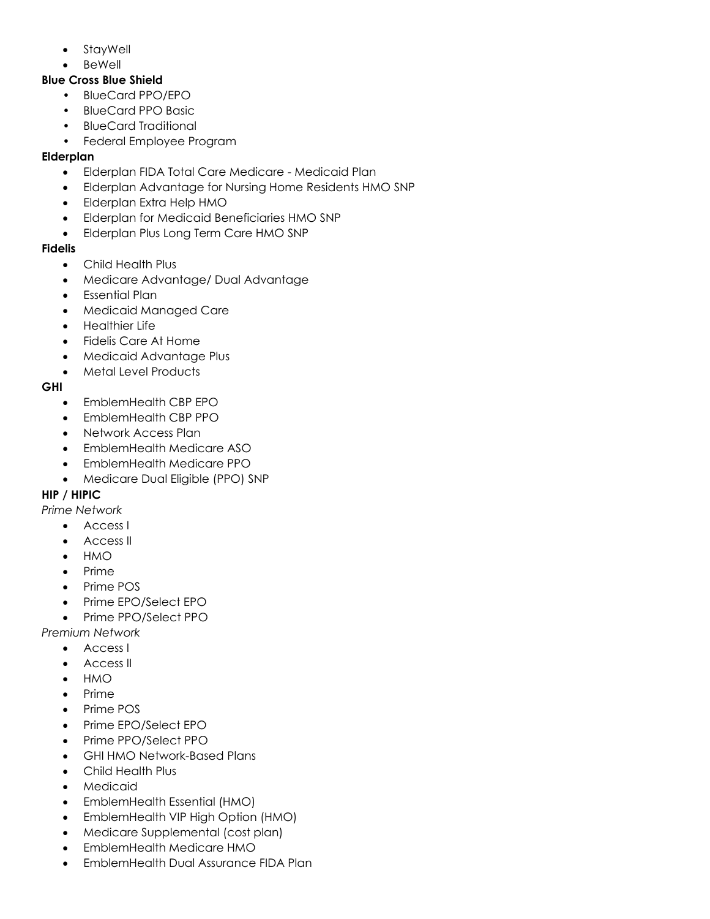- StayWell
- BeWell

**Blue Cross Blue Shield**

- BlueCard PPO/EPO
- BlueCard PPO Basic
- BlueCard Traditional
- Federal Employee Program

**Elderplan**

- Elderplan FIDA Total Care Medicare - Medicaid Plan
- Elderplan Advantage for Nursing Home Residents HMO SNP
- Elderplan Extra Help HMO
- Elderplan for Medicaid Beneficiaries HMO SNP
- Elderplan Plus Long Term Care HMO SNP

**Fidelis**

- Child Health Plus
- Medicare Advantage/ Dual Advantage
- Essential Plan
- Medicaid Managed Care
- Healthier Life
- Fidelis Care At Home
- Medicaid Advantage Plus
- Metal Level Products

**GHI**

- EmblemHealth CBP EPO
- EmblemHealth CBP PPO
- Network Access Plan
- EmblemHealth Medicare ASO
- EmblemHealth Medicare PPO
- Medicare Dual Eligible (PPO) SNP

**HIP / HIPIC**

*Prime Network*

- Access I
- Access II
- HMO
- Prime
- Prime POS
- Prime EPO/Select EPO
- Prime PPO/Select PPO

*Premium Network*

- Access I
- Access II
- HMO
- Prime
- Prime POS
- Prime EPO/Select EPO
- Prime PPO/Select PPO
- GHI HMO Network-Based Plans
- Child Health Plus
- Medicaid
- EmblemHealth Essential (HMO)
- EmblemHealth VIP High Option (HMO)
- Medicare Supplemental (cost plan)
- EmblemHealth Medicare HMO
- EmblemHealth Dual Assurance FIDA Plan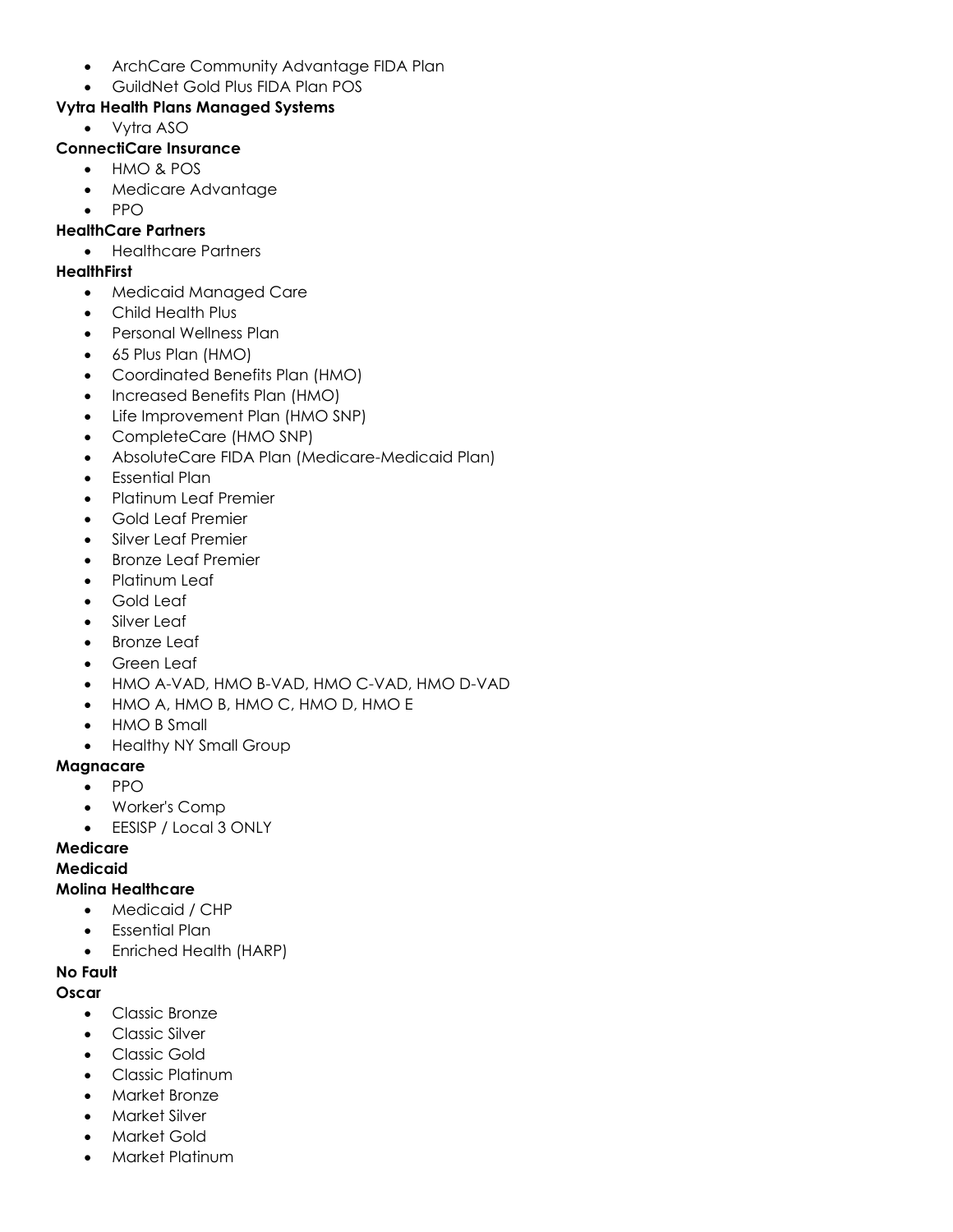- ArchCare Community Advantage FIDA Plan
- GuildNet Gold Plus FIDA Plan POS

**Vytra Health Plans Managed Systems**

- Vytra ASO

**ConnectiCare Insurance**

- HMO & POS
- Medicare Advantage
- PPO

**HealthCare Partners**

- Healthcare Partners

**HealthFirst**

- Medicaid Managed Care
- Child Health Plus
- Personal Wellness Plan
- 65 Plus Plan (HMO)
- Coordinated Benefits Plan (HMO)
- Increased Benefits Plan (HMO)
- Life Improvement Plan (HMO SNP)
- CompleteCare (HMO SNP)
- AbsoluteCare FIDA Plan (Medicare-Medicaid Plan)
- Essential Plan
- Platinum Leaf Premier
- Gold Leaf Premier
- Silver Leaf Premier
- Bronze Leaf Premier
- Platinum Leaf
- Gold Leaf
- Silver Leaf
- Bronze Leaf
- Green Leaf
- HMO A-VAD, HMO B-VAD, HMO C-VAD, HMO D-VAD
- HMO A, HMO B, HMO C, HMO D, HMO E
- HMO B Small
- Healthy NY Small Group

**Magnacare**

- PPO
- Worker's Comp
- EESISP / Local 3 ONLY

**Medicare**

**Medicaid**

**Molina Healthcare**

- Medicaid / CHP
- Essential Plan
- Enriched Health (HARP)

**No Fault**

**Oscar**

- Classic Bronze
- Classic Silver
- Classic Gold
- Classic Platinum
- Market Bronze
- Market Silver
- Market Gold
- Market Platinum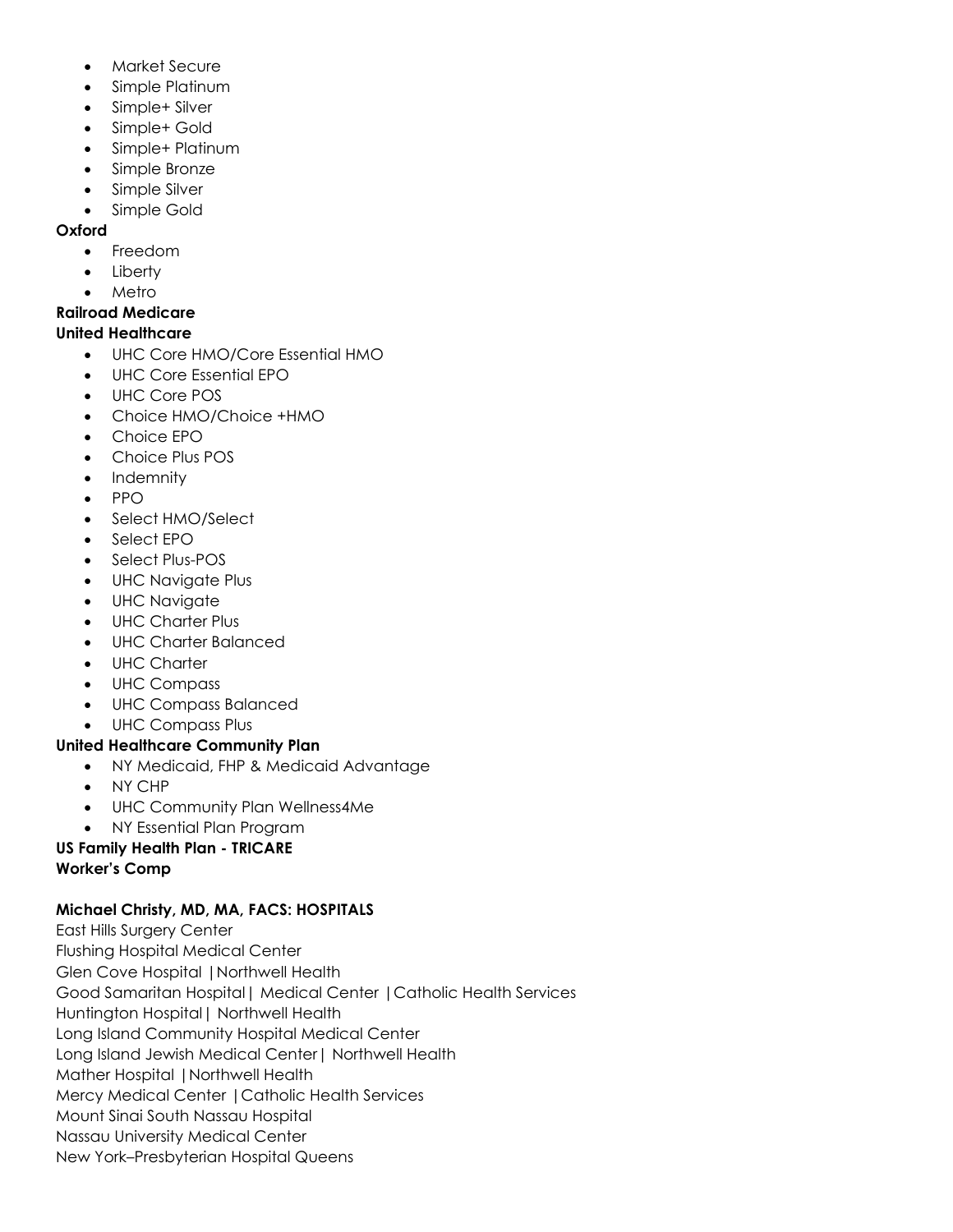- Market Secure
- Simple Platinum
- Simple+ Silver
- Simple+ Gold
- Simple+ Platinum
- Simple Bronze
- Simple Silver
- Simple Gold

**Oxford**

- Freedom
- Liberty
- Metro

**Railroad Medicare**

**United Healthcare**

- UHC Core HMO/Core Essential HMO
- UHC Core Essential EPO
- UHC Core POS
- Choice HMO/Choice +HMO
- Choice EPO
- Choice Plus POS
- Indemnity
- PPO
- Select HMO/Select
- Select EPO
- Select Plus-POS
- UHC Navigate Plus
- UHC Navigate
- UHC Charter Plus
- UHC Charter Balanced
- UHC Charter
- UHC Compass
- UHC Compass Balanced
- UHC Compass Plus

**United Healthcare Community Plan**

- NY Medicaid, FHP & Medicaid Advantage
- NY CHP
- UHC Community Plan Wellness4Me
- NY Essential Plan Program

**US Family Health Plan - TRICARE**

**Worker's Comp**

**Michael Christy, MD, MA, FACS: HOSPITALS**

East Hills Surgery Center
Flushing Hospital Medical Center
Glen Cove Hospital |Northwell Health
Good Samaritan Hospital| Medical Center |Catholic Health Services
Huntington Hospital| Northwell Health
Long Island Community Hospital Medical Center
Long Island Jewish Medical Center| Northwell Health
Mather Hospital |Northwell Health
Mercy Medical Center |Catholic Health Services
Mount Sinai South Nassau Hospital
Nassau University Medical Center
New York–Presbyterian Hospital Queens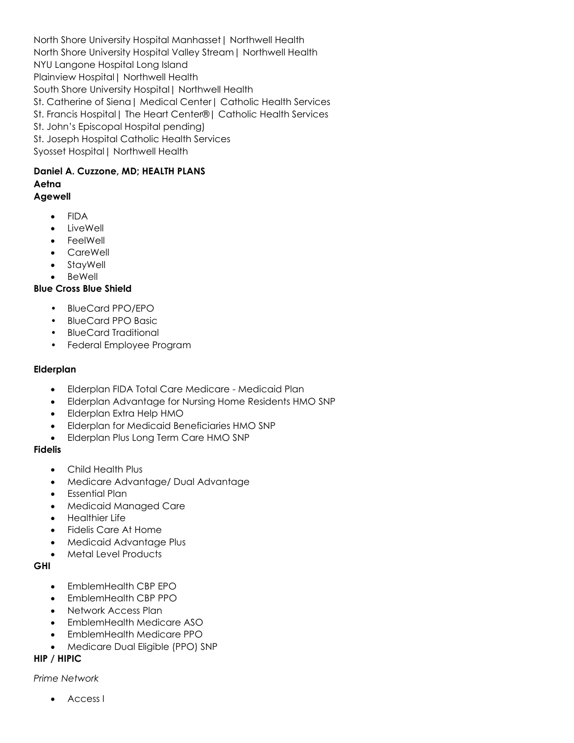North Shore University Hospital Manhasset| Northwell Health
North Shore University Hospital Valley Stream| Northwell Health
NYU Langone Hospital Long Island
Plainview Hospital| Northwell Health
South Shore University Hospital| Northwell Health
St. Catherine of Siena| Medical Center| Catholic Health Services
St. Francis Hospital| The Heart Center®| Catholic Health Services
St. John's Episcopal Hospital pending)
St. Joseph Hospital Catholic Health Services
Syosset Hospital| Northwell Health

**Daniel A. Cuzzone, MD; HEALTH PLANS**
**Aetna**
**Agewell**

- FIDA
- LiveWell
- FeelWell
- CareWell
- StayWell
- BeWell

**Blue Cross Blue Shield**

- BlueCard PPO/EPO
- BlueCard PPO Basic
- BlueCard Traditional
- Federal Employee Program

**Elderplan**

- Elderplan FIDA Total Care Medicare - Medicaid Plan
- Elderplan Advantage for Nursing Home Residents HMO SNP
- Elderplan Extra Help HMO
- Elderplan for Medicaid Beneficiaries HMO SNP
- Elderplan Plus Long Term Care HMO SNP

**Fidelis**

- Child Health Plus
- Medicare Advantage/ Dual Advantage
- Essential Plan
- Medicaid Managed Care
- Healthier Life
- Fidelis Care At Home
- Medicaid Advantage Plus
- Metal Level Products

**GHI**

- EmblemHealth CBP EPO
- EmblemHealth CBP PPO
- Network Access Plan
- EmblemHealth Medicare ASO
- EmblemHealth Medicare PPO
- Medicare Dual Eligible (PPO) SNP

**HIP / HIPIC**

*Prime Network*

- Access I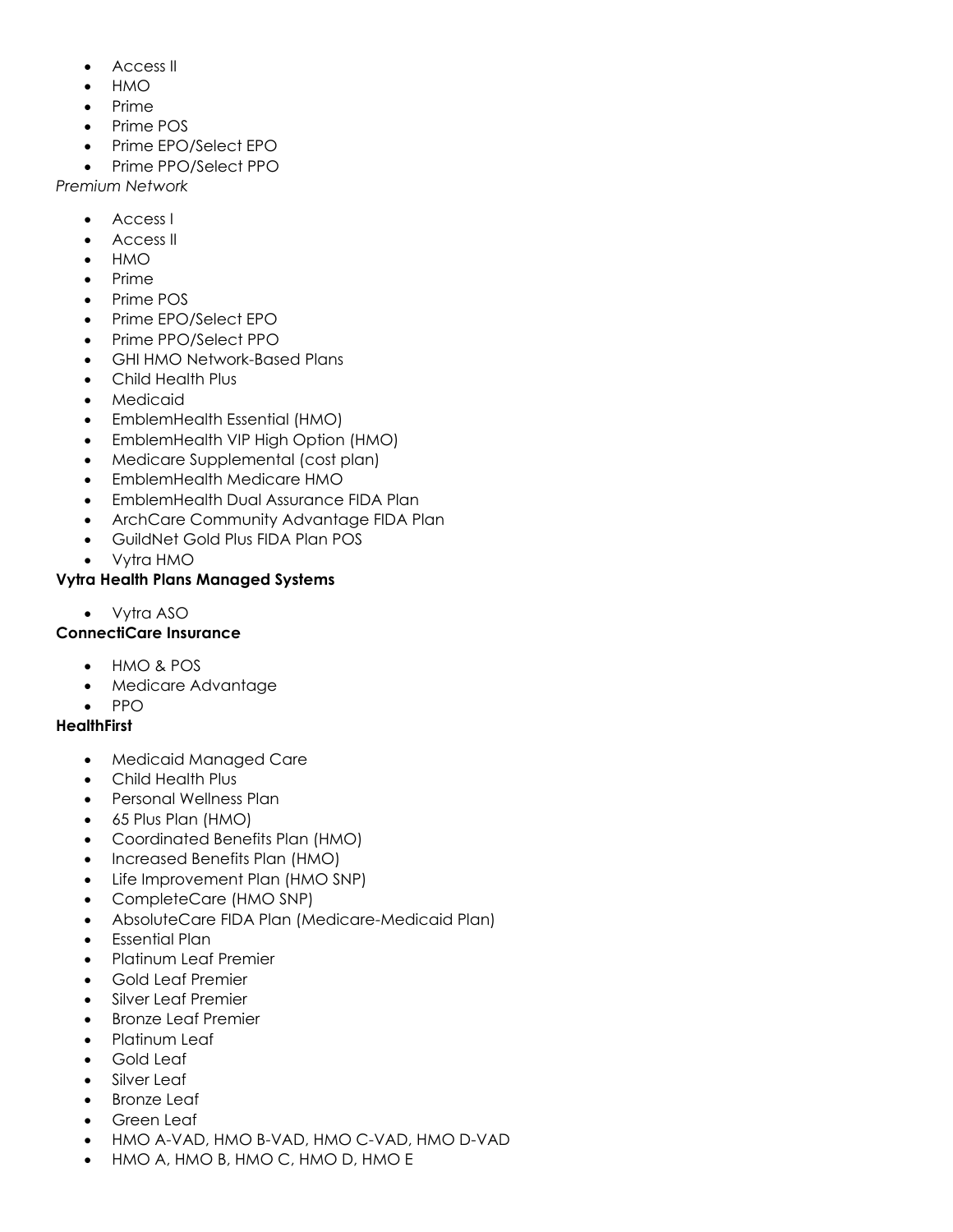- Access II
- HMO
- Prime
- Prime POS
- Prime EPO/Select EPO
- Prime PPO/Select PPO

*Premium Network*

- Access I
- Access II
- HMO
- Prime
- Prime POS
- Prime EPO/Select EPO
- Prime PPO/Select PPO
- GHI HMO Network-Based Plans
- Child Health Plus
- Medicaid
- EmblemHealth Essential (HMO)
- EmblemHealth VIP High Option (HMO)
- Medicare Supplemental (cost plan)
- EmblemHealth Medicare HMO
- EmblemHealth Dual Assurance FIDA Plan
- ArchCare Community Advantage FIDA Plan
- GuildNet Gold Plus FIDA Plan POS
- Vytra HMO

**Vytra Health Plans Managed Systems**

- Vytra ASO

**ConnectiCare Insurance**

- HMO & POS
- Medicare Advantage
- PPO

**HealthFirst**

- Medicaid Managed Care
- Child Health Plus
- Personal Wellness Plan
- 65 Plus Plan (HMO)
- Coordinated Benefits Plan (HMO)
- Increased Benefits Plan (HMO)
- Life Improvement Plan (HMO SNP)
- CompleteCare (HMO SNP)
- AbsoluteCare FIDA Plan (Medicare-Medicaid Plan)
- Essential Plan
- Platinum Leaf Premier
- Gold Leaf Premier
- Silver Leaf Premier
- Bronze Leaf Premier
- Platinum Leaf
- Gold Leaf
- Silver Leaf
- Bronze Leaf
- Green Leaf
- HMO A-VAD, HMO B-VAD, HMO C-VAD, HMO D-VAD
- HMO A, HMO B, HMO C, HMO D, HMO E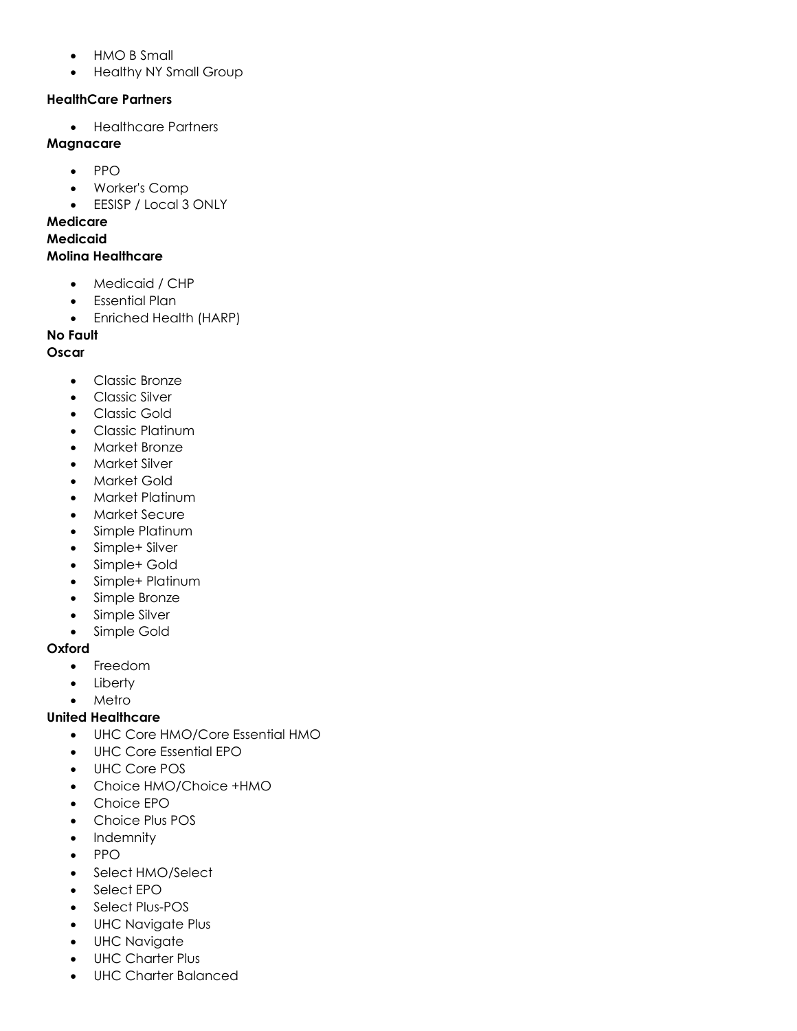- HMO B Small
- Healthy NY Small Group

**HealthCare Partners**

- Healthcare Partners

**Magnacare**

- PPO
- Worker's Comp
- EESISP / Local 3 ONLY

**Medicare**

**Medicaid**

**Molina Healthcare**

- Medicaid / CHP
- Essential Plan
- Enriched Health (HARP)

**No Fault**

**Oscar**

- Classic Bronze
- Classic Silver
- Classic Gold
- Classic Platinum
- Market Bronze
- Market Silver
- Market Gold
- Market Platinum
- Market Secure
- Simple Platinum
- Simple+ Silver
- Simple+ Gold
- Simple+ Platinum
- Simple Bronze
- Simple Silver
- Simple Gold

**Oxford**

- Freedom
- Liberty
- Metro

**United Healthcare**

- UHC Core HMO/Core Essential HMO
- UHC Core Essential EPO
- UHC Core POS
- Choice HMO/Choice +HMO
- Choice EPO
- Choice Plus POS
- Indemnity
- PPO
- Select HMO/Select
- Select EPO
- Select Plus-POS
- UHC Navigate Plus
- UHC Navigate
- UHC Charter Plus
- UHC Charter Balanced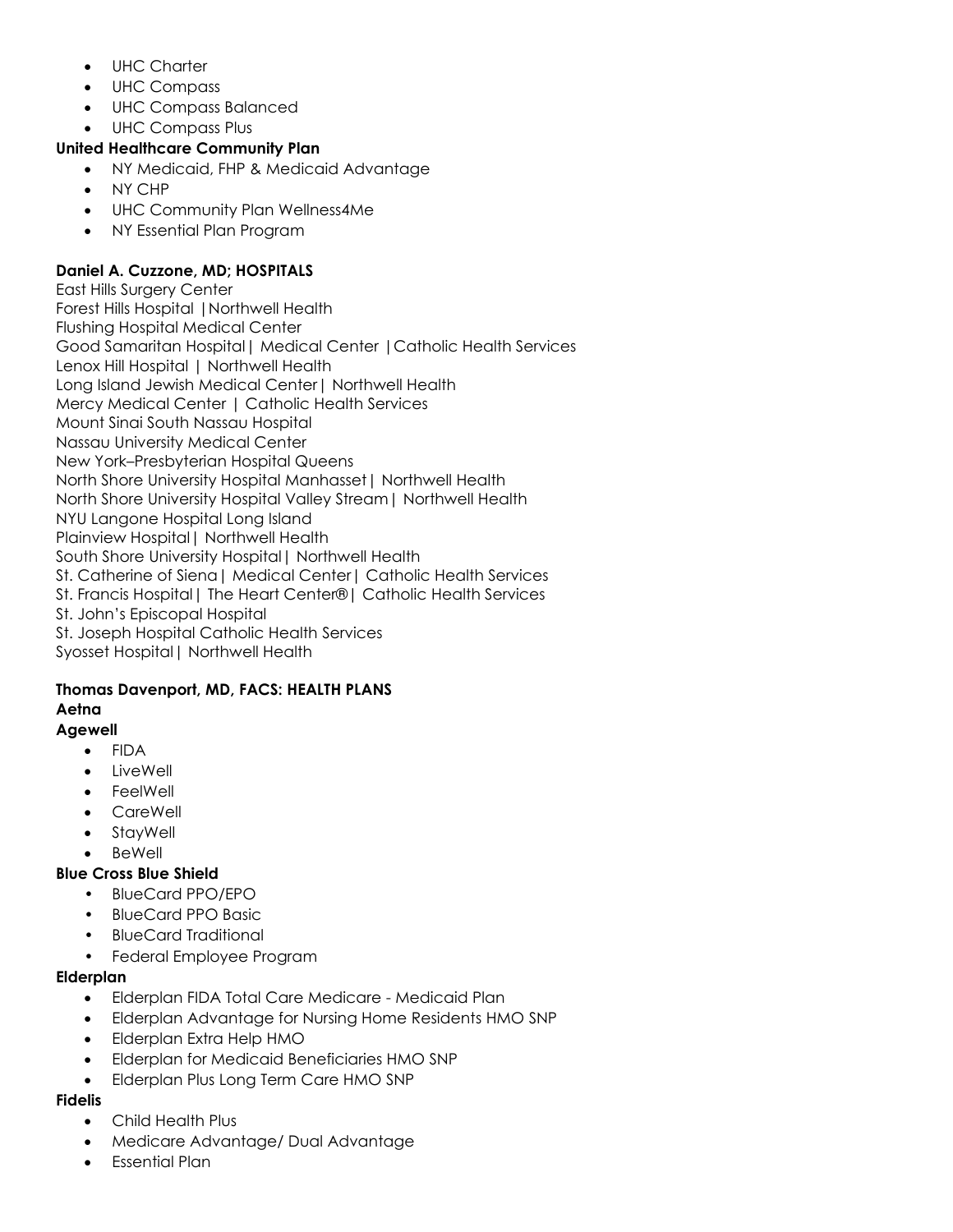- UHC Charter
- UHC Compass
- UHC Compass Balanced
- UHC Compass Plus

**United Healthcare Community Plan**

- NY Medicaid, FHP & Medicaid Advantage
- NY CHP
- UHC Community Plan Wellness4Me
- NY Essential Plan Program

**Daniel A. Cuzzone, MD; HOSPITALS**

East Hills Surgery Center
Forest Hills Hospital |Northwell Health
Flushing Hospital Medical Center
Good Samaritan Hospital| Medical Center |Catholic Health Services
Lenox Hill Hospital | Northwell Health
Long Island Jewish Medical Center| Northwell Health
Mercy Medical Center | Catholic Health Services
Mount Sinai South Nassau Hospital
Nassau University Medical Center
New York–Presbyterian Hospital Queens
North Shore University Hospital Manhasset| Northwell Health
North Shore University Hospital Valley Stream| Northwell Health
NYU Langone Hospital Long Island
Plainview Hospital| Northwell Health
South Shore University Hospital| Northwell Health
St. Catherine of Siena| Medical Center| Catholic Health Services
St. Francis Hospital| The Heart Center®| Catholic Health Services
St. John's Episcopal Hospital
St. Joseph Hospital Catholic Health Services
Syosset Hospital| Northwell Health

**Thomas Davenport, MD, FACS: HEALTH PLANS**

**Aetna**

**Agewell**

- FIDA
- LiveWell
- FeelWell
- CareWell
- StayWell
- BeWell

**Blue Cross Blue Shield**

- BlueCard PPO/EPO
- BlueCard PPO Basic
- BlueCard Traditional
- Federal Employee Program

**Elderplan**

- Elderplan FIDA Total Care Medicare - Medicaid Plan
- Elderplan Advantage for Nursing Home Residents HMO SNP
- Elderplan Extra Help HMO
- Elderplan for Medicaid Beneficiaries HMO SNP
- Elderplan Plus Long Term Care HMO SNP

**Fidelis**

- Child Health Plus
- Medicare Advantage/ Dual Advantage
- Essential Plan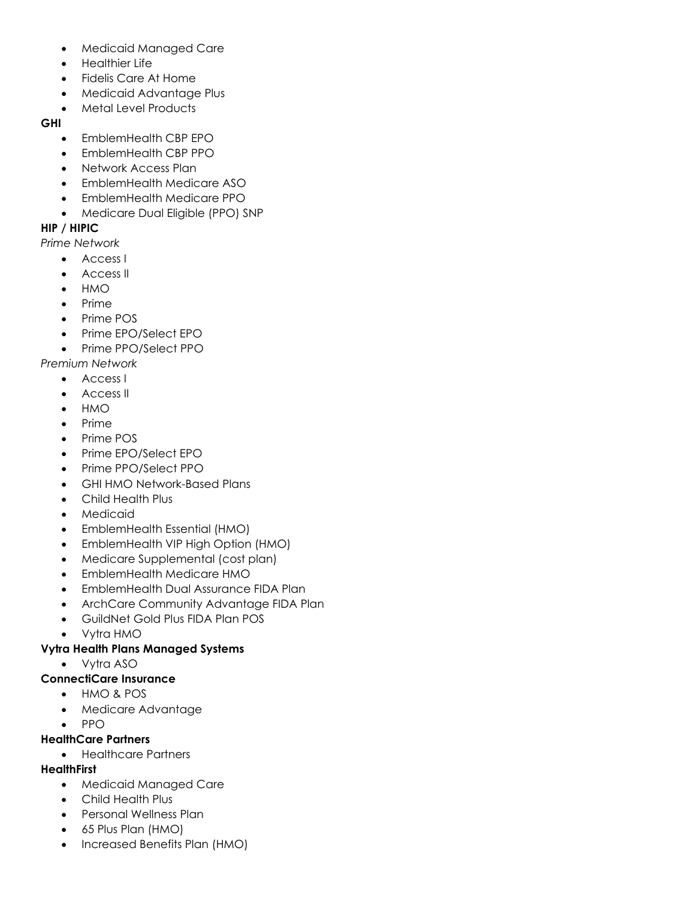- Medicaid Managed Care
- Healthier Life
- Fidelis Care At Home
- Medicaid Advantage Plus
- Metal Level Products

**GHI**

- EmblemHealth CBP EPO
- EmblemHealth CBP PPO
- Network Access Plan
- EmblemHealth Medicare ASO
- EmblemHealth Medicare PPO
- Medicare Dual Eligible (PPO) SNP

**HIP / HIPIC**

*Prime Network*

- Access I
- Access II
- HMO
- Prime
- Prime POS
- Prime EPO/Select EPO
- Prime PPO/Select PPO

*Premium Network*

- Access I
- Access II
- HMO
- Prime
- Prime POS
- Prime EPO/Select EPO
- Prime PPO/Select PPO
- GHI HMO Network-Based Plans
- Child Health Plus
- Medicaid
- EmblemHealth Essential (HMO)
- EmblemHealth VIP High Option (HMO)
- Medicare Supplemental (cost plan)
- EmblemHealth Medicare HMO
- EmblemHealth Dual Assurance FIDA Plan
- ArchCare Community Advantage FIDA Plan
- GuildNet Gold Plus FIDA Plan POS
- Vytra HMO

**Vytra Health Plans Managed Systems**

- Vytra ASO

**ConnectiCare Insurance**

- HMO & POS
- Medicare Advantage
- PPO

**HealthCare Partners**

- Healthcare Partners

**HealthFirst**

- Medicaid Managed Care
- Child Health Plus
- Personal Wellness Plan
- 65 Plus Plan (HMO)
- Increased Benefits Plan (HMO)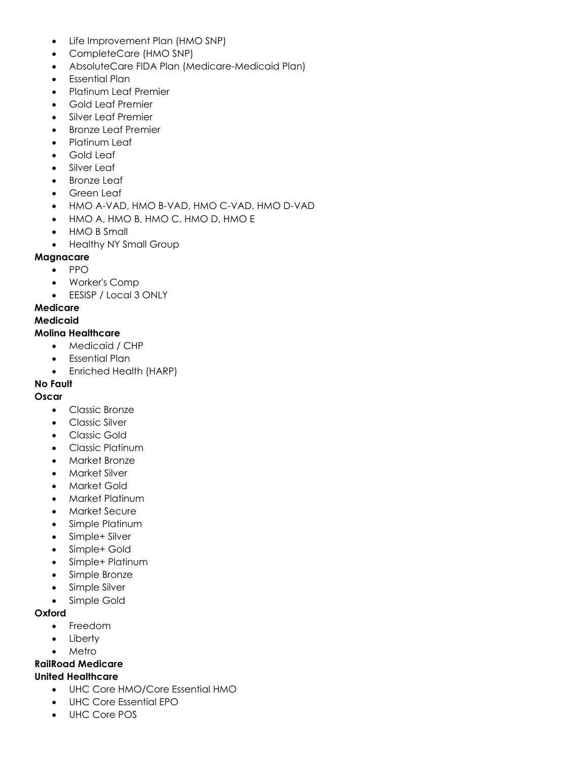- Life Improvement Plan (HMO SNP)
- CompleteCare (HMO SNP)
- AbsoluteCare FIDA Plan (Medicare-Medicaid Plan)
- Essential Plan
- Platinum Leaf Premier
- Gold Leaf Premier
- Silver Leaf Premier
- Bronze Leaf Premier
- Platinum Leaf
- Gold Leaf
- Silver Leaf
- Bronze Leaf
- Green Leaf
- HMO A-VAD, HMO B-VAD, HMO C-VAD, HMO D-VAD
- HMO A, HMO B, HMO C, HMO D, HMO E
- HMO B Small
- Healthy NY Small Group

**Magnacare**

- PPO
- Worker's Comp
- EESISP / Local 3 ONLY

**Medicare**

**Medicaid**

**Molina Healthcare**

- Medicaid / CHP
- Essential Plan
- Enriched Health (HARP)

**No Fault**

**Oscar**

- Classic Bronze
- Classic Silver
- Classic Gold
- Classic Platinum
- Market Bronze
- Market Silver
- Market Gold
- Market Platinum
- Market Secure
- Simple Platinum
- Simple+ Silver
- Simple+ Gold
- Simple+ Platinum
- Simple Bronze
- Simple Silver
- Simple Gold

**Oxford**

- Freedom
- Liberty
- Metro

**RailRoad Medicare**

**United Healthcare**

- UHC Core HMO/Core Essential HMO
- UHC Core Essential EPO
- UHC Core POS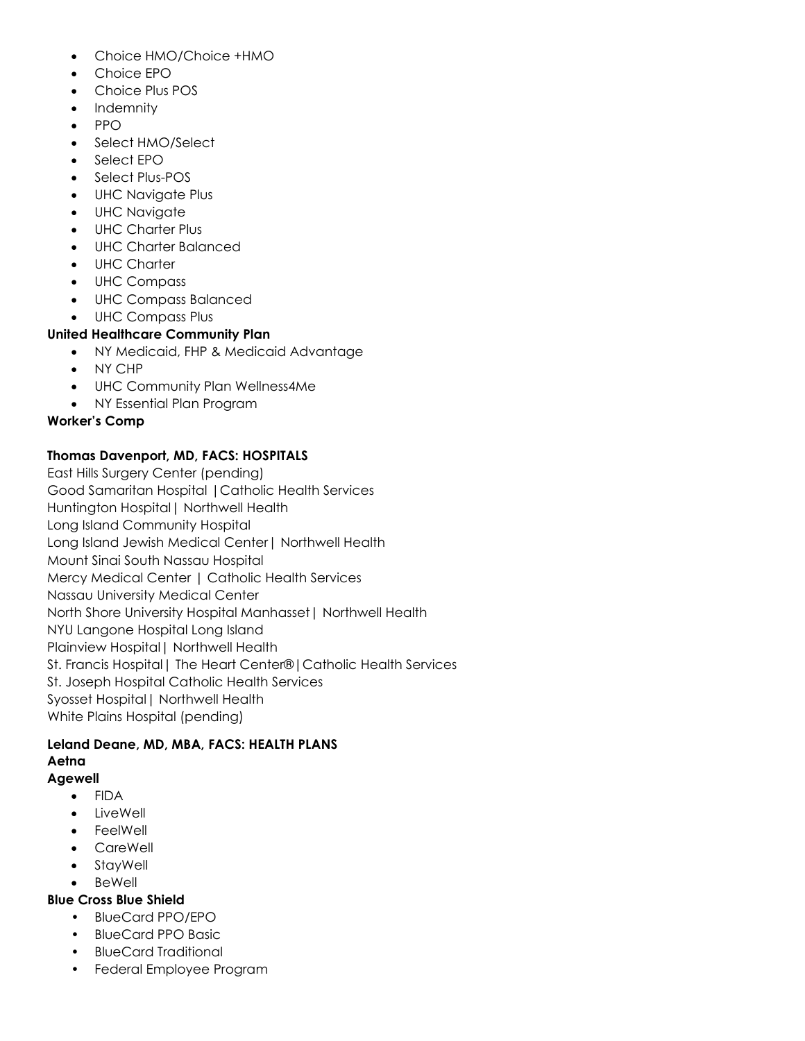- Choice HMO/Choice +HMO
- Choice EPO
- Choice Plus POS
- Indemnity
- PPO
- Select HMO/Select
- Select EPO
- Select Plus-POS
- UHC Navigate Plus
- UHC Navigate
- UHC Charter Plus
- UHC Charter Balanced
- UHC Charter
- UHC Compass
- UHC Compass Balanced
- UHC Compass Plus

**United Healthcare Community Plan**

- NY Medicaid, FHP & Medicaid Advantage
- NY CHP
- UHC Community Plan Wellness4Me
- NY Essential Plan Program

**Worker's Comp**

**Thomas Davenport, MD, FACS: HOSPITALS**

East Hills Surgery Center (pending)
Good Samaritan Hospital |Catholic Health Services
Huntington Hospital| Northwell Health
Long Island Community Hospital
Long Island Jewish Medical Center| Northwell Health
Mount Sinai South Nassau Hospital
Mercy Medical Center | Catholic Health Services
Nassau University Medical Center
North Shore University Hospital Manhasset| Northwell Health
NYU Langone Hospital Long Island
Plainview Hospital| Northwell Health
St. Francis Hospital| The Heart Center®|Catholic Health Services
St. Joseph Hospital Catholic Health Services
Syosset Hospital| Northwell Health
White Plains Hospital (pending)

**Leland Deane, MD, MBA, FACS: HEALTH PLANS**

**Aetna**

**Agewell**

- FIDA
- LiveWell
- FeelWell
- CareWell
- StayWell
- BeWell

**Blue Cross Blue Shield**

- BlueCard PPO/EPO
- BlueCard PPO Basic
- BlueCard Traditional
- Federal Employee Program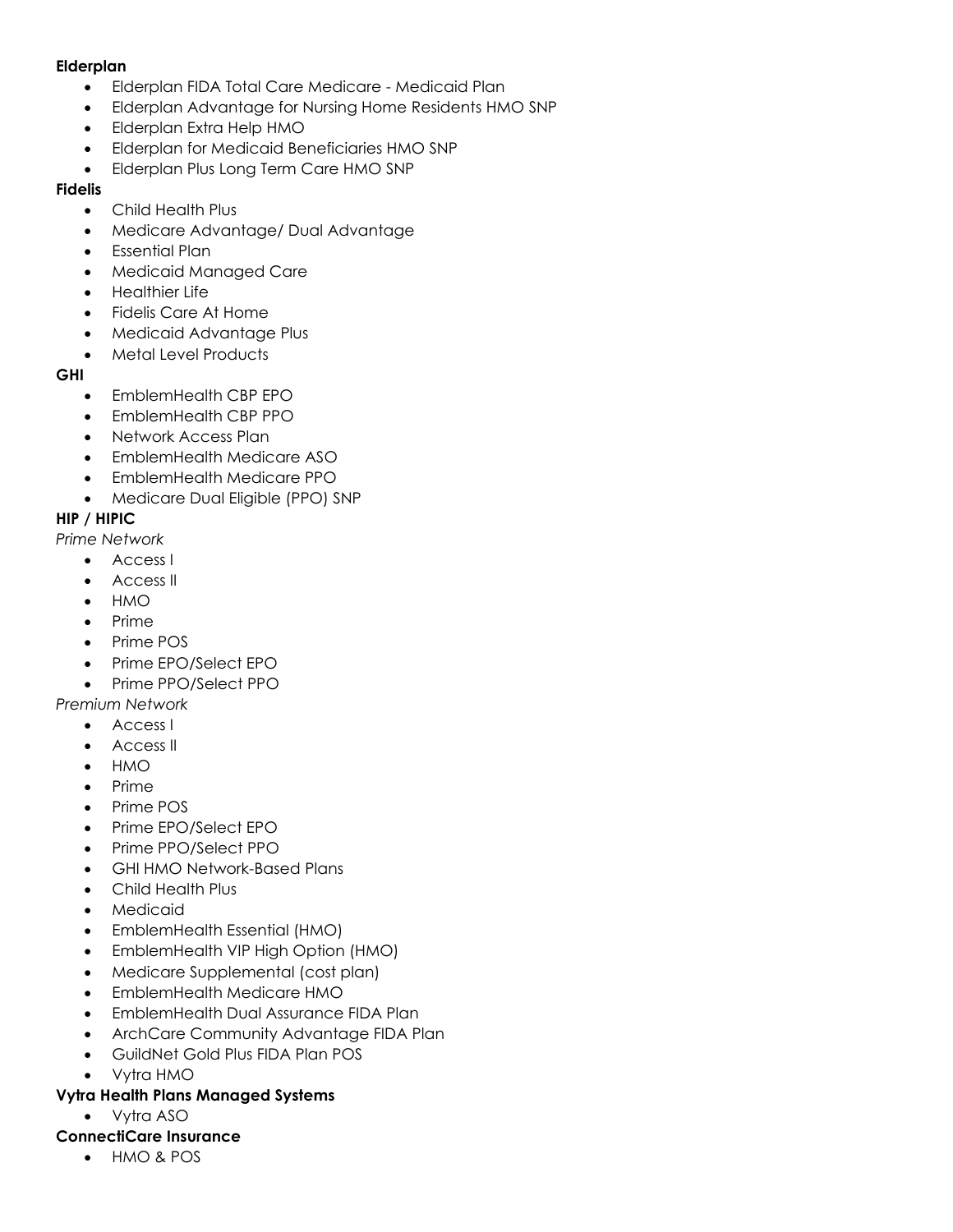**Elderplan**

- Elderplan FIDA Total Care Medicare - Medicaid Plan
- Elderplan Advantage for Nursing Home Residents HMO SNP
- Elderplan Extra Help HMO
- Elderplan for Medicaid Beneficiaries HMO SNP
- Elderplan Plus Long Term Care HMO SNP

**Fidelis**

- Child Health Plus
- Medicare Advantage/ Dual Advantage
- Essential Plan
- Medicaid Managed Care
- Healthier Life
- Fidelis Care At Home
- Medicaid Advantage Plus
- Metal Level Products

**GHI**

- EmblemHealth CBP EPO
- EmblemHealth CBP PPO
- Network Access Plan
- EmblemHealth Medicare ASO
- EmblemHealth Medicare PPO
- Medicare Dual Eligible (PPO) SNP

**HIP / HIPIC**

*Prime Network*

- Access I
- Access II
- HMO
- Prime
- Prime POS
- Prime EPO/Select EPO
- Prime PPO/Select PPO

*Premium Network*

- Access I
- Access II
- HMO
- Prime
- Prime POS
- Prime EPO/Select EPO
- Prime PPO/Select PPO
- GHI HMO Network-Based Plans
- Child Health Plus
- Medicaid
- EmblemHealth Essential (HMO)
- EmblemHealth VIP High Option (HMO)
- Medicare Supplemental (cost plan)
- EmblemHealth Medicare HMO
- EmblemHealth Dual Assurance FIDA Plan
- ArchCare Community Advantage FIDA Plan
- GuildNet Gold Plus FIDA Plan POS
- Vytra HMO

**Vytra Health Plans Managed Systems**

- Vytra ASO

**ConnectiCare Insurance**

- HMO & POS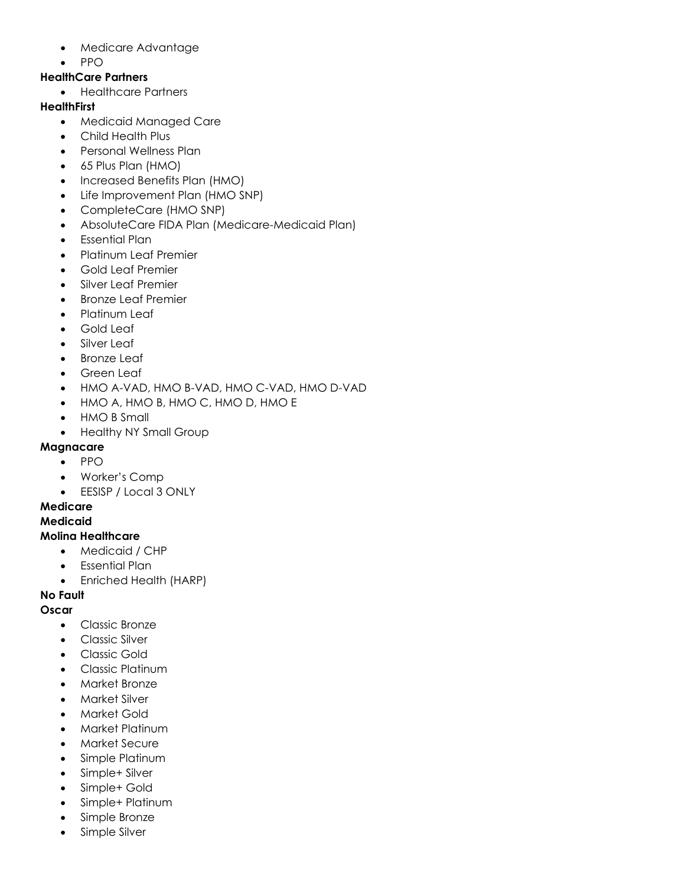- Medicare Advantage
- PPO

**HealthCare Partners**

- Healthcare Partners

**HealthFirst**

- Medicaid Managed Care
- Child Health Plus
- Personal Wellness Plan
- 65 Plus Plan (HMO)
- Increased Benefits Plan (HMO)
- Life Improvement Plan (HMO SNP)
- CompleteCare (HMO SNP)
- AbsoluteCare FIDA Plan (Medicare-Medicaid Plan)
- Essential Plan
- Platinum Leaf Premier
- Gold Leaf Premier
- Silver Leaf Premier
- Bronze Leaf Premier
- Platinum Leaf
- Gold Leaf
- Silver Leaf
- Bronze Leaf
- Green Leaf
- HMO A-VAD, HMO B-VAD, HMO C-VAD, HMO D-VAD
- HMO A, HMO B, HMO C, HMO D, HMO E
- HMO B Small
- Healthy NY Small Group

**Magnacare**

- PPO
- Worker's Comp
- EESISP / Local 3 ONLY

**Medicare**

**Medicaid**

**Molina Healthcare**

- Medicaid / CHP
- Essential Plan
- Enriched Health (HARP)

**No Fault**

**Oscar**

- Classic Bronze
- Classic Silver
- Classic Gold
- Classic Platinum
- Market Bronze
- Market Silver
- Market Gold
- Market Platinum
- Market Secure
- Simple Platinum
- Simple+ Silver
- Simple+ Gold
- Simple+ Platinum
- Simple Bronze
- Simple Silver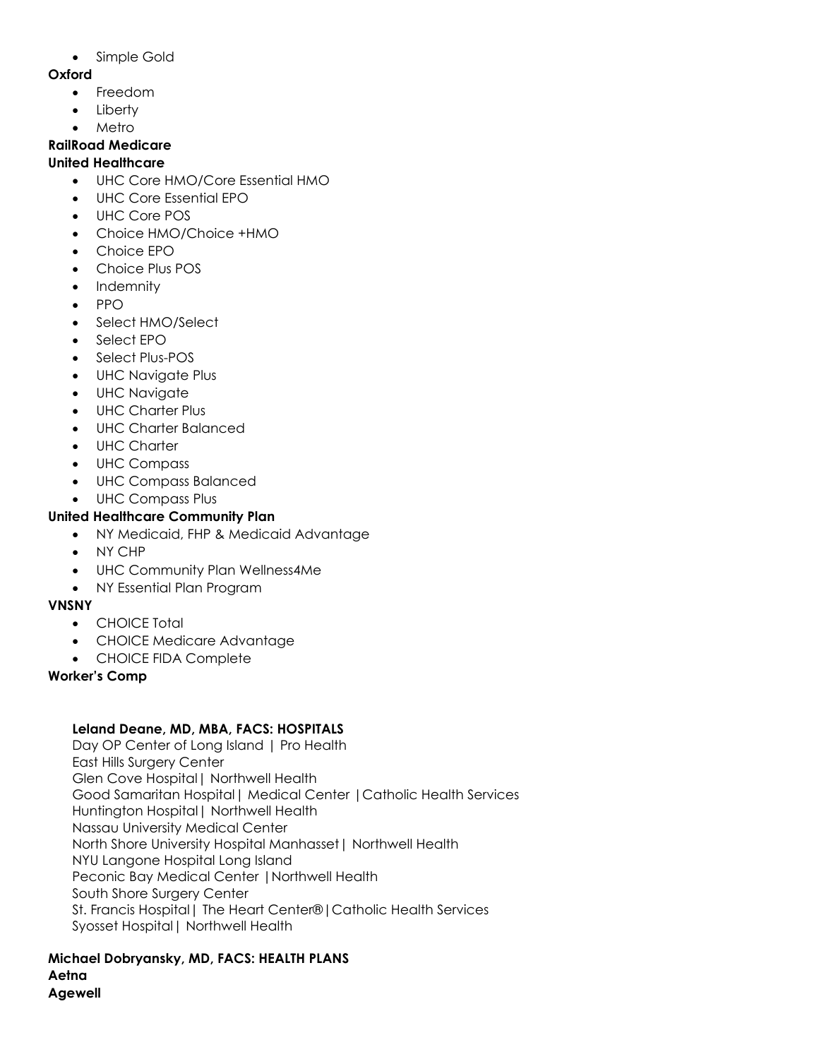- Simple Gold

**Oxford**

- Freedom
- Liberty
- Metro

**RailRoad Medicare**

**United Healthcare**

- UHC Core HMO/Core Essential HMO
- UHC Core Essential EPO
- UHC Core POS
- Choice HMO/Choice +HMO
- Choice EPO
- Choice Plus POS
- Indemnity
- PPO
- Select HMO/Select
- Select EPO
- Select Plus-POS
- UHC Navigate Plus
- UHC Navigate
- UHC Charter Plus
- UHC Charter Balanced
- UHC Charter
- UHC Compass
- UHC Compass Balanced
- UHC Compass Plus

**United Healthcare Community Plan**

- NY Medicaid, FHP & Medicaid Advantage
- NY CHP
- UHC Community Plan Wellness4Me
- NY Essential Plan Program

**VNSNY**

- CHOICE Total
- CHOICE Medicare Advantage
- CHOICE FIDA Complete

**Worker's Comp**

**Leland Deane, MD, MBA, FACS: HOSPITALS**

Day OP Center of Long Island | Pro Health
East Hills Surgery Center
Glen Cove Hospital| Northwell Health
Good Samaritan Hospital| Medical Center |Catholic Health Services
Huntington Hospital| Northwell Health
Nassau University Medical Center
North Shore University Hospital Manhasset| Northwell Health
NYU Langone Hospital Long Island
Peconic Bay Medical Center |Northwell Health
South Shore Surgery Center
St. Francis Hospital| The Heart Center®|Catholic Health Services
Syosset Hospital| Northwell Health

**Michael Dobryansky, MD, FACS: HEALTH PLANS**

**Aetna**

**Agewell**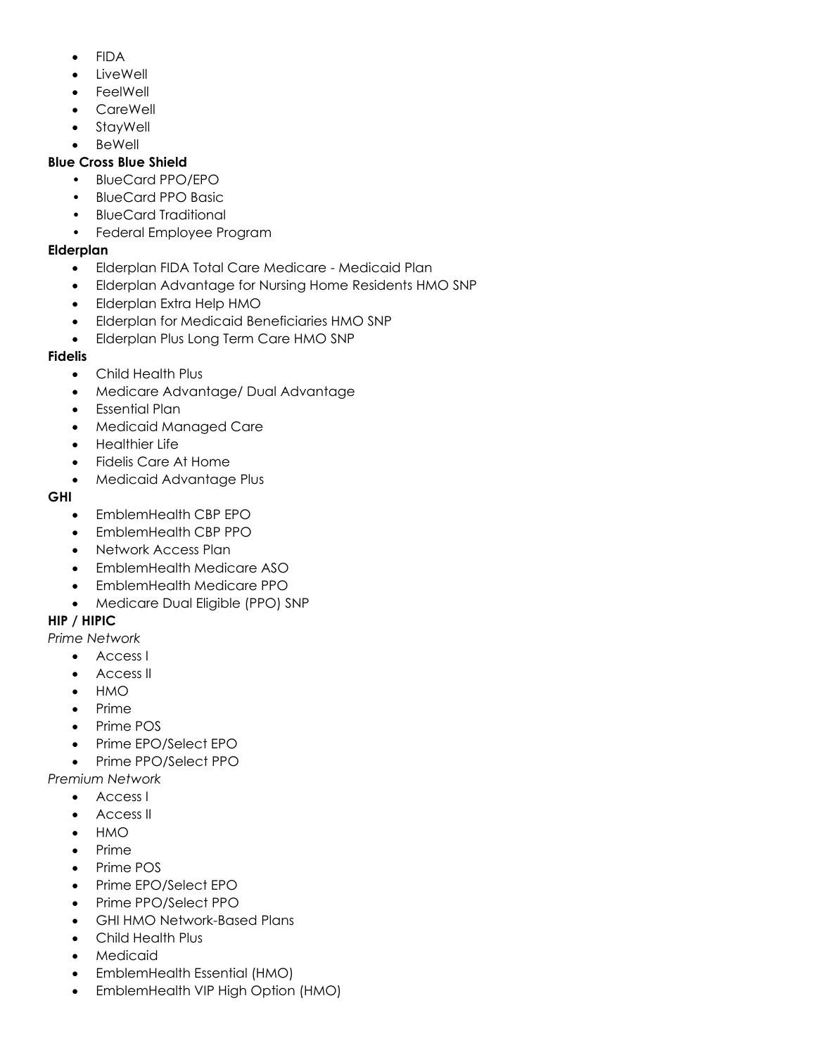- FIDA
- LiveWell
- FeelWell
- CareWell
- StayWell
- BeWell

**Blue Cross Blue Shield**

- BlueCard PPO/EPO
- BlueCard PPO Basic
- BlueCard Traditional
- Federal Employee Program

**Elderplan**

- Elderplan FIDA Total Care Medicare - Medicaid Plan
- Elderplan Advantage for Nursing Home Residents HMO SNP
- Elderplan Extra Help HMO
- Elderplan for Medicaid Beneficiaries HMO SNP
- Elderplan Plus Long Term Care HMO SNP

**Fidelis**

- Child Health Plus
- Medicare Advantage/ Dual Advantage
- Essential Plan
- Medicaid Managed Care
- Healthier Life
- Fidelis Care At Home
- Medicaid Advantage Plus

**GHI**

- EmblemHealth CBP EPO
- EmblemHealth CBP PPO
- Network Access Plan
- EmblemHealth Medicare ASO
- EmblemHealth Medicare PPO
- Medicare Dual Eligible (PPO) SNP

**HIP / HIPIC**

*Prime Network*

- Access I
- Access II
- HMO
- Prime
- Prime POS
- Prime EPO/Select EPO
- Prime PPO/Select PPO

*Premium Network*

- Access I
- Access II
- HMO
- Prime
- Prime POS
- Prime EPO/Select EPO
- Prime PPO/Select PPO
- GHI HMO Network-Based Plans
- Child Health Plus
- Medicaid
- EmblemHealth Essential (HMO)
- EmblemHealth VIP High Option (HMO)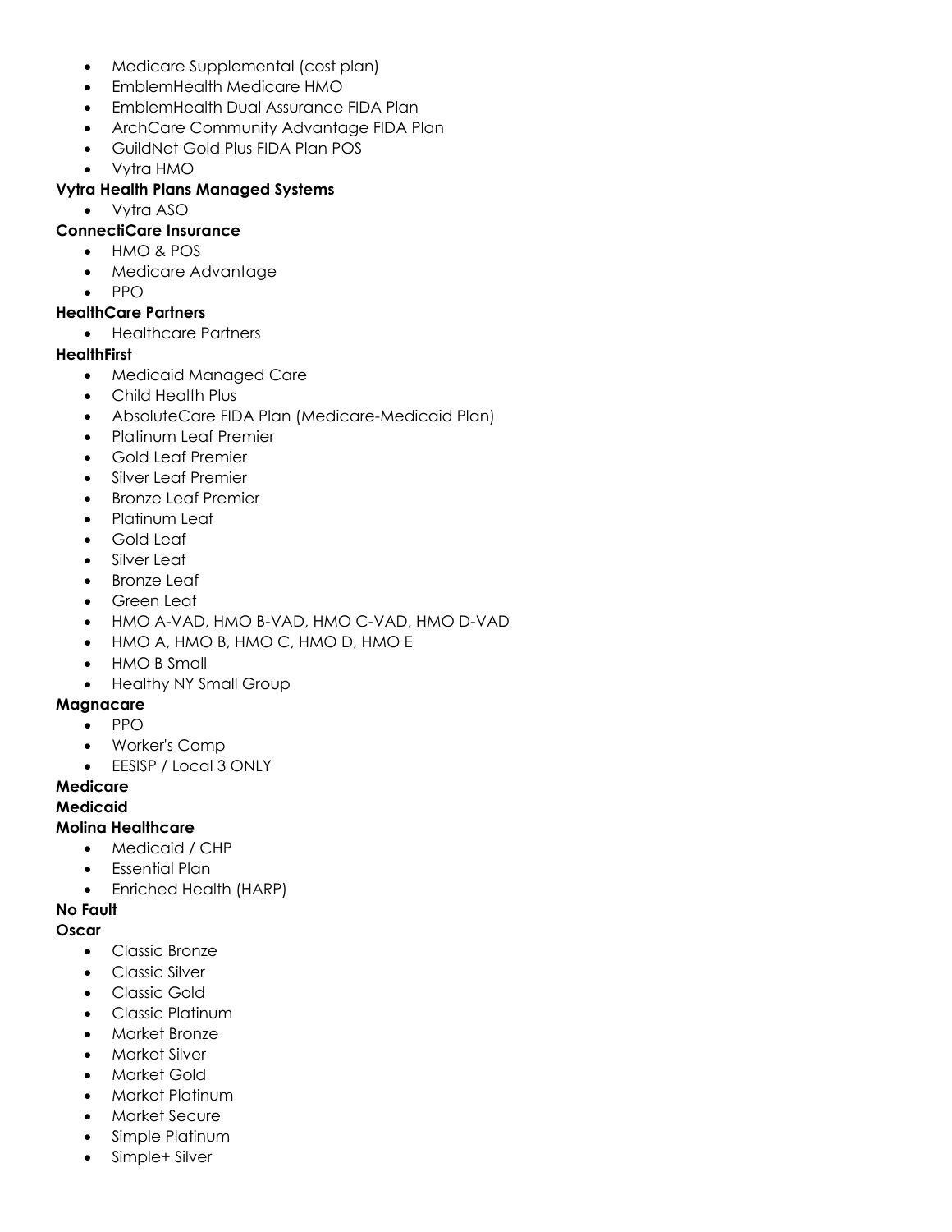- Medicare Supplemental (cost plan)
- EmblemHealth Medicare HMO
- EmblemHealth Dual Assurance FIDA Plan
- ArchCare Community Advantage FIDA Plan
- GuildNet Gold Plus FIDA Plan POS
- Vytra HMO

**Vytra Health Plans Managed Systems**

- Vytra ASO

**ConnectiCare Insurance**

- HMO & POS
- Medicare Advantage
- PPO

**HealthCare Partners**

- Healthcare Partners

**HealthFirst**

- Medicaid Managed Care
- Child Health Plus
- AbsoluteCare FIDA Plan (Medicare-Medicaid Plan)
- Platinum Leaf Premier
- Gold Leaf Premier
- Silver Leaf Premier
- Bronze Leaf Premier
- Platinum Leaf
- Gold Leaf
- Silver Leaf
- Bronze Leaf
- Green Leaf
- HMO A-VAD, HMO B-VAD, HMO C-VAD, HMO D-VAD
- HMO A, HMO B, HMO C, HMO D, HMO E
- HMO B Small
- Healthy NY Small Group

**Magnacare**

- PPO
- Worker's Comp
- EESISP / Local 3 ONLY

**Medicare**

**Medicaid**

**Molina Healthcare**

- Medicaid / CHP
- Essential Plan
- Enriched Health (HARP)

**No Fault**

**Oscar**

- Classic Bronze
- Classic Silver
- Classic Gold
- Classic Platinum
- Market Bronze
- Market Silver
- Market Gold
- Market Platinum
- Market Secure
- Simple Platinum
- Simple+ Silver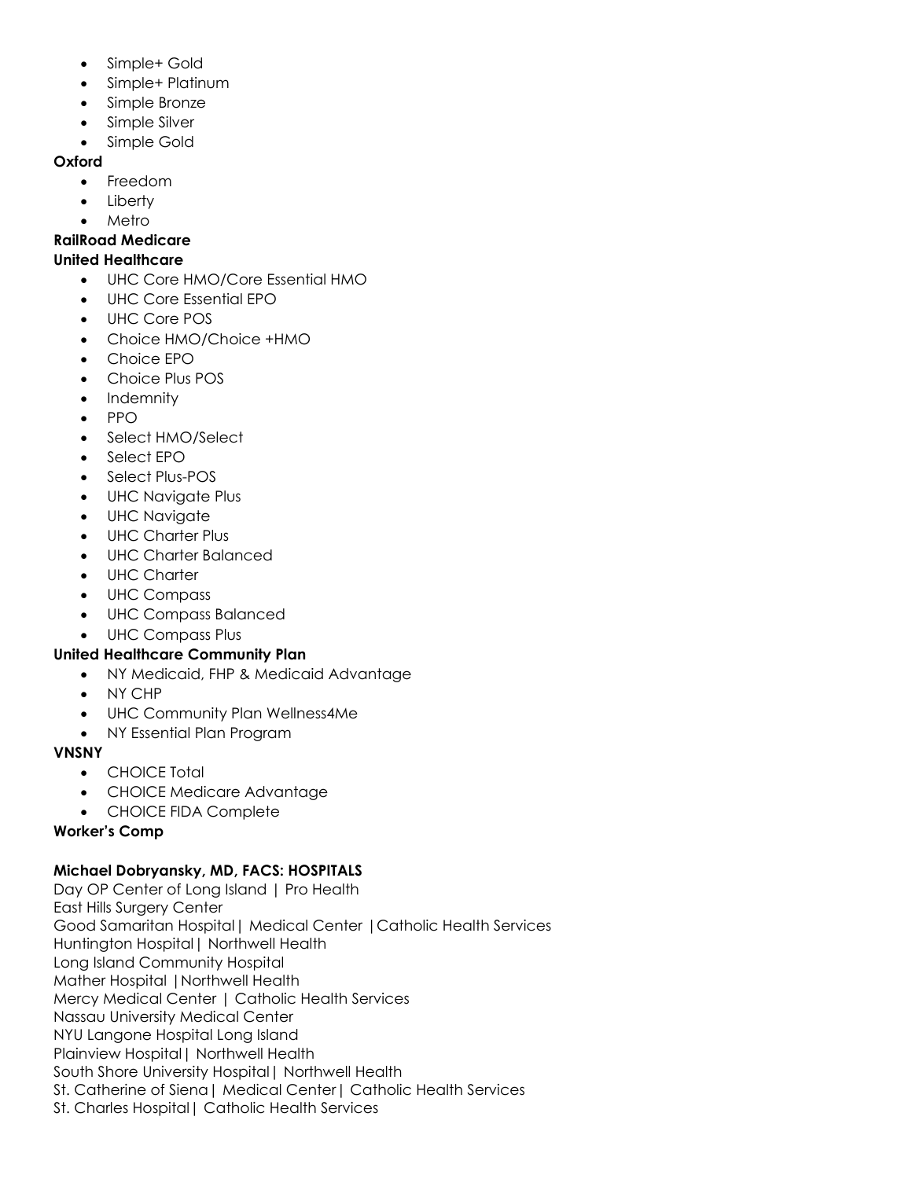- Simple+ Gold
- Simple+ Platinum
- Simple Bronze
- Simple Silver
- Simple Gold

**Oxford**

- Freedom
- Liberty
- Metro

**RailRoad Medicare**

**United Healthcare**

- UHC Core HMO/Core Essential HMO
- UHC Core Essential EPO
- UHC Core POS
- Choice HMO/Choice +HMO
- Choice EPO
- Choice Plus POS
- Indemnity
- PPO
- Select HMO/Select
- Select EPO
- Select Plus-POS
- UHC Navigate Plus
- UHC Navigate
- UHC Charter Plus
- UHC Charter Balanced
- UHC Charter
- UHC Compass
- UHC Compass Balanced
- UHC Compass Plus

**United Healthcare Community Plan**

- NY Medicaid, FHP & Medicaid Advantage
- NY CHP
- UHC Community Plan Wellness4Me
- NY Essential Plan Program

**VNSNY**

- CHOICE Total
- CHOICE Medicare Advantage
- CHOICE FIDA Complete

**Worker's Comp**

**Michael Dobryansky, MD, FACS: HOSPITALS**

Day OP Center of Long Island | Pro Health
East Hills Surgery Center
Good Samaritan Hospital | Medical Center | Catholic Health Services
Huntington Hospital | Northwell Health
Long Island Community Hospital
Mather Hospital | Northwell Health
Mercy Medical Center | Catholic Health Services
Nassau University Medical Center
NYU Langone Hospital Long Island
Plainview Hospital | Northwell Health
South Shore University Hospital | Northwell Health
St. Catherine of Siena | Medical Center | Catholic Health Services
St. Charles Hospital | Catholic Health Services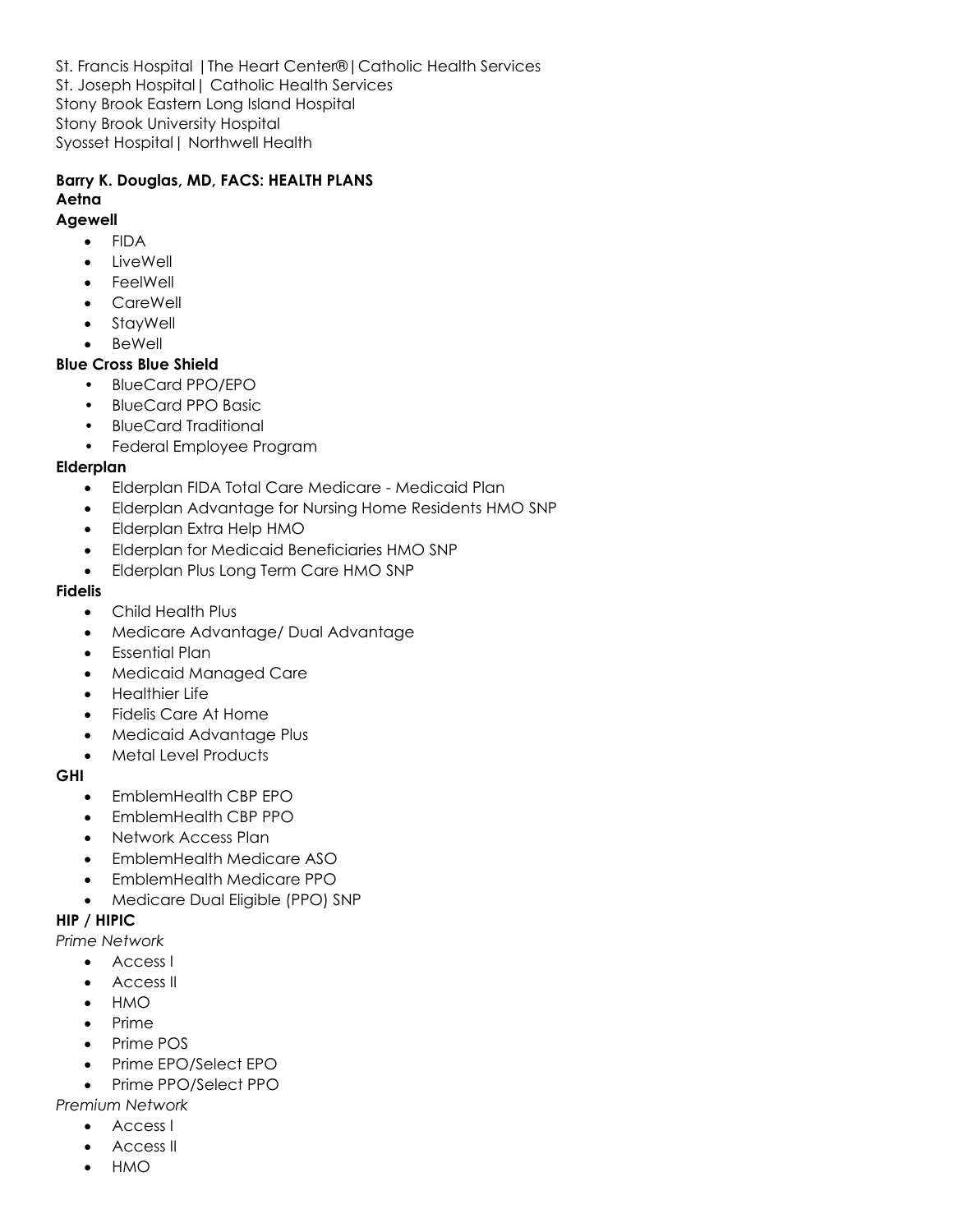St. Francis Hospital |The Heart Center®|Catholic Health Services
St. Joseph Hospital| Catholic Health Services
Stony Brook Eastern Long Island Hospital
Stony Brook University Hospital
Syosset Hospital| Northwell Health

**Barry K. Douglas, MD, FACS: HEALTH PLANS**

**Aetna**

**Agewell**

- FIDA
- LiveWell
- FeelWell
- CareWell
- StayWell
- BeWell

**Blue Cross Blue Shield**

- BlueCard PPO/EPO
- BlueCard PPO Basic
- BlueCard Traditional
- Federal Employee Program

**Elderplan**

- Elderplan FIDA Total Care Medicare - Medicaid Plan
- Elderplan Advantage for Nursing Home Residents HMO SNP
- Elderplan Extra Help HMO
- Elderplan for Medicaid Beneficiaries HMO SNP
- Elderplan Plus Long Term Care HMO SNP

**Fidelis**

- Child Health Plus
- Medicare Advantage/ Dual Advantage
- Essential Plan
- Medicaid Managed Care
- Healthier Life
- Fidelis Care At Home
- Medicaid Advantage Plus
- Metal Level Products

**GHI**

- EmblemHealth CBP EPO
- EmblemHealth CBP PPO
- Network Access Plan
- EmblemHealth Medicare ASO
- EmblemHealth Medicare PPO
- Medicare Dual Eligible (PPO) SNP

**HIP / HIPIC**

*Prime Network*

- Access I
- Access II
- HMO
- Prime
- Prime POS
- Prime EPO/Select EPO
- Prime PPO/Select PPO

*Premium Network*

- Access I
- Access II
- HMO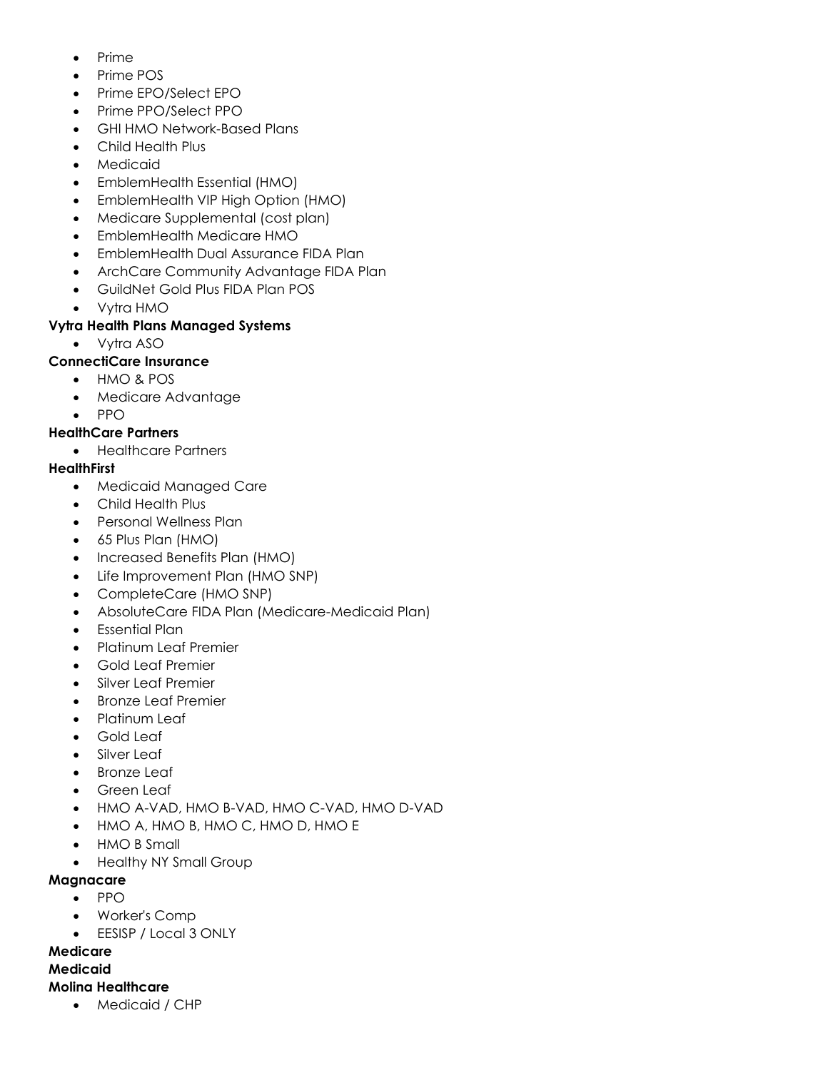- Prime
- Prime POS
- Prime EPO/Select EPO
- Prime PPO/Select PPO
- GHI HMO Network-Based Plans
- Child Health Plus
- Medicaid
- EmblemHealth Essential (HMO)
- EmblemHealth VIP High Option (HMO)
- Medicare Supplemental (cost plan)
- EmblemHealth Medicare HMO
- EmblemHealth Dual Assurance FIDA Plan
- ArchCare Community Advantage FIDA Plan
- GuildNet Gold Plus FIDA Plan POS
- Vytra HMO

**Vytra Health Plans Managed Systems**

- Vytra ASO

**ConnectiCare Insurance**

- HMO & POS
- Medicare Advantage
- PPO

**HealthCare Partners**

- Healthcare Partners

**HealthFirst**

- Medicaid Managed Care
- Child Health Plus
- Personal Wellness Plan
- 65 Plus Plan (HMO)
- Increased Benefits Plan (HMO)
- Life Improvement Plan (HMO SNP)
- CompleteCare (HMO SNP)
- AbsoluteCare FIDA Plan (Medicare-Medicaid Plan)
- Essential Plan
- Platinum Leaf Premier
- Gold Leaf Premier
- Silver Leaf Premier
- Bronze Leaf Premier
- Platinum Leaf
- Gold Leaf
- Silver Leaf
- Bronze Leaf
- Green Leaf
- HMO A-VAD, HMO B-VAD, HMO C-VAD, HMO D-VAD
- HMO A, HMO B, HMO C, HMO D, HMO E
- HMO B Small
- Healthy NY Small Group

**Magnacare**

- PPO
- Worker's Comp
- EESISP / Local 3 ONLY

**Medicare**

**Medicaid**

**Molina Healthcare**

- Medicaid / CHP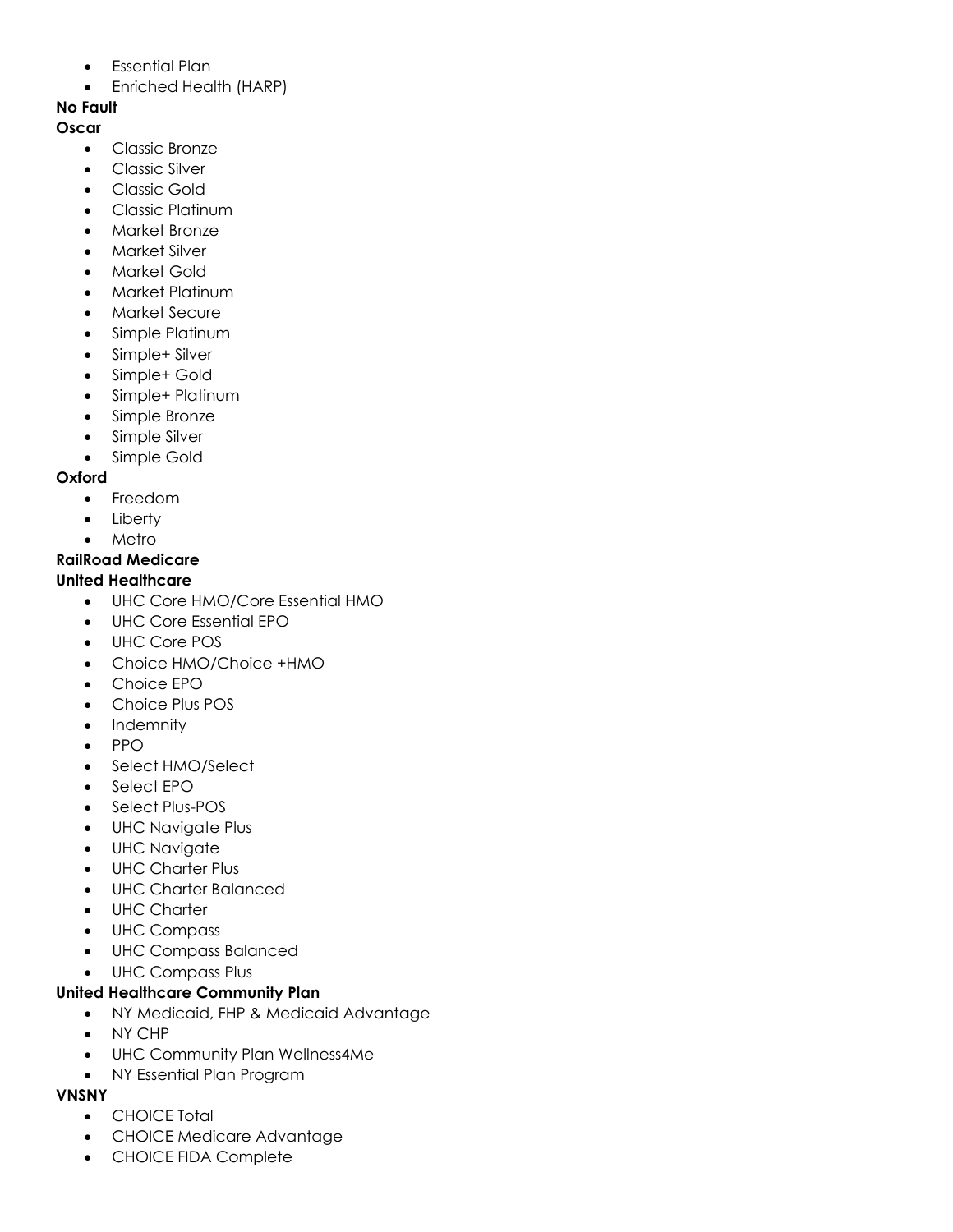- Essential Plan
- Enriched Health (HARP)

**No Fault**

**Oscar**

- Classic Bronze
- Classic Silver
- Classic Gold
- Classic Platinum
- Market Bronze
- Market Silver
- Market Gold
- Market Platinum
- Market Secure
- Simple Platinum
- Simple+ Silver
- Simple+ Gold
- Simple+ Platinum
- Simple Bronze
- Simple Silver
- Simple Gold

**Oxford**

- Freedom
- Liberty
- Metro

**RailRoad Medicare**

**United Healthcare**

- UHC Core HMO/Core Essential HMO
- UHC Core Essential EPO
- UHC Core POS
- Choice HMO/Choice +HMO
- Choice EPO
- Choice Plus POS
- Indemnity
- PPO
- Select HMO/Select
- Select EPO
- Select Plus-POS
- UHC Navigate Plus
- UHC Navigate
- UHC Charter Plus
- UHC Charter Balanced
- UHC Charter
- UHC Compass
- UHC Compass Balanced
- UHC Compass Plus

**United Healthcare Community Plan**

- NY Medicaid, FHP & Medicaid Advantage
- NY CHP
- UHC Community Plan Wellness4Me
- NY Essential Plan Program

**VNSNY**

- CHOICE Total
- CHOICE Medicare Advantage
- CHOICE FIDA Complete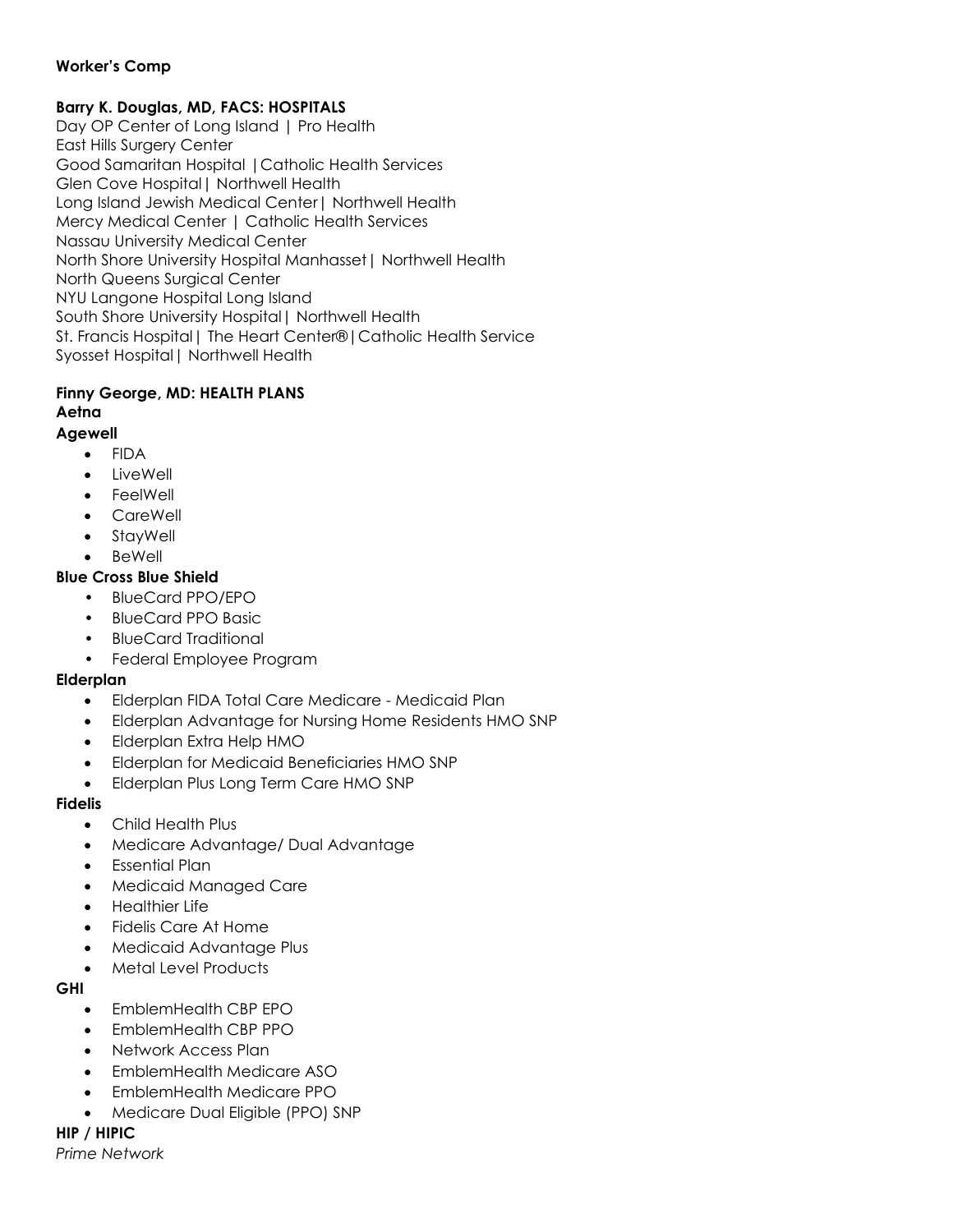**Worker's Comp**

**Barry K. Douglas, MD, FACS: HOSPITALS**

Day OP Center of Long Island | Pro Health
East Hills Surgery Center
Good Samaritan Hospital |Catholic Health Services
Glen Cove Hospital| Northwell Health
Long Island Jewish Medical Center| Northwell Health
Mercy Medical Center | Catholic Health Services
Nassau University Medical Center
North Shore University Hospital Manhasset| Northwell Health
North Queens Surgical Center
NYU Langone Hospital Long Island
South Shore University Hospital| Northwell Health
St. Francis Hospital| The Heart Center®|Catholic Health Service
Syosset Hospital| Northwell Health

**Finny George, MD: HEALTH PLANS**

**Aetna**

**Agewell**

- FIDA
- LiveWell
- FeelWell
- CareWell
- StayWell
- BeWell

**Blue Cross Blue Shield**

- BlueCard PPO/EPO
- BlueCard PPO Basic
- BlueCard Traditional
- Federal Employee Program

**Elderplan**

- Elderplan FIDA Total Care Medicare - Medicaid Plan
- Elderplan Advantage for Nursing Home Residents HMO SNP
- Elderplan Extra Help HMO
- Elderplan for Medicaid Beneficiaries HMO SNP
- Elderplan Plus Long Term Care HMO SNP

**Fidelis**

- Child Health Plus
- Medicare Advantage/ Dual Advantage
- Essential Plan
- Medicaid Managed Care
- Healthier Life
- Fidelis Care At Home
- Medicaid Advantage Plus
- Metal Level Products

**GHI**

- EmblemHealth CBP EPO
- EmblemHealth CBP PPO
- Network Access Plan
- EmblemHealth Medicare ASO
- EmblemHealth Medicare PPO
- Medicare Dual Eligible (PPO) SNP

**HIP / HIPIC**

*Prime Network*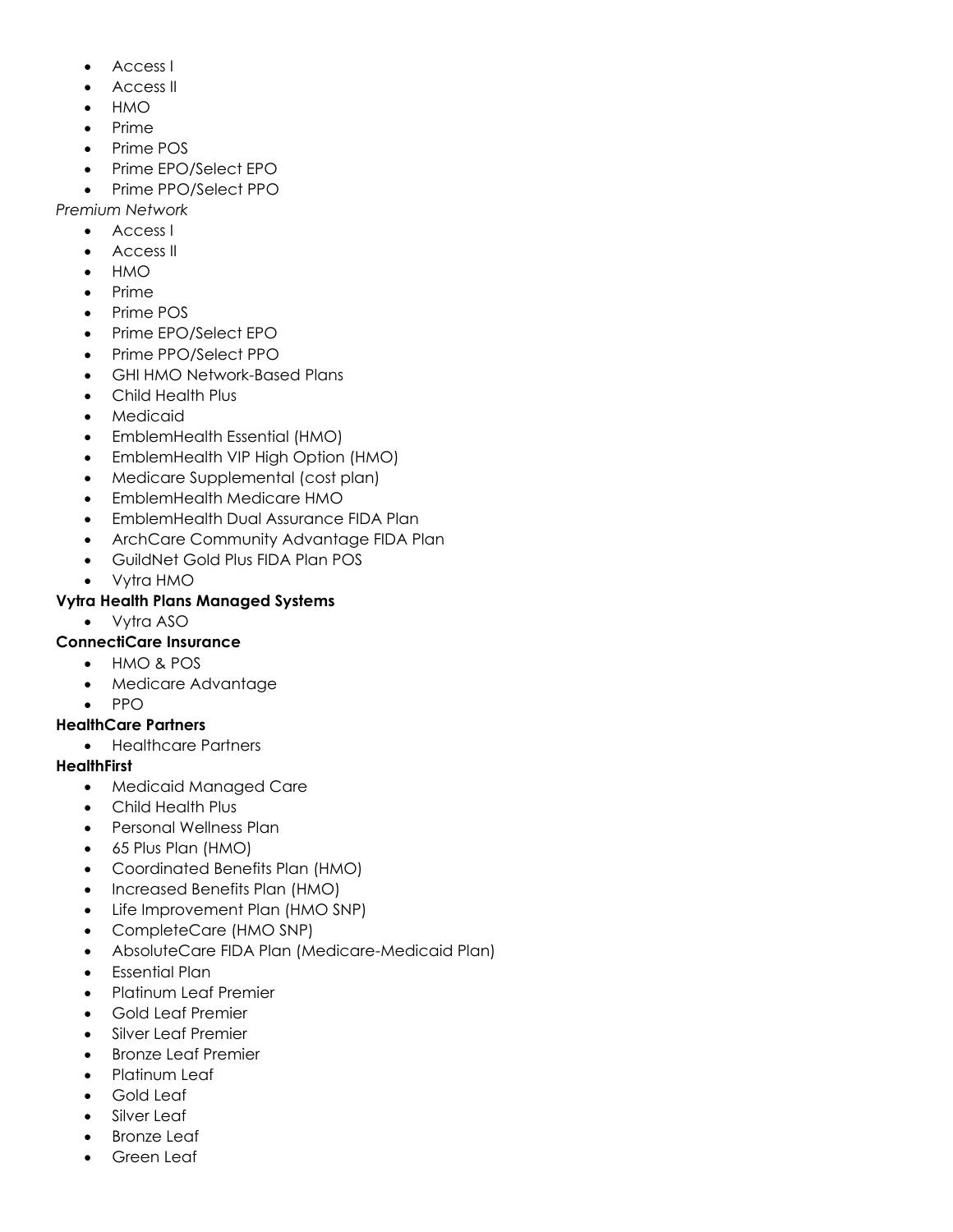- Access I
- Access II
- HMO
- Prime
- Prime POS
- Prime EPO/Select EPO
- Prime PPO/Select PPO

*Premium Network*

- Access I
- Access II
- HMO
- Prime
- Prime POS
- Prime EPO/Select EPO
- Prime PPO/Select PPO
- GHI HMO Network-Based Plans
- Child Health Plus
- Medicaid
- EmblemHealth Essential (HMO)
- EmblemHealth VIP High Option (HMO)
- Medicare Supplemental (cost plan)
- EmblemHealth Medicare HMO
- EmblemHealth Dual Assurance FIDA Plan
- ArchCare Community Advantage FIDA Plan
- GuildNet Gold Plus FIDA Plan POS
- Vytra HMO

**Vytra Health Plans Managed Systems**

- Vytra ASO

**ConnectiCare Insurance**

- HMO & POS
- Medicare Advantage
- PPO

**HealthCare Partners**

- Healthcare Partners

**HealthFirst**

- Medicaid Managed Care
- Child Health Plus
- Personal Wellness Plan
- 65 Plus Plan (HMO)
- Coordinated Benefits Plan (HMO)
- Increased Benefits Plan (HMO)
- Life Improvement Plan (HMO SNP)
- CompleteCare (HMO SNP)
- AbsoluteCare FIDA Plan (Medicare-Medicaid Plan)
- Essential Plan
- Platinum Leaf Premier
- Gold Leaf Premier
- Silver Leaf Premier
- Bronze Leaf Premier
- Platinum Leaf
- Gold Leaf
- Silver Leaf
- Bronze Leaf
- Green Leaf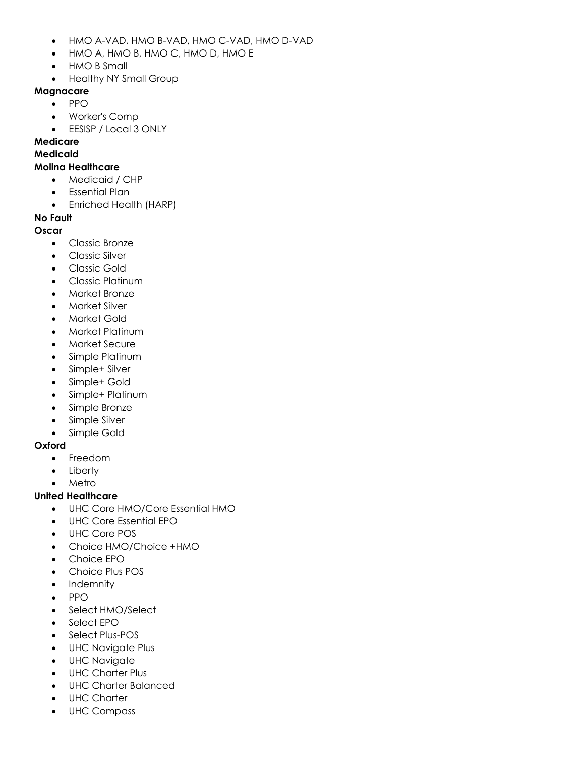- HMO A-VAD, HMO B-VAD, HMO C-VAD, HMO D-VAD
- HMO A, HMO B, HMO C, HMO D, HMO E
- HMO B Small
- Healthy NY Small Group

**Magnacare**

- PPO
- Worker's Comp
- EESISP / Local 3 ONLY

**Medicare**

**Medicaid**

**Molina Healthcare**

- Medicaid / CHP
- Essential Plan
- Enriched Health (HARP)

**No Fault**

**Oscar**

- Classic Bronze
- Classic Silver
- Classic Gold
- Classic Platinum
- Market Bronze
- Market Silver
- Market Gold
- Market Platinum
- Market Secure
- Simple Platinum
- Simple+ Silver
- Simple+ Gold
- Simple+ Platinum
- Simple Bronze
- Simple Silver
- Simple Gold

**Oxford**

- Freedom
- Liberty
- Metro

**United Healthcare**

- UHC Core HMO/Core Essential HMO
- UHC Core Essential EPO
- UHC Core POS
- Choice HMO/Choice +HMO
- Choice EPO
- Choice Plus POS
- Indemnity
- PPO
- Select HMO/Select
- Select EPO
- Select Plus-POS
- UHC Navigate Plus
- UHC Navigate
- UHC Charter Plus
- UHC Charter Balanced
- UHC Charter
- UHC Compass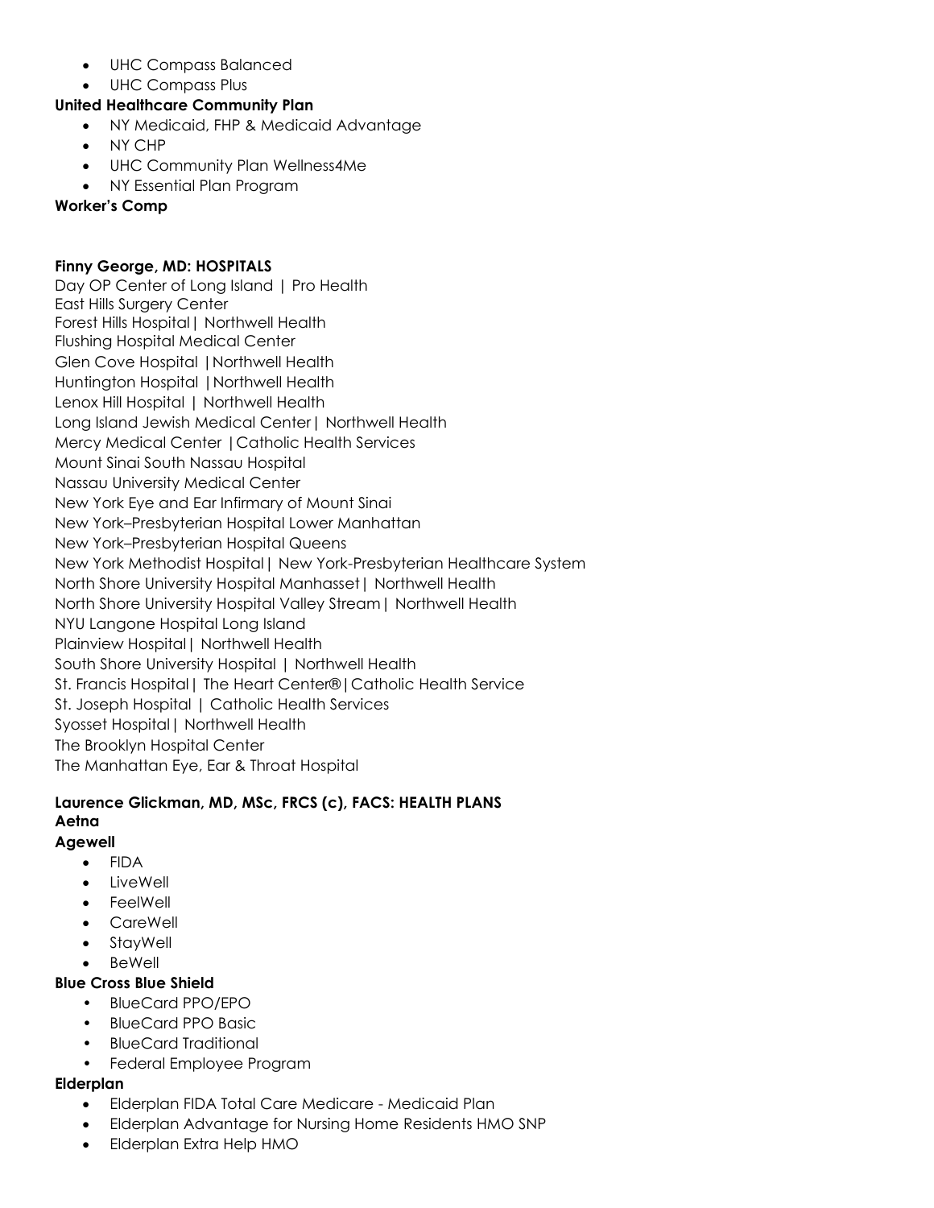- UHC Compass Balanced
- UHC Compass Plus

**United Healthcare Community Plan**

- NY Medicaid, FHP & Medicaid Advantage
- NY CHP
- UHC Community Plan Wellness4Me
- NY Essential Plan Program

**Worker's Comp**

**Finny George, MD: HOSPITALS**

Day OP Center of Long Island | Pro Health
East Hills Surgery Center
Forest Hills Hospital| Northwell Health
Flushing Hospital Medical Center
Glen Cove Hospital |Northwell Health
Huntington Hospital |Northwell Health
Lenox Hill Hospital | Northwell Health
Long Island Jewish Medical Center| Northwell Health
Mercy Medical Center |Catholic Health Services
Mount Sinai South Nassau Hospital
Nassau University Medical Center
New York Eye and Ear Infirmary of Mount Sinai
New York–Presbyterian Hospital Lower Manhattan
New York–Presbyterian Hospital Queens
New York Methodist Hospital| New York-Presbyterian Healthcare System
North Shore University Hospital Manhasset| Northwell Health
North Shore University Hospital Valley Stream| Northwell Health
NYU Langone Hospital Long Island
Plainview Hospital| Northwell Health
South Shore University Hospital | Northwell Health
St. Francis Hospital| The Heart Center®|Catholic Health Service
St. Joseph Hospital | Catholic Health Services
Syosset Hospital| Northwell Health
The Brooklyn Hospital Center
The Manhattan Eye, Ear & Throat Hospital

**Laurence Glickman, MD, MSc, FRCS (c), FACS: HEALTH PLANS**

**Aetna**

**Agewell**

- FIDA
- LiveWell
- FeelWell
- CareWell
- StayWell
- BeWell

**Blue Cross Blue Shield**

- BlueCard PPO/EPO
- BlueCard PPO Basic
- BlueCard Traditional
- Federal Employee Program

**Elderplan**

- Elderplan FIDA Total Care Medicare - Medicaid Plan
- Elderplan Advantage for Nursing Home Residents HMO SNP
- Elderplan Extra Help HMO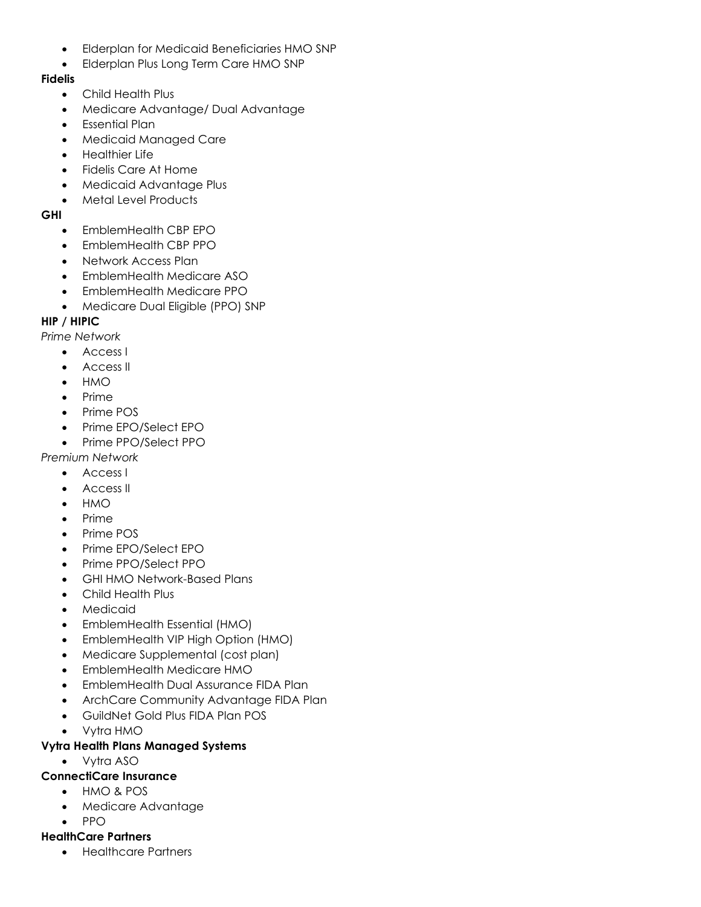- Elderplan for Medicaid Beneficiaries HMO SNP
- Elderplan Plus Long Term Care HMO SNP

**Fidelis**

- Child Health Plus
- Medicare Advantage/ Dual Advantage
- Essential Plan
- Medicaid Managed Care
- Healthier Life
- Fidelis Care At Home
- Medicaid Advantage Plus
- Metal Level Products

**GHI**

- EmblemHealth CBP EPO
- EmblemHealth CBP PPO
- Network Access Plan
- EmblemHealth Medicare ASO
- EmblemHealth Medicare PPO
- Medicare Dual Eligible (PPO) SNP

**HIP / HIPIC**

*Prime Network*

- Access I
- Access II
- HMO
- Prime
- Prime POS
- Prime EPO/Select EPO
- Prime PPO/Select PPO

*Premium Network*

- Access I
- Access II
- HMO
- Prime
- Prime POS
- Prime EPO/Select EPO
- Prime PPO/Select PPO
- GHI HMO Network-Based Plans
- Child Health Plus
- Medicaid
- EmblemHealth Essential (HMO)
- EmblemHealth VIP High Option (HMO)
- Medicare Supplemental (cost plan)
- EmblemHealth Medicare HMO
- EmblemHealth Dual Assurance FIDA Plan
- ArchCare Community Advantage FIDA Plan
- GuildNet Gold Plus FIDA Plan POS
- Vytra HMO

**Vytra Health Plans Managed Systems**

- Vytra ASO

**ConnectiCare Insurance**

- HMO & POS
- Medicare Advantage
- PPO

**HealthCare Partners**

- Healthcare Partners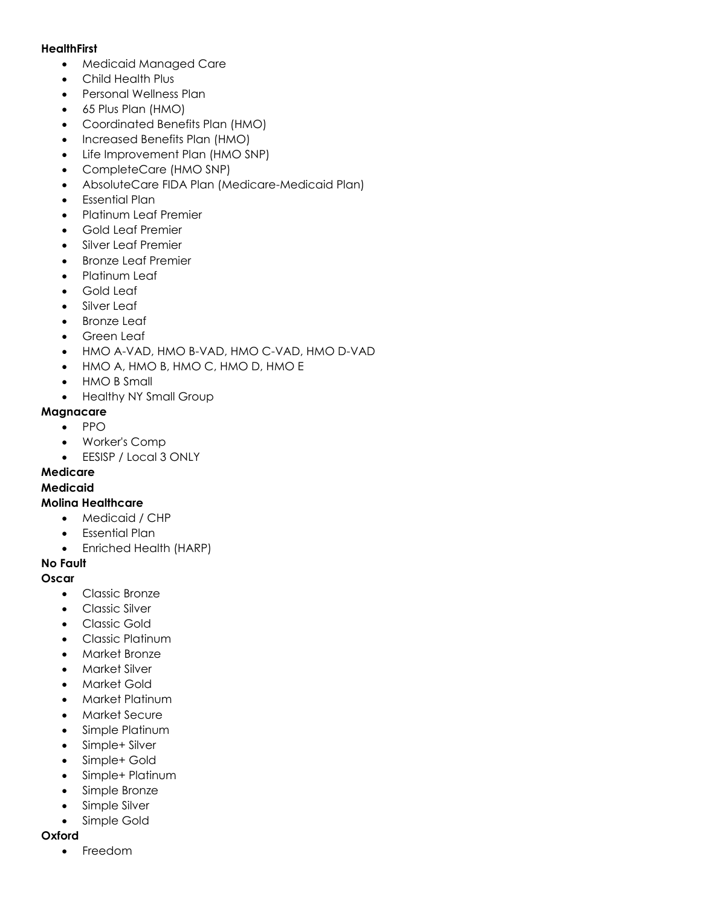**HealthFirst**

- Medicaid Managed Care
- Child Health Plus
- Personal Wellness Plan
- 65 Plus Plan (HMO)
- Coordinated Benefits Plan (HMO)
- Increased Benefits Plan (HMO)
- Life Improvement Plan (HMO SNP)
- CompleteCare (HMO SNP)
- AbsoluteCare FIDA Plan (Medicare-Medicaid Plan)
- Essential Plan
- Platinum Leaf Premier
- Gold Leaf Premier
- Silver Leaf Premier
- Bronze Leaf Premier
- Platinum Leaf
- Gold Leaf
- Silver Leaf
- Bronze Leaf
- Green Leaf
- HMO A-VAD, HMO B-VAD, HMO C-VAD, HMO D-VAD
- HMO A, HMO B, HMO C, HMO D, HMO E
- HMO B Small
- Healthy NY Small Group

**Magnacare**

- PPO
- Worker's Comp
- EESISP / Local 3 ONLY

**Medicare**

**Medicaid**

**Molina Healthcare**

- Medicaid / CHP
- Essential Plan
- Enriched Health (HARP)

**No Fault**

**Oscar**

- Classic Bronze
- Classic Silver
- Classic Gold
- Classic Platinum
- Market Bronze
- Market Silver
- Market Gold
- Market Platinum
- Market Secure
- Simple Platinum
- Simple+ Silver
- Simple+ Gold
- Simple+ Platinum
- Simple Bronze
- Simple Silver
- Simple Gold

**Oxford**

- Freedom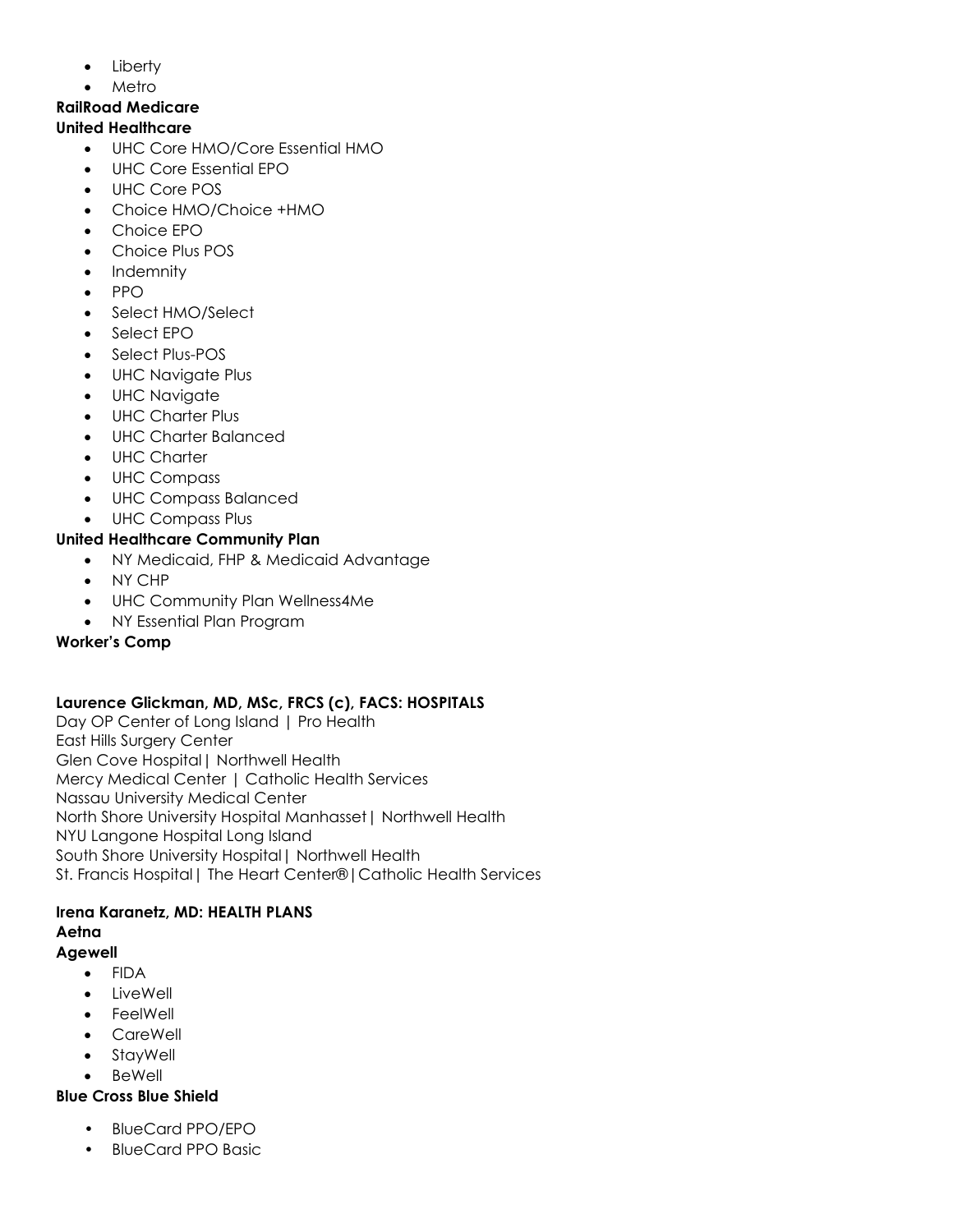- Liberty
- Metro

**RailRoad Medicare**

**United Healthcare**

- UHC Core HMO/Core Essential HMO
- UHC Core Essential EPO
- UHC Core POS
- Choice HMO/Choice +HMO
- Choice EPO
- Choice Plus POS
- Indemnity
- PPO
- Select HMO/Select
- Select EPO
- Select Plus-POS
- UHC Navigate Plus
- UHC Navigate
- UHC Charter Plus
- UHC Charter Balanced
- UHC Charter
- UHC Compass
- UHC Compass Balanced
- UHC Compass Plus

**United Healthcare Community Plan**

- NY Medicaid, FHP & Medicaid Advantage
- NY CHP
- UHC Community Plan Wellness4Me
- NY Essential Plan Program

**Worker's Comp**

**Laurence Glickman, MD, MSc, FRCS (c), FACS: HOSPITALS**

Day OP Center of Long Island | Pro Health
East Hills Surgery Center
Glen Cove Hospital| Northwell Health
Mercy Medical Center | Catholic Health Services
Nassau University Medical Center
North Shore University Hospital Manhasset| Northwell Health
NYU Langone Hospital Long Island
South Shore University Hospital| Northwell Health
St. Francis Hospital| The Heart Center®|Catholic Health Services

**Irena Karanetz, MD: HEALTH PLANS**

**Aetna**

**Agewell**

- FIDA
- LiveWell
- FeelWell
- CareWell
- StayWell
- BeWell

**Blue Cross Blue Shield**

- BlueCard PPO/EPO
- BlueCard PPO Basic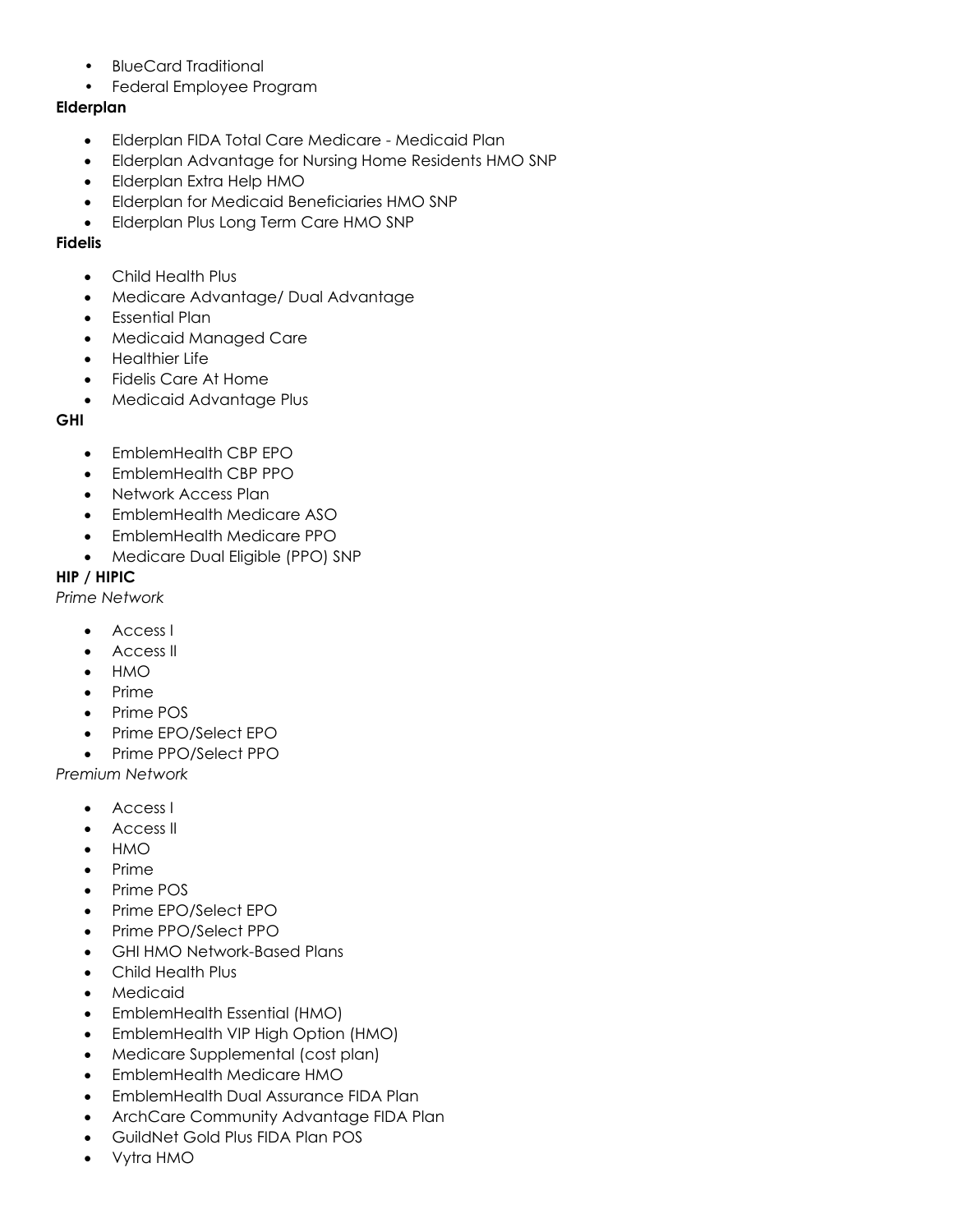- BlueCard Traditional
- Federal Employee Program

**Elderplan**

- Elderplan FIDA Total Care Medicare - Medicaid Plan
- Elderplan Advantage for Nursing Home Residents HMO SNP
- Elderplan Extra Help HMO
- Elderplan for Medicaid Beneficiaries HMO SNP
- Elderplan Plus Long Term Care HMO SNP

**Fidelis**

- Child Health Plus
- Medicare Advantage/ Dual Advantage
- Essential Plan
- Medicaid Managed Care
- Healthier Life
- Fidelis Care At Home
- Medicaid Advantage Plus

**GHI**

- EmblemHealth CBP EPO
- EmblemHealth CBP PPO
- Network Access Plan
- EmblemHealth Medicare ASO
- EmblemHealth Medicare PPO
- Medicare Dual Eligible (PPO) SNP

**HIP / HIPIC**

*Prime Network*

- Access I
- Access II
- HMO
- Prime
- Prime POS
- Prime EPO/Select EPO
- Prime PPO/Select PPO

*Premium Network*

- Access I
- Access II
- HMO
- Prime
- Prime POS
- Prime EPO/Select EPO
- Prime PPO/Select PPO
- GHI HMO Network-Based Plans
- Child Health Plus
- Medicaid
- EmblemHealth Essential (HMO)
- EmblemHealth VIP High Option (HMO)
- Medicare Supplemental (cost plan)
- EmblemHealth Medicare HMO
- EmblemHealth Dual Assurance FIDA Plan
- ArchCare Community Advantage FIDA Plan
- GuildNet Gold Plus FIDA Plan POS
- Vytra HMO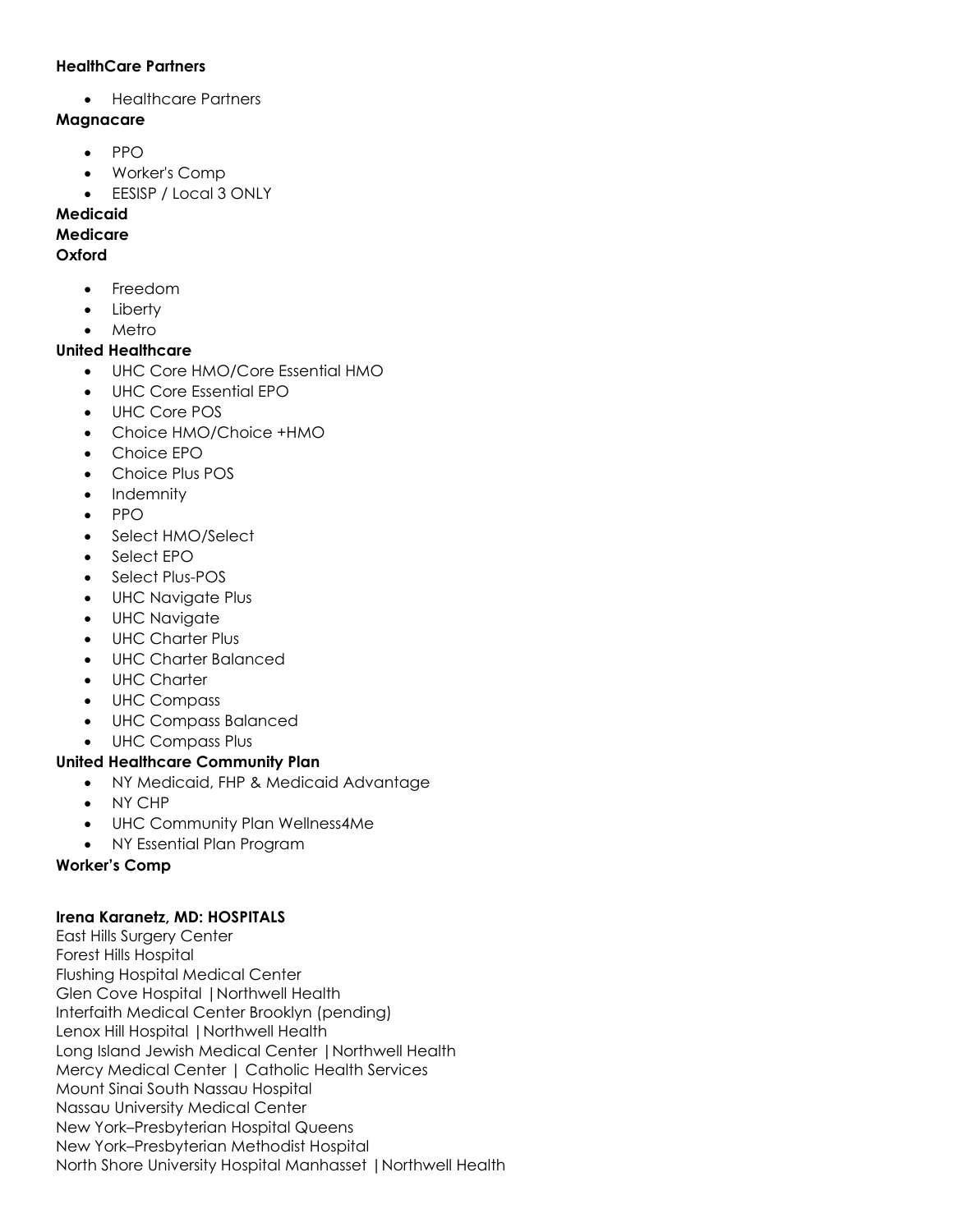**HealthCare Partners**

- Healthcare Partners

**Magnacare**

- PPO
- Worker's Comp
- EESISP / Local 3 ONLY

**Medicaid**

**Medicare**

**Oxford**

- Freedom
- Liberty
- Metro

**United Healthcare**

- UHC Core HMO/Core Essential HMO
- UHC Core Essential EPO
- UHC Core POS
- Choice HMO/Choice +HMO
- Choice EPO
- Choice Plus POS
- Indemnity
- PPO
- Select HMO/Select
- Select EPO
- Select Plus-POS
- UHC Navigate Plus
- UHC Navigate
- UHC Charter Plus
- UHC Charter Balanced
- UHC Charter
- UHC Compass
- UHC Compass Balanced
- UHC Compass Plus

**United Healthcare Community Plan**

- NY Medicaid, FHP & Medicaid Advantage
- NY CHP
- UHC Community Plan Wellness4Me
- NY Essential Plan Program

**Worker's Comp**

**Irena Karanetz, MD: HOSPITALS**

East Hills Surgery Center
Forest Hills Hospital
Flushing Hospital Medical Center
Glen Cove Hospital |Northwell Health
Interfaith Medical Center Brooklyn (pending)
Lenox Hill Hospital |Northwell Health
Long Island Jewish Medical Center |Northwell Health
Mercy Medical Center | Catholic Health Services
Mount Sinai South Nassau Hospital
Nassau University Medical Center
New York–Presbyterian Hospital Queens
New York–Presbyterian Methodist Hospital
North Shore University Hospital Manhasset |Northwell Health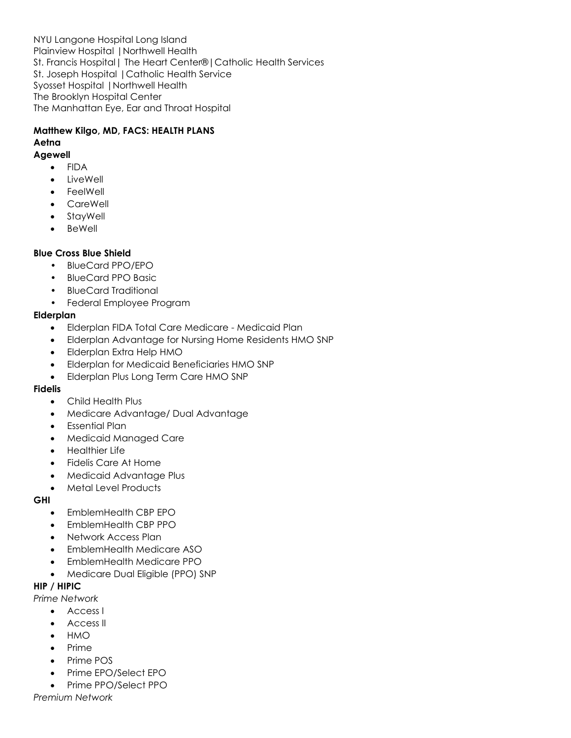NYU Langone Hospital Long Island
Plainview Hospital |Northwell Health
St. Francis Hospital| The Heart Center®|Catholic Health Services
St. Joseph Hospital |Catholic Health Service
Syosset Hospital |Northwell Health
The Brooklyn Hospital Center
The Manhattan Eye, Ear and Throat Hospital

**Matthew Kilgo, MD, FACS: HEALTH PLANS**

**Aetna**

**Agewell**

- FIDA
- LiveWell
- FeelWell
- CareWell
- StayWell
- BeWell

**Blue Cross Blue Shield**

- BlueCard PPO/EPO
- BlueCard PPO Basic
- BlueCard Traditional
- Federal Employee Program

**Elderplan**

- Elderplan FIDA Total Care Medicare - Medicaid Plan
- Elderplan Advantage for Nursing Home Residents HMO SNP
- Elderplan Extra Help HMO
- Elderplan for Medicaid Beneficiaries HMO SNP
- Elderplan Plus Long Term Care HMO SNP

**Fidelis**

- Child Health Plus
- Medicare Advantage/ Dual Advantage
- Essential Plan
- Medicaid Managed Care
- Healthier Life
- Fidelis Care At Home
- Medicaid Advantage Plus
- Metal Level Products

**GHI**

- EmblemHealth CBP EPO
- EmblemHealth CBP PPO
- Network Access Plan
- EmblemHealth Medicare ASO
- EmblemHealth Medicare PPO
- Medicare Dual Eligible (PPO) SNP

**HIP / HIPIC**

*Prime Network*

- Access I
- Access II
- HMO
- Prime
- Prime POS
- Prime EPO/Select EPO
- Prime PPO/Select PPO

*Premium Network*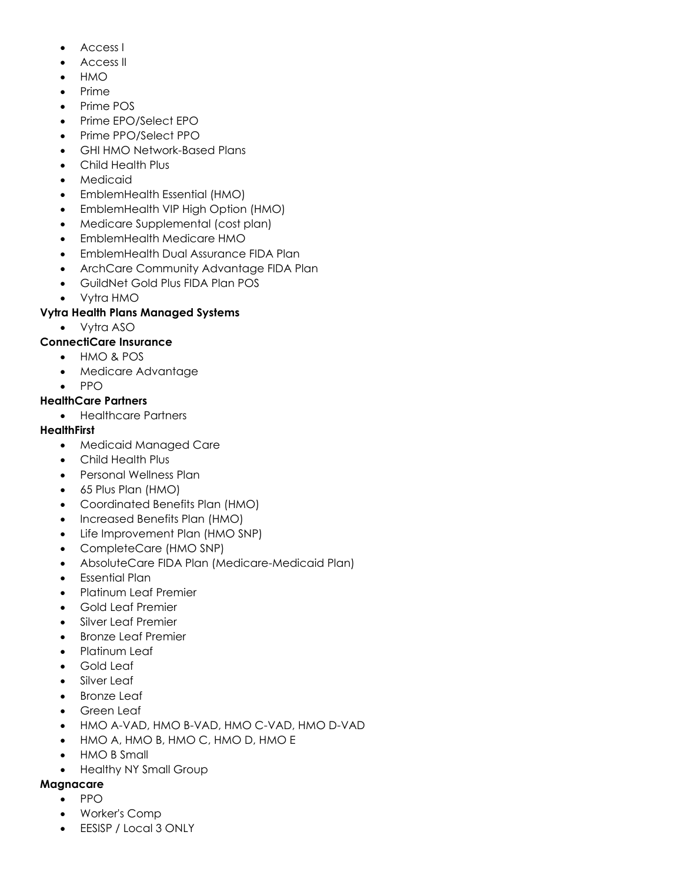- Access I
- Access II
- HMO
- Prime
- Prime POS
- Prime EPO/Select EPO
- Prime PPO/Select PPO
- GHI HMO Network-Based Plans
- Child Health Plus
- Medicaid
- EmblemHealth Essential (HMO)
- EmblemHealth VIP High Option (HMO)
- Medicare Supplemental (cost plan)
- EmblemHealth Medicare HMO
- EmblemHealth Dual Assurance FIDA Plan
- ArchCare Community Advantage FIDA Plan
- GuildNet Gold Plus FIDA Plan POS
- Vytra HMO

**Vytra Health Plans Managed Systems**

- Vytra ASO

**ConnectiCare Insurance**

- HMO & POS
- Medicare Advantage
- PPO

**HealthCare Partners**

- Healthcare Partners

**HealthFirst**

- Medicaid Managed Care
- Child Health Plus
- Personal Wellness Plan
- 65 Plus Plan (HMO)
- Coordinated Benefits Plan (HMO)
- Increased Benefits Plan (HMO)
- Life Improvement Plan (HMO SNP)
- CompleteCare (HMO SNP)
- AbsoluteCare FIDA Plan (Medicare-Medicaid Plan)
- Essential Plan
- Platinum Leaf Premier
- Gold Leaf Premier
- Silver Leaf Premier
- Bronze Leaf Premier
- Platinum Leaf
- Gold Leaf
- Silver Leaf
- Bronze Leaf
- Green Leaf
- HMO A-VAD, HMO B-VAD, HMO C-VAD, HMO D-VAD
- HMO A, HMO B, HMO C, HMO D, HMO E
- HMO B Small
- Healthy NY Small Group

**Magnacare**

- PPO
- Worker's Comp
- EESISP / Local 3 ONLY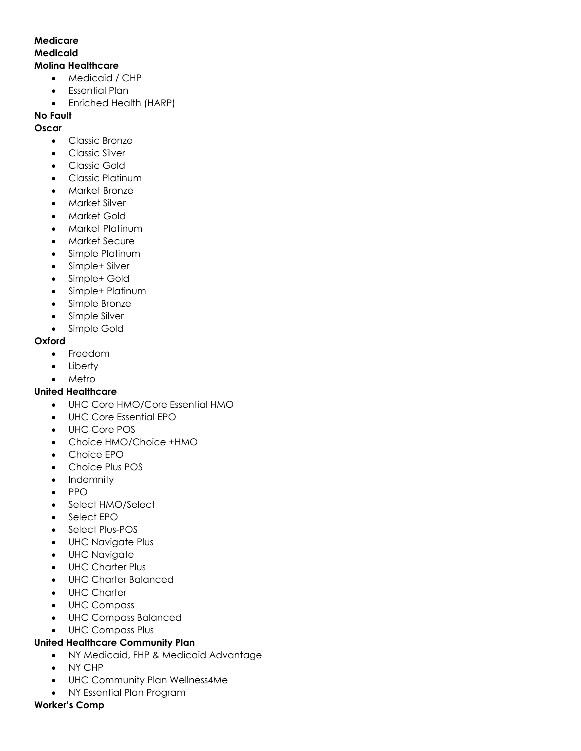**Medicare**

**Medicaid**

**Molina Healthcare**

- Medicaid / CHP
- Essential Plan
- Enriched Health (HARP)

**No Fault**

**Oscar**

- Classic Bronze
- Classic Silver
- Classic Gold
- Classic Platinum
- Market Bronze
- Market Silver
- Market Gold
- Market Platinum
- Market Secure
- Simple Platinum
- Simple+ Silver
- Simple+ Gold
- Simple+ Platinum
- Simple Bronze
- Simple Silver
- Simple Gold

**Oxford**

- Freedom
- Liberty
- Metro

**United Healthcare**

- UHC Core HMO/Core Essential HMO
- UHC Core Essential EPO
- UHC Core POS
- Choice HMO/Choice +HMO
- Choice EPO
- Choice Plus POS
- Indemnity
- PPO
- Select HMO/Select
- Select EPO
- Select Plus-POS
- UHC Navigate Plus
- UHC Navigate
- UHC Charter Plus
- UHC Charter Balanced
- UHC Charter
- UHC Compass
- UHC Compass Balanced
- UHC Compass Plus

**United Healthcare Community Plan**

- NY Medicaid, FHP & Medicaid Advantage
- NY CHP
- UHC Community Plan Wellness4Me
- NY Essential Plan Program

**Worker's Comp**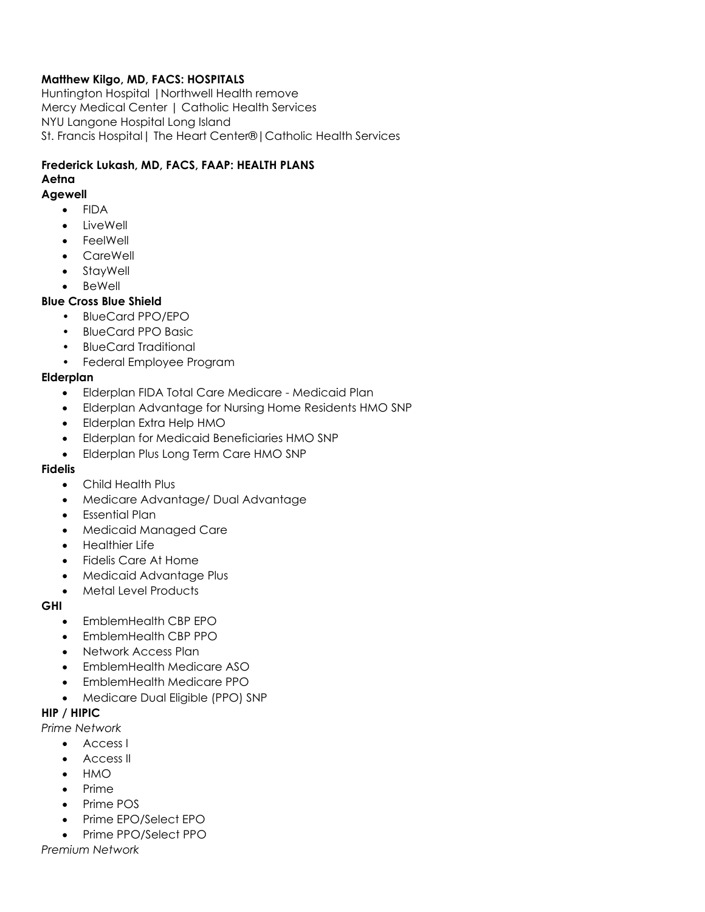**Matthew Kilgo, MD, FACS: HOSPITALS**

Huntington Hospital |Northwell Health remove
Mercy Medical Center | Catholic Health Services
NYU Langone Hospital Long Island
St. Francis Hospital| The Heart Center®|Catholic Health Services

**Frederick Lukash, MD, FACS, FAAP: HEALTH PLANS**

**Aetna**

**Agewell**

- FIDA
- LiveWell
- FeelWell
- CareWell
- StayWell
- BeWell

**Blue Cross Blue Shield**

- BlueCard PPO/EPO
- BlueCard PPO Basic
- BlueCard Traditional
- Federal Employee Program

**Elderplan**

- Elderplan FIDA Total Care Medicare - Medicaid Plan
- Elderplan Advantage for Nursing Home Residents HMO SNP
- Elderplan Extra Help HMO
- Elderplan for Medicaid Beneficiaries HMO SNP
- Elderplan Plus Long Term Care HMO SNP

**Fidelis**

- Child Health Plus
- Medicare Advantage/ Dual Advantage
- Essential Plan
- Medicaid Managed Care
- Healthier Life
- Fidelis Care At Home
- Medicaid Advantage Plus
- Metal Level Products

**GHI**

- EmblemHealth CBP EPO
- EmblemHealth CBP PPO
- Network Access Plan
- EmblemHealth Medicare ASO
- EmblemHealth Medicare PPO
- Medicare Dual Eligible (PPO) SNP

**HIP / HIPIC**

*Prime Network*

- Access I
- Access II
- HMO
- Prime
- Prime POS
- Prime EPO/Select EPO
- Prime PPO/Select PPO

*Premium Network*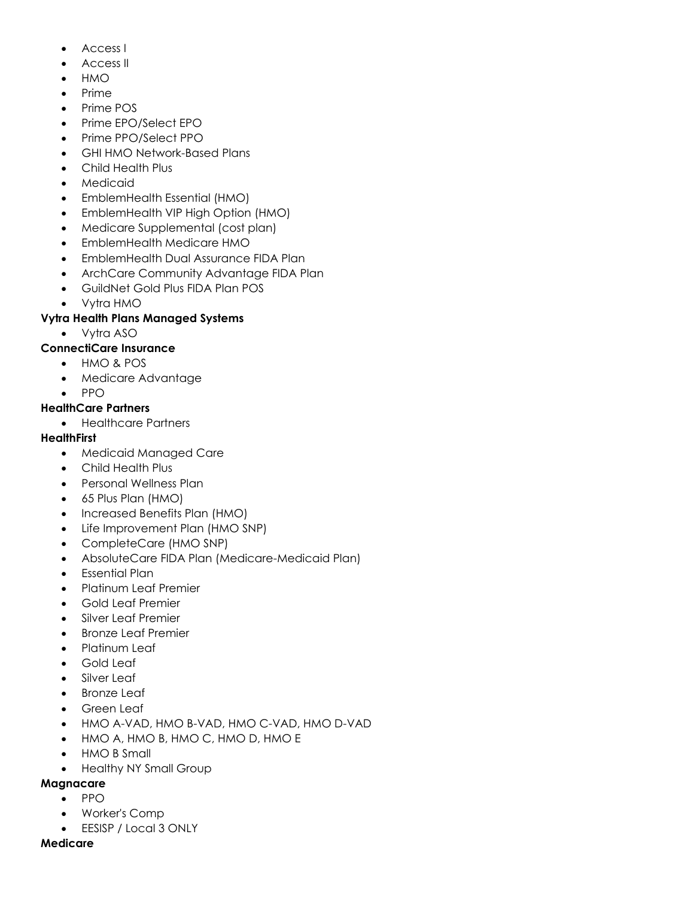- Access I
- Access II
- HMO
- Prime
- Prime POS
- Prime EPO/Select EPO
- Prime PPO/Select PPO
- GHI HMO Network-Based Plans
- Child Health Plus
- Medicaid
- EmblemHealth Essential (HMO)
- EmblemHealth VIP High Option (HMO)
- Medicare Supplemental (cost plan)
- EmblemHealth Medicare HMO
- EmblemHealth Dual Assurance FIDA Plan
- ArchCare Community Advantage FIDA Plan
- GuildNet Gold Plus FIDA Plan POS
- Vytra HMO

**Vytra Health Plans Managed Systems**

- Vytra ASO

**ConnectiCare Insurance**

- HMO & POS
- Medicare Advantage
- PPO

**HealthCare Partners**

- Healthcare Partners

**HealthFirst**

- Medicaid Managed Care
- Child Health Plus
- Personal Wellness Plan
- 65 Plus Plan (HMO)
- Increased Benefits Plan (HMO)
- Life Improvement Plan (HMO SNP)
- CompleteCare (HMO SNP)
- AbsoluteCare FIDA Plan (Medicare-Medicaid Plan)
- Essential Plan
- Platinum Leaf Premier
- Gold Leaf Premier
- Silver Leaf Premier
- Bronze Leaf Premier
- Platinum Leaf
- Gold Leaf
- Silver Leaf
- Bronze Leaf
- Green Leaf
- HMO A-VAD, HMO B-VAD, HMO C-VAD, HMO D-VAD
- HMO A, HMO B, HMO C, HMO D, HMO E
- HMO B Small
- Healthy NY Small Group

**Magnacare**

- PPO
- Worker's Comp
- EESISP / Local 3 ONLY

**Medicare**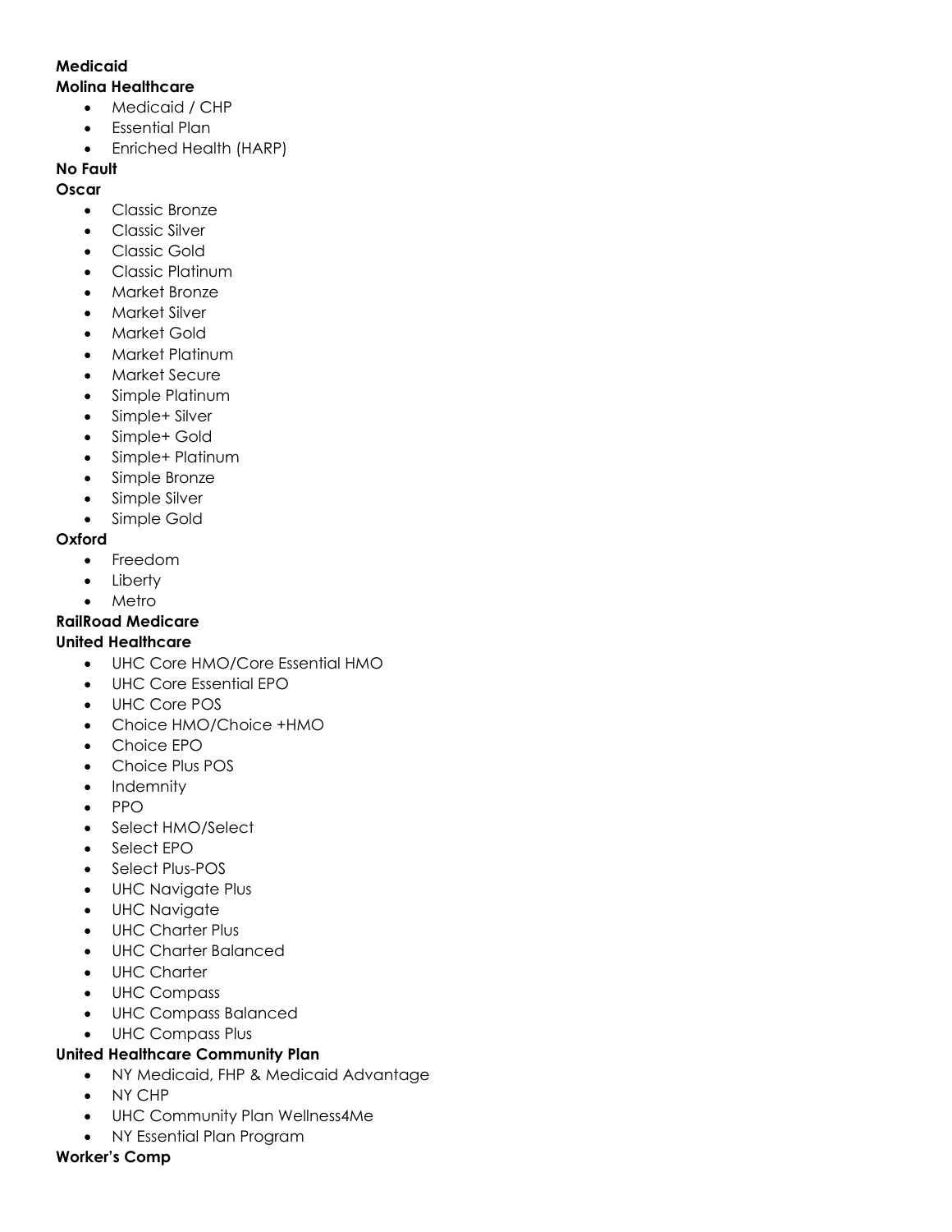**Medicaid**

**Molina Healthcare**

- Medicaid / CHP
- Essential Plan
- Enriched Health (HARP)

**No Fault**

**Oscar**

- Classic Bronze
- Classic Silver
- Classic Gold
- Classic Platinum
- Market Bronze
- Market Silver
- Market Gold
- Market Platinum
- Market Secure
- Simple Platinum
- Simple+ Silver
- Simple+ Gold
- Simple+ Platinum
- Simple Bronze
- Simple Silver
- Simple Gold

**Oxford**

- Freedom
- Liberty
- Metro

**RailRoad Medicare**

**United Healthcare**

- UHC Core HMO/Core Essential HMO
- UHC Core Essential EPO
- UHC Core POS
- Choice HMO/Choice +HMO
- Choice EPO
- Choice Plus POS
- Indemnity
- PPO
- Select HMO/Select
- Select EPO
- Select Plus-POS
- UHC Navigate Plus
- UHC Navigate
- UHC Charter Plus
- UHC Charter Balanced
- UHC Charter
- UHC Compass
- UHC Compass Balanced
- UHC Compass Plus

**United Healthcare Community Plan**

- NY Medicaid, FHP & Medicaid Advantage
- NY CHP
- UHC Community Plan Wellness4Me
- NY Essential Plan Program

**Worker's Comp**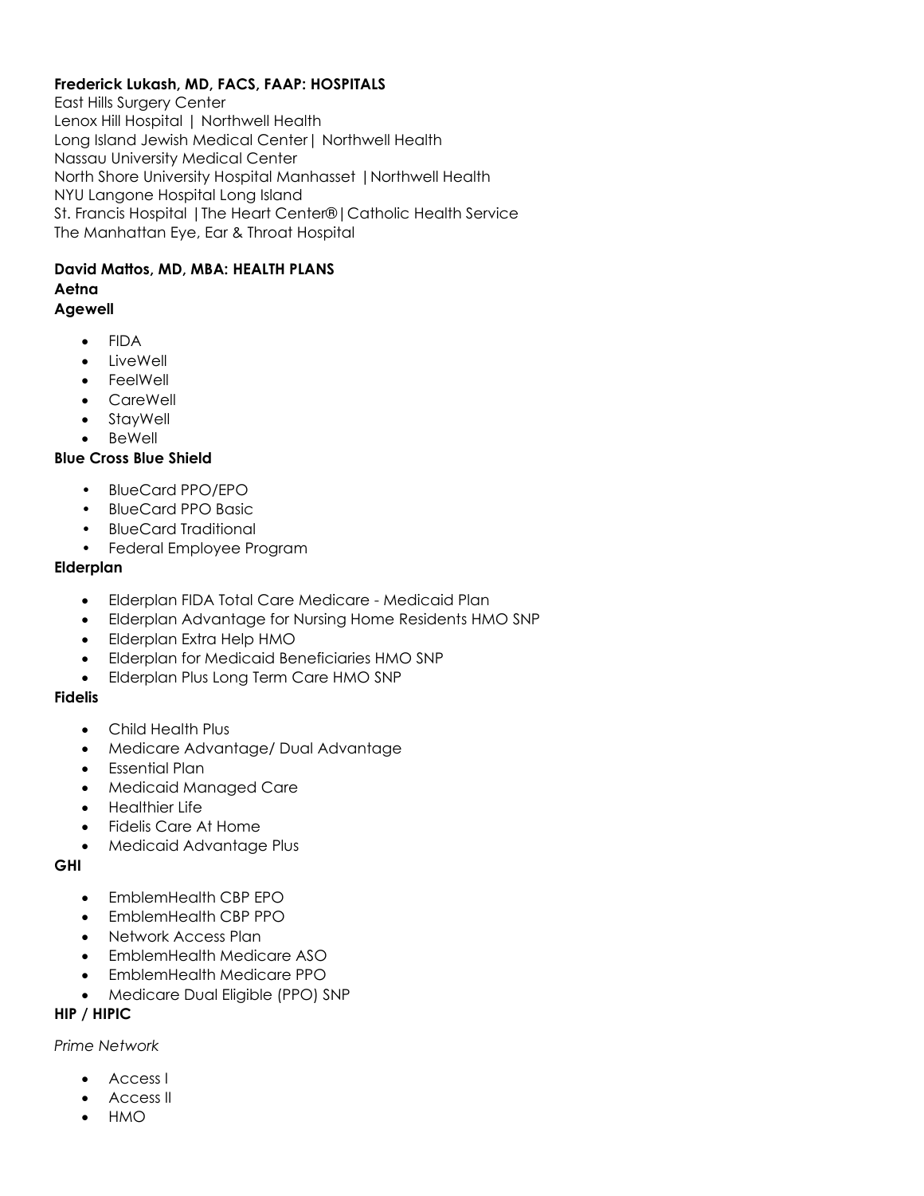**Frederick Lukash, MD, FACS, FAAP: HOSPITALS**

East Hills Surgery Center
Lenox Hill Hospital | Northwell Health
Long Island Jewish Medical Center| Northwell Health
Nassau University Medical Center
North Shore University Hospital Manhasset |Northwell Health
NYU Langone Hospital Long Island
St. Francis Hospital |The Heart Center®|Catholic Health Service
The Manhattan Eye, Ear & Throat Hospital

**David Mattos, MD, MBA: HEALTH PLANS**

**Aetna**

**Agewell**

- FIDA
- LiveWell
- FeelWell
- CareWell
- StayWell
- BeWell

**Blue Cross Blue Shield**

- BlueCard PPO/EPO
- BlueCard PPO Basic
- BlueCard Traditional
- Federal Employee Program

**Elderplan**

- Elderplan FIDA Total Care Medicare - Medicaid Plan
- Elderplan Advantage for Nursing Home Residents HMO SNP
- Elderplan Extra Help HMO
- Elderplan for Medicaid Beneficiaries HMO SNP
- Elderplan Plus Long Term Care HMO SNP

**Fidelis**

- Child Health Plus
- Medicare Advantage/ Dual Advantage
- Essential Plan
- Medicaid Managed Care
- Healthier Life
- Fidelis Care At Home
- Medicaid Advantage Plus

**GHI**

- EmblemHealth CBP EPO
- EmblemHealth CBP PPO
- Network Access Plan
- EmblemHealth Medicare ASO
- EmblemHealth Medicare PPO
- Medicare Dual Eligible (PPO) SNP

**HIP / HIPIC**

*Prime Network*

- Access I
- Access II
- HMO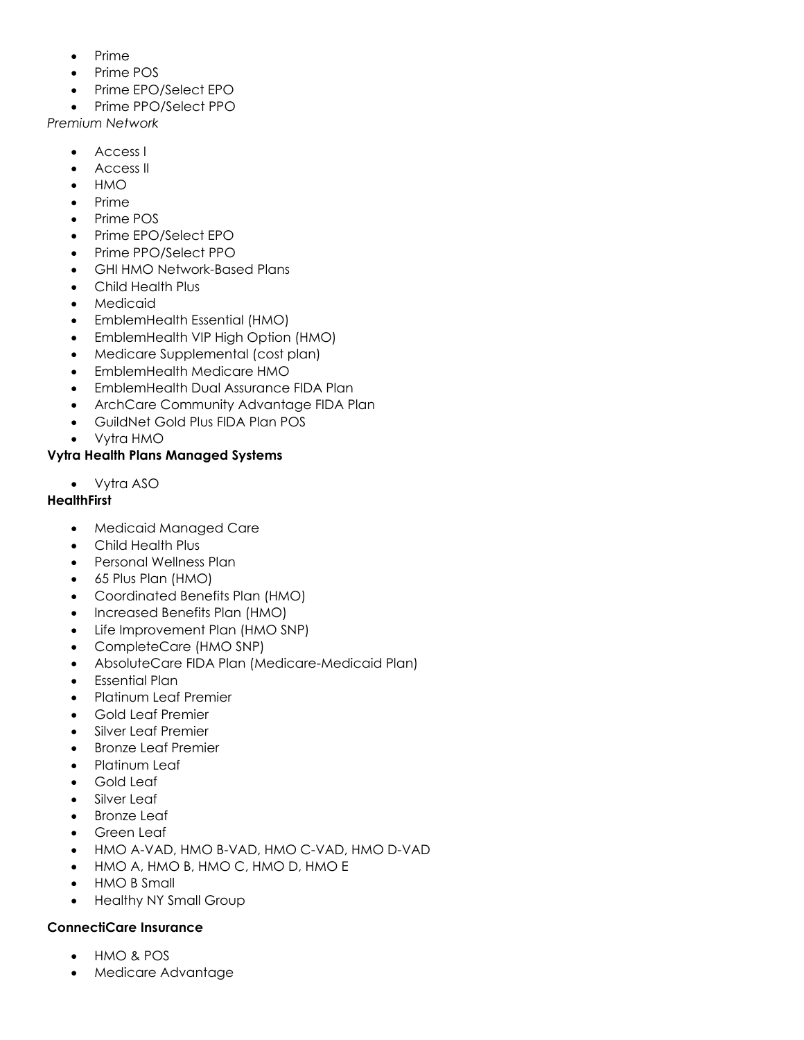- Prime
- Prime POS
- Prime EPO/Select EPO
- Prime PPO/Select PPO

*Premium Network*

- Access I
- Access II
- HMO
- Prime
- Prime POS
- Prime EPO/Select EPO
- Prime PPO/Select PPO
- GHI HMO Network-Based Plans
- Child Health Plus
- Medicaid
- EmblemHealth Essential (HMO)
- EmblemHealth VIP High Option (HMO)
- Medicare Supplemental (cost plan)
- EmblemHealth Medicare HMO
- EmblemHealth Dual Assurance FIDA Plan
- ArchCare Community Advantage FIDA Plan
- GuildNet Gold Plus FIDA Plan POS
- Vytra HMO

**Vytra Health Plans Managed Systems**

- Vytra ASO

**HealthFirst**

- Medicaid Managed Care
- Child Health Plus
- Personal Wellness Plan
- 65 Plus Plan (HMO)
- Coordinated Benefits Plan (HMO)
- Increased Benefits Plan (HMO)
- Life Improvement Plan (HMO SNP)
- CompleteCare (HMO SNP)
- AbsoluteCare FIDA Plan (Medicare-Medicaid Plan)
- Essential Plan
- Platinum Leaf Premier
- Gold Leaf Premier
- Silver Leaf Premier
- Bronze Leaf Premier
- Platinum Leaf
- Gold Leaf
- Silver Leaf
- Bronze Leaf
- Green Leaf
- HMO A-VAD, HMO B-VAD, HMO C-VAD, HMO D-VAD
- HMO A, HMO B, HMO C, HMO D, HMO E
- HMO B Small
- Healthy NY Small Group

**ConnectiCare Insurance**

- HMO & POS
- Medicare Advantage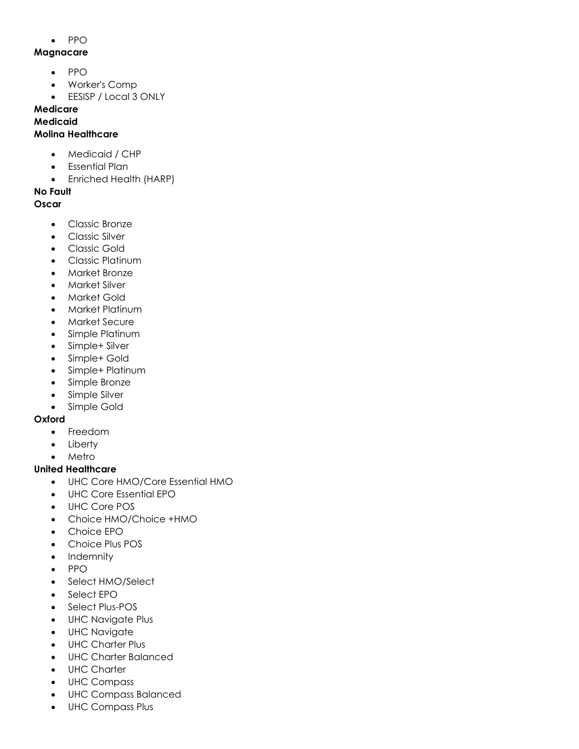- PPO

**Magnacare**

- PPO
- Worker's Comp
- EESISP / Local 3 ONLY

**Medicare**

**Medicaid**

**Molina Healthcare**

- Medicaid / CHP
- Essential Plan
- Enriched Health (HARP)

**No Fault**

**Oscar**

- Classic Bronze
- Classic Silver
- Classic Gold
- Classic Platinum
- Market Bronze
- Market Silver
- Market Gold
- Market Platinum
- Market Secure
- Simple Platinum
- Simple+ Silver
- Simple+ Gold
- Simple+ Platinum
- Simple Bronze
- Simple Silver
- Simple Gold

**Oxford**

- Freedom
- Liberty
- Metro

**United Healthcare**

- UHC Core HMO/Core Essential HMO
- UHC Core Essential EPO
- UHC Core POS
- Choice HMO/Choice +HMO
- Choice EPO
- Choice Plus POS
- Indemnity
- PPO
- Select HMO/Select
- Select EPO
- Select Plus-POS
- UHC Navigate Plus
- UHC Navigate
- UHC Charter Plus
- UHC Charter Balanced
- UHC Charter
- UHC Compass
- UHC Compass Balanced
- UHC Compass Plus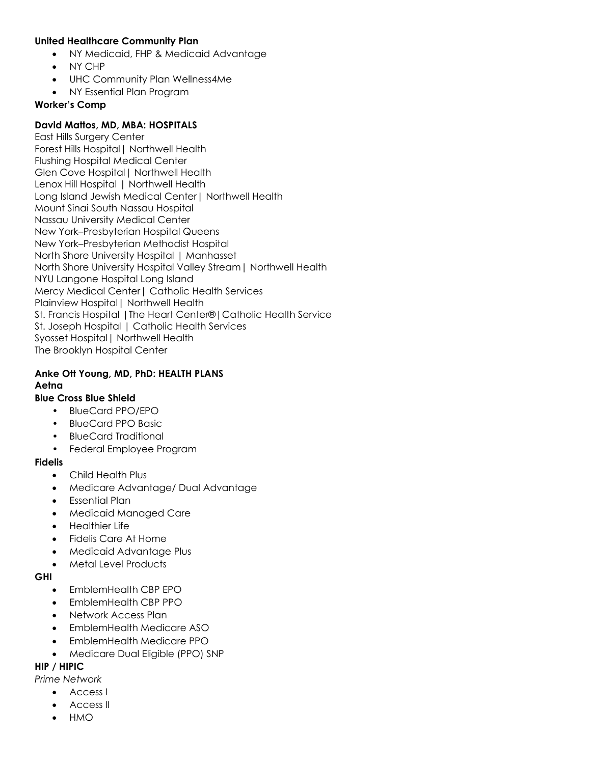**United Healthcare Community Plan**

- NY Medicaid, FHP & Medicaid Advantage
- NY CHP
- UHC Community Plan Wellness4Me
- NY Essential Plan Program

**Worker's Comp**

**David Mattos, MD, MBA: HOSPITALS**

East Hills Surgery Center
Forest Hills Hospital| Northwell Health
Flushing Hospital Medical Center
Glen Cove Hospital| Northwell Health
Lenox Hill Hospital | Northwell Health
Long Island Jewish Medical Center| Northwell Health
Mount Sinai South Nassau Hospital
Nassau University Medical Center
New York–Presbyterian Hospital Queens
New York–Presbyterian Methodist Hospital
North Shore University Hospital | Manhasset
North Shore University Hospital Valley Stream| Northwell Health
NYU Langone Hospital Long Island
Mercy Medical Center| Catholic Health Services
Plainview Hospital| Northwell Health
St. Francis Hospital |The Heart Center®|Catholic Health Service
St. Joseph Hospital | Catholic Health Services
Syosset Hospital| Northwell Health
The Brooklyn Hospital Center

**Anke Ott Young, MD, PhD: HEALTH PLANS**

**Aetna**

**Blue Cross Blue Shield**

- BlueCard PPO/EPO
- BlueCard PPO Basic
- BlueCard Traditional
- Federal Employee Program

**Fidelis**

- Child Health Plus
- Medicare Advantage/ Dual Advantage
- Essential Plan
- Medicaid Managed Care
- Healthier Life
- Fidelis Care At Home
- Medicaid Advantage Plus
- Metal Level Products

**GHI**

- EmblemHealth CBP EPO
- EmblemHealth CBP PPO
- Network Access Plan
- EmblemHealth Medicare ASO
- EmblemHealth Medicare PPO
- Medicare Dual Eligible (PPO) SNP

**HIP / HIPIC**

*Prime Network*

- Access I
- Access II
- HMO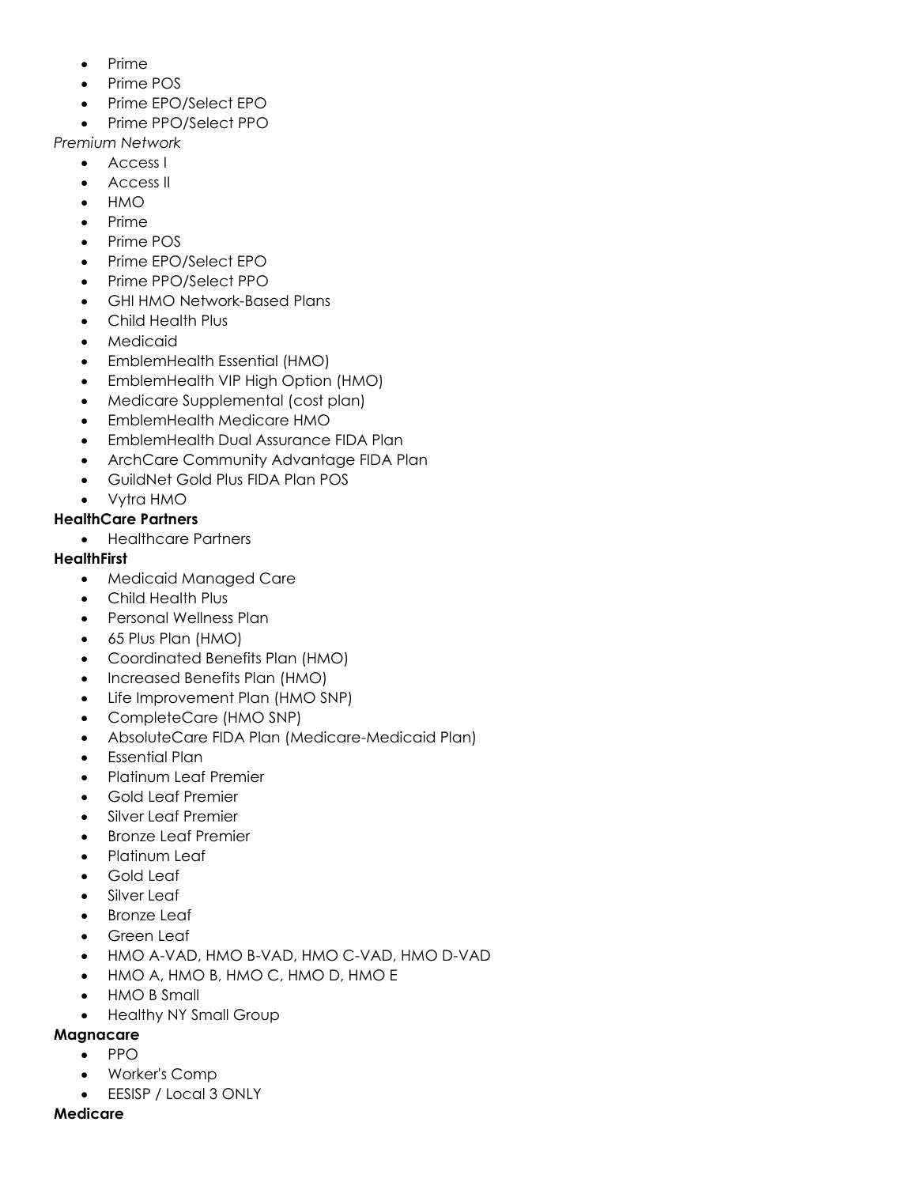- Prime
- Prime POS
- Prime EPO/Select EPO
- Prime PPO/Select PPO

*Premium Network*

- Access I
- Access II
- HMO
- Prime
- Prime POS
- Prime EPO/Select EPO
- Prime PPO/Select PPO
- GHI HMO Network-Based Plans
- Child Health Plus
- Medicaid
- EmblemHealth Essential (HMO)
- EmblemHealth VIP High Option (HMO)
- Medicare Supplemental (cost plan)
- EmblemHealth Medicare HMO
- EmblemHealth Dual Assurance FIDA Plan
- ArchCare Community Advantage FIDA Plan
- GuildNet Gold Plus FIDA Plan POS
- Vytra HMO

**HealthCare Partners**

- Healthcare Partners

**HealthFirst**

- Medicaid Managed Care
- Child Health Plus
- Personal Wellness Plan
- 65 Plus Plan (HMO)
- Coordinated Benefits Plan (HMO)
- Increased Benefits Plan (HMO)
- Life Improvement Plan (HMO SNP)
- CompleteCare (HMO SNP)
- AbsoluteCare FIDA Plan (Medicare-Medicaid Plan)
- Essential Plan
- Platinum Leaf Premier
- Gold Leaf Premier
- Silver Leaf Premier
- Bronze Leaf Premier
- Platinum Leaf
- Gold Leaf
- Silver Leaf
- Bronze Leaf
- Green Leaf
- HMO A-VAD, HMO B-VAD, HMO C-VAD, HMO D-VAD
- HMO A, HMO B, HMO C, HMO D, HMO E
- HMO B Small
- Healthy NY Small Group

**Magnacare**

- PPO
- Worker's Comp
- EESISP / Local 3 ONLY

**Medicare**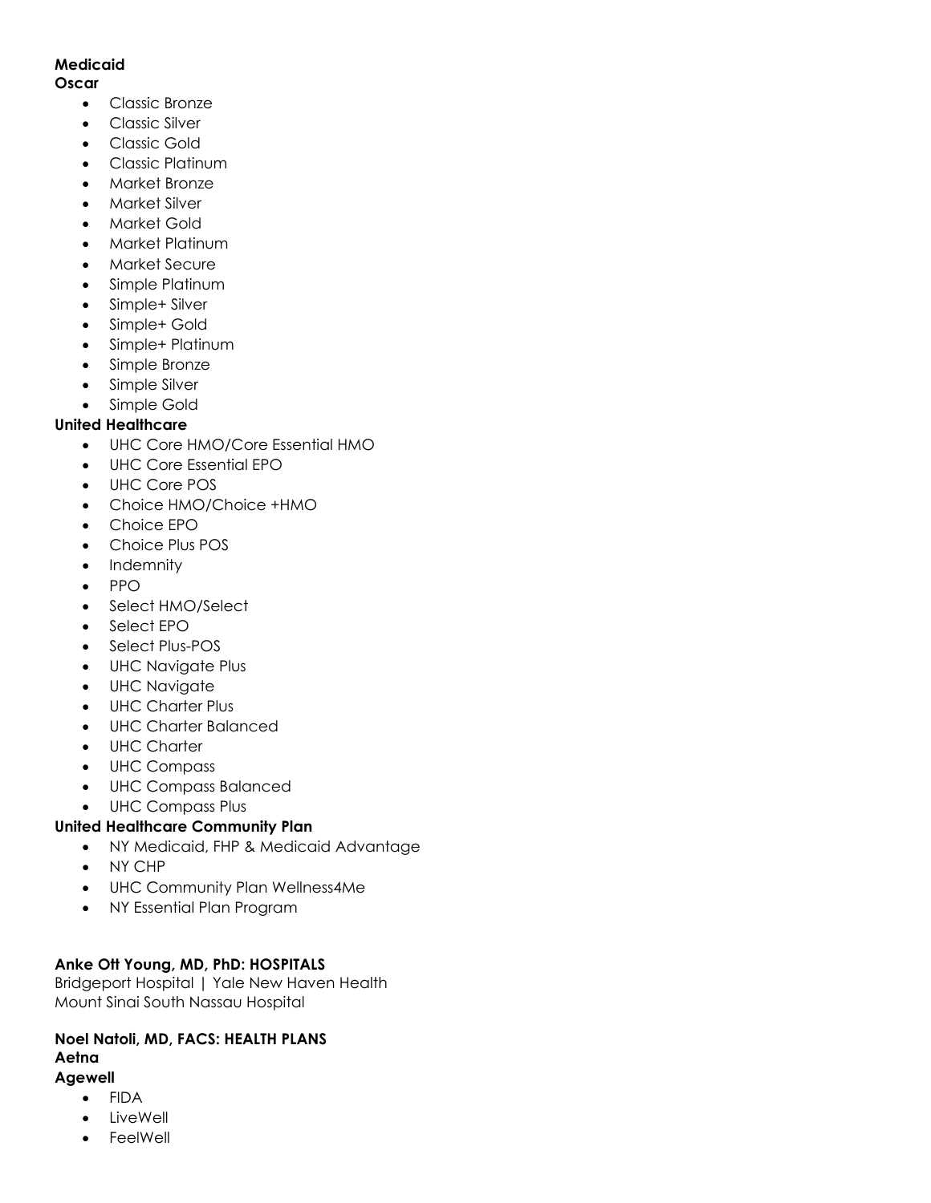**Medicaid**

**Oscar**

- Classic Bronze
- Classic Silver
- Classic Gold
- Classic Platinum
- Market Bronze
- Market Silver
- Market Gold
- Market Platinum
- Market Secure
- Simple Platinum
- Simple+ Silver
- Simple+ Gold
- Simple+ Platinum
- Simple Bronze
- Simple Silver
- Simple Gold

**United Healthcare**

- UHC Core HMO/Core Essential HMO
- UHC Core Essential EPO
- UHC Core POS
- Choice HMO/Choice +HMO
- Choice EPO
- Choice Plus POS
- Indemnity
- PPO
- Select HMO/Select
- Select EPO
- Select Plus-POS
- UHC Navigate Plus
- UHC Navigate
- UHC Charter Plus
- UHC Charter Balanced
- UHC Charter
- UHC Compass
- UHC Compass Balanced
- UHC Compass Plus

**United Healthcare Community Plan**

- NY Medicaid, FHP & Medicaid Advantage
- NY CHP
- UHC Community Plan Wellness4Me
- NY Essential Plan Program

**Anke Ott Young, MD, PhD: HOSPITALS**

Bridgeport Hospital | Yale New Haven Health
Mount Sinai South Nassau Hospital

**Noel Natoli, MD, FACS: HEALTH PLANS**

**Aetna**

**Agewell**

- FIDA
- LiveWell
- FeelWell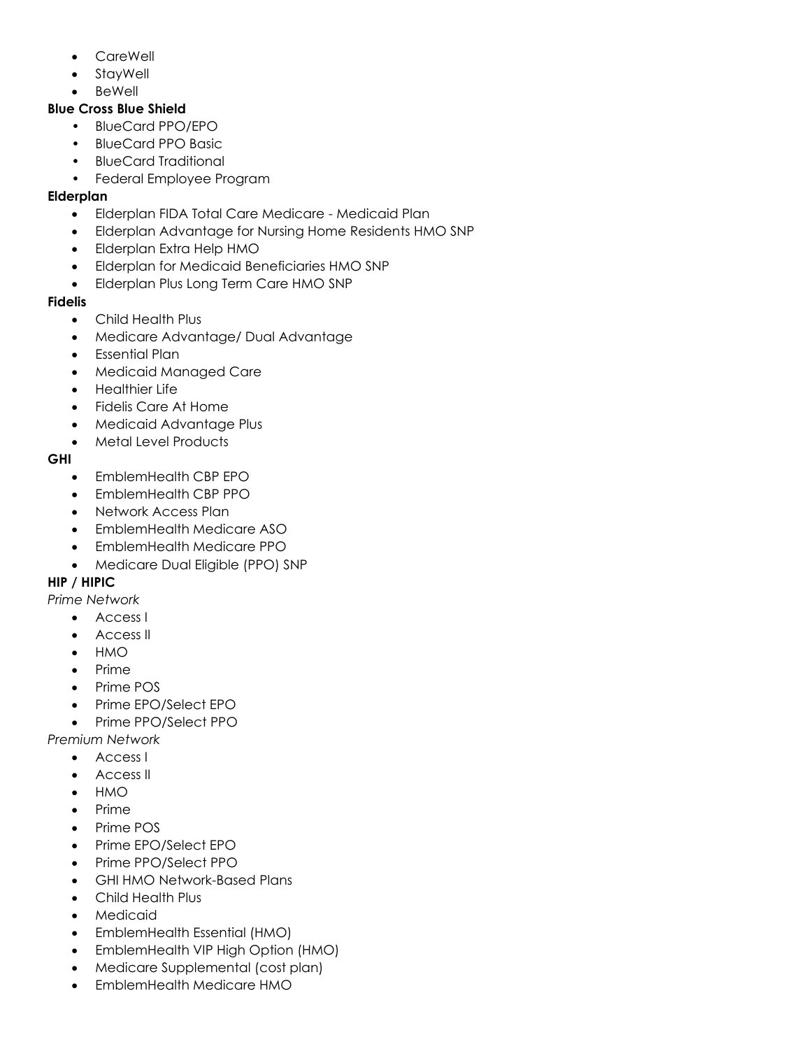- CareWell
- StayWell
- BeWell

**Blue Cross Blue Shield**

- BlueCard PPO/EPO
- BlueCard PPO Basic
- BlueCard Traditional
- Federal Employee Program

**Elderplan**

- Elderplan FIDA Total Care Medicare - Medicaid Plan
- Elderplan Advantage for Nursing Home Residents HMO SNP
- Elderplan Extra Help HMO
- Elderplan for Medicaid Beneficiaries HMO SNP
- Elderplan Plus Long Term Care HMO SNP

**Fidelis**

- Child Health Plus
- Medicare Advantage/ Dual Advantage
- Essential Plan
- Medicaid Managed Care
- Healthier Life
- Fidelis Care At Home
- Medicaid Advantage Plus
- Metal Level Products

**GHI**

- EmblemHealth CBP EPO
- EmblemHealth CBP PPO
- Network Access Plan
- EmblemHealth Medicare ASO
- EmblemHealth Medicare PPO
- Medicare Dual Eligible (PPO) SNP

**HIP / HIPIC**

*Prime Network*

- Access I
- Access II
- HMO
- Prime
- Prime POS
- Prime EPO/Select EPO
- Prime PPO/Select PPO

*Premium Network*

- Access I
- Access II
- HMO
- Prime
- Prime POS
- Prime EPO/Select EPO
- Prime PPO/Select PPO
- GHI HMO Network-Based Plans
- Child Health Plus
- Medicaid
- EmblemHealth Essential (HMO)
- EmblemHealth VIP High Option (HMO)
- Medicare Supplemental (cost plan)
- EmblemHealth Medicare HMO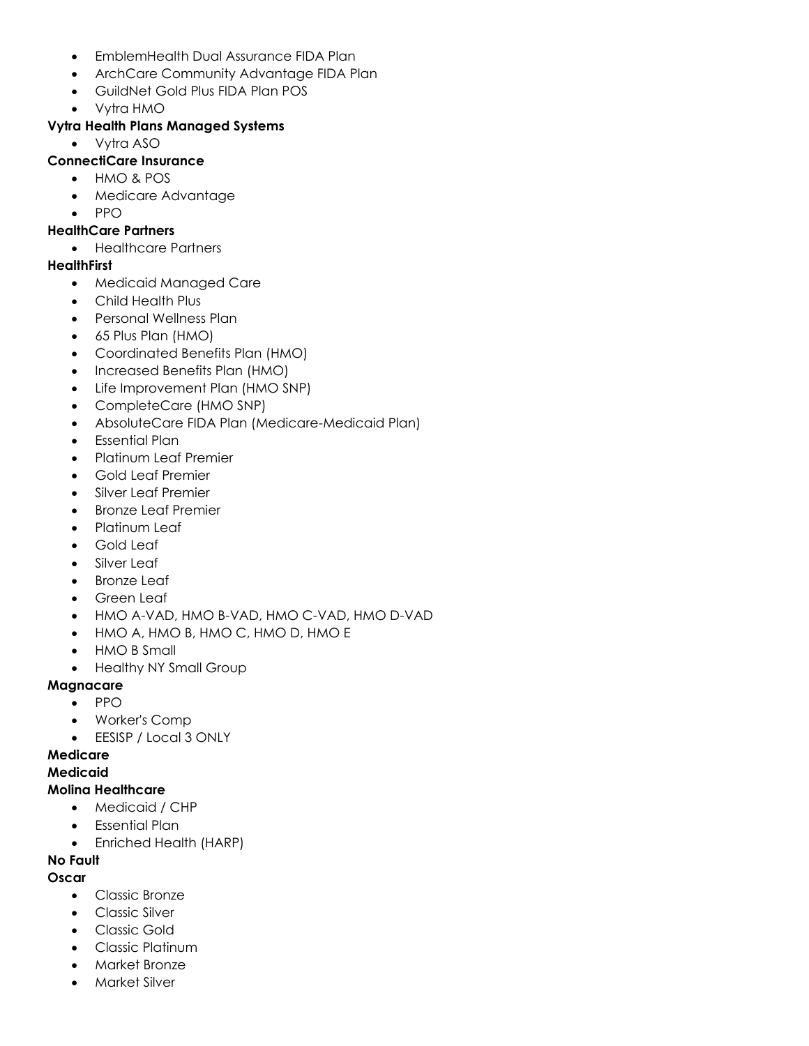- EmblemHealth Dual Assurance FIDA Plan
- ArchCare Community Advantage FIDA Plan
- GuildNet Gold Plus FIDA Plan POS
- Vytra HMO

**Vytra Health Plans Managed Systems**

- Vytra ASO

**ConnectiCare Insurance**

- HMO & POS
- Medicare Advantage
- PPO

**HealthCare Partners**

- Healthcare Partners

**HealthFirst**

- Medicaid Managed Care
- Child Health Plus
- Personal Wellness Plan
- 65 Plus Plan (HMO)
- Coordinated Benefits Plan (HMO)
- Increased Benefits Plan (HMO)
- Life Improvement Plan (HMO SNP)
- CompleteCare (HMO SNP)
- AbsoluteCare FIDA Plan (Medicare-Medicaid Plan)
- Essential Plan
- Platinum Leaf Premier
- Gold Leaf Premier
- Silver Leaf Premier
- Bronze Leaf Premier
- Platinum Leaf
- Gold Leaf
- Silver Leaf
- Bronze Leaf
- Green Leaf
- HMO A-VAD, HMO B-VAD, HMO C-VAD, HMO D-VAD
- HMO A, HMO B, HMO C, HMO D, HMO E
- HMO B Small
- Healthy NY Small Group

**Magnacare**

- PPO
- Worker's Comp
- EESISP / Local 3 ONLY

**Medicare**

**Medicaid**

**Molina Healthcare**

- Medicaid / CHP
- Essential Plan
- Enriched Health (HARP)

**No Fault**

**Oscar**

- Classic Bronze
- Classic Silver
- Classic Gold
- Classic Platinum
- Market Bronze
- Market Silver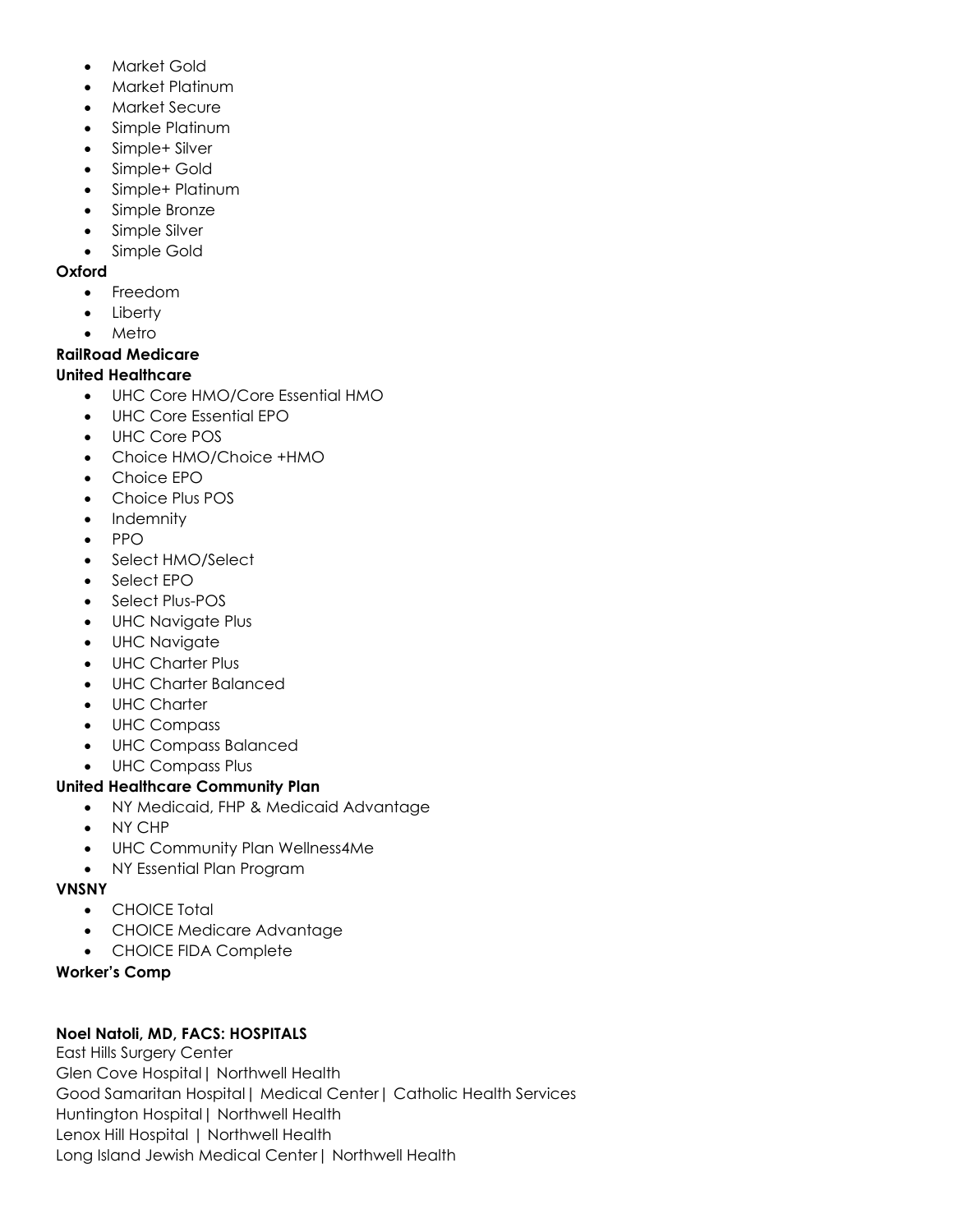- Market Gold
- Market Platinum
- Market Secure
- Simple Platinum
- Simple+ Silver
- Simple+ Gold
- Simple+ Platinum
- Simple Bronze
- Simple Silver
- Simple Gold

**Oxford**

- Freedom
- Liberty
- Metro

**RailRoad Medicare**

**United Healthcare**

- UHC Core HMO/Core Essential HMO
- UHC Core Essential EPO
- UHC Core POS
- Choice HMO/Choice +HMO
- Choice EPO
- Choice Plus POS
- Indemnity
- PPO
- Select HMO/Select
- Select EPO
- Select Plus-POS
- UHC Navigate Plus
- UHC Navigate
- UHC Charter Plus
- UHC Charter Balanced
- UHC Charter
- UHC Compass
- UHC Compass Balanced
- UHC Compass Plus

**United Healthcare Community Plan**

- NY Medicaid, FHP & Medicaid Advantage
- NY CHP
- UHC Community Plan Wellness4Me
- NY Essential Plan Program

**VNSNY**

- CHOICE Total
- CHOICE Medicare Advantage
- CHOICE FIDA Complete

**Worker's Comp**

**Noel Natoli, MD, FACS: HOSPITALS**

East Hills Surgery Center
Glen Cove Hospital| Northwell Health
Good Samaritan Hospital| Medical Center| Catholic Health Services
Huntington Hospital| Northwell Health
Lenox Hill Hospital | Northwell Health
Long Island Jewish Medical Center| Northwell Health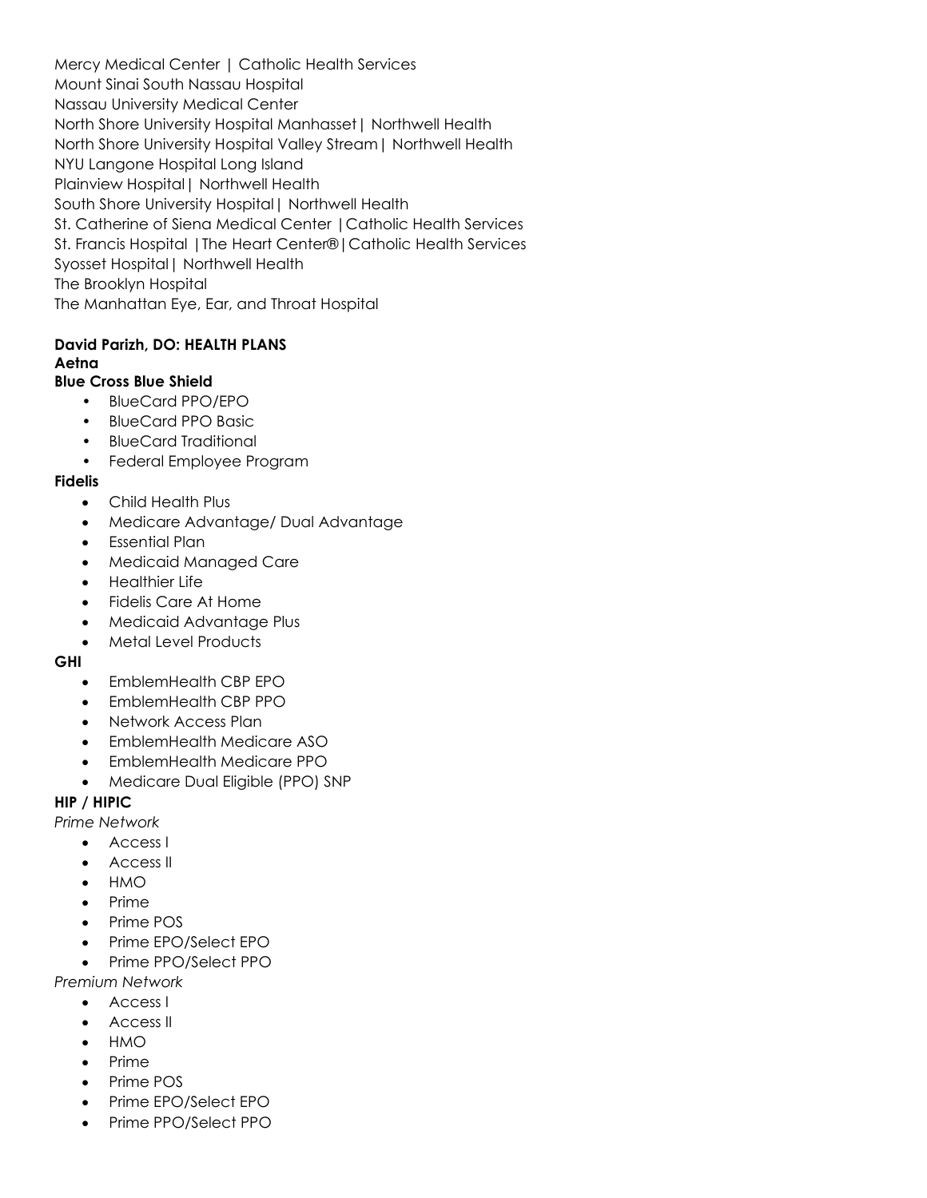Mercy Medical Center | Catholic Health Services
Mount Sinai South Nassau Hospital
Nassau University Medical Center
North Shore University Hospital Manhasset| Northwell Health
North Shore University Hospital Valley Stream| Northwell Health
NYU Langone Hospital Long Island
Plainview Hospital| Northwell Health
South Shore University Hospital| Northwell Health
St. Catherine of Siena Medical Center |Catholic Health Services
St. Francis Hospital |The Heart Center®|Catholic Health Services
Syosset Hospital| Northwell Health
The Brooklyn Hospital
The Manhattan Eye, Ear, and Throat Hospital

**David Parizh, DO: HEALTH PLANS**

**Aetna**

**Blue Cross Blue Shield**

- BlueCard PPO/EPO
- BlueCard PPO Basic
- BlueCard Traditional
- Federal Employee Program

**Fidelis**

- Child Health Plus
- Medicare Advantage/ Dual Advantage
- Essential Plan
- Medicaid Managed Care
- Healthier Life
- Fidelis Care At Home
- Medicaid Advantage Plus
- Metal Level Products

**GHI**

- EmblemHealth CBP EPO
- EmblemHealth CBP PPO
- Network Access Plan
- EmblemHealth Medicare ASO
- EmblemHealth Medicare PPO
- Medicare Dual Eligible (PPO) SNP

**HIP / HIPIC**

*Prime Network*

- Access I
- Access II
- HMO
- Prime
- Prime POS
- Prime EPO/Select EPO
- Prime PPO/Select PPO

*Premium Network*

- Access I
- Access II
- HMO
- Prime
- Prime POS
- Prime EPO/Select EPO
- Prime PPO/Select PPO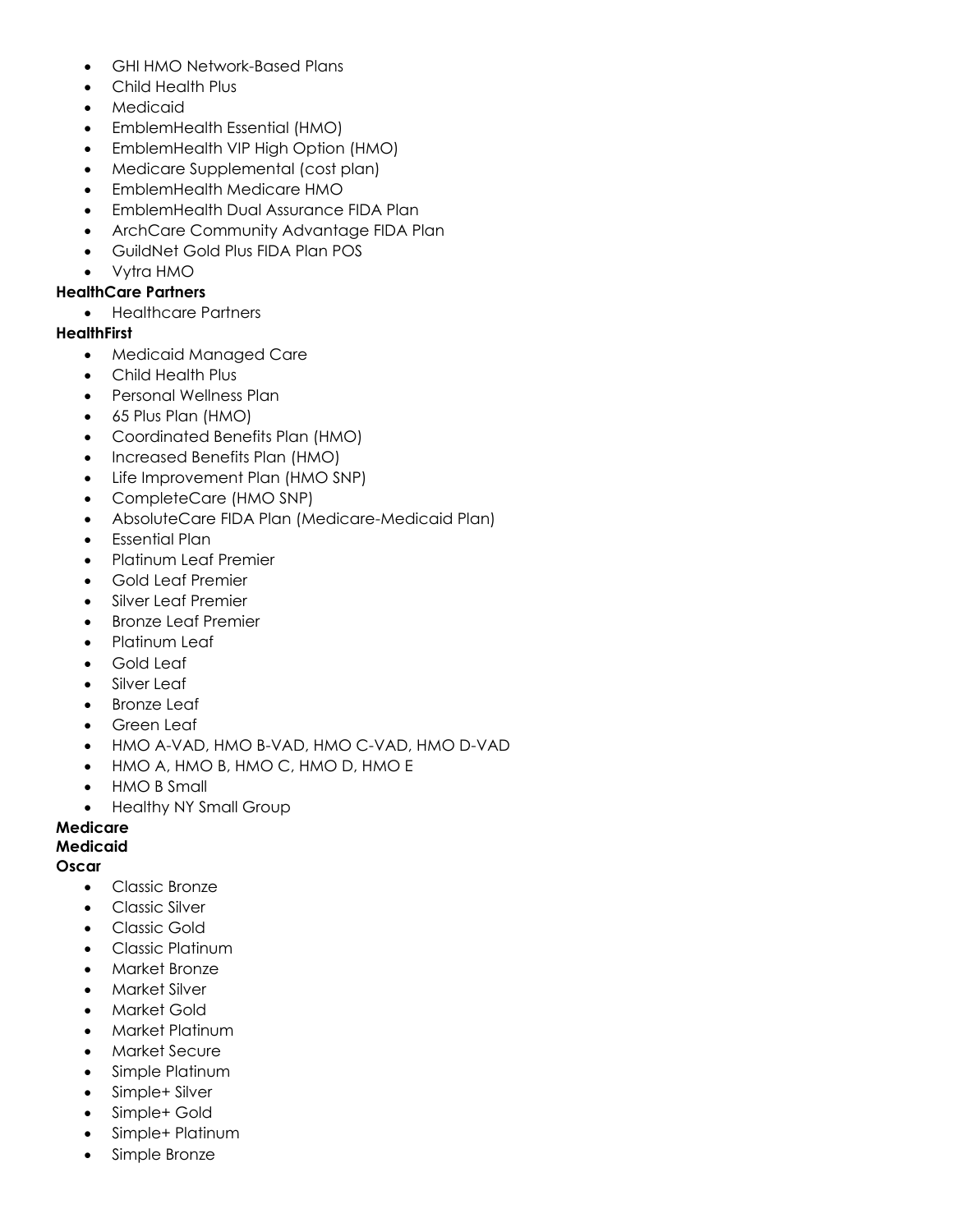- GHI HMO Network-Based Plans
- Child Health Plus
- Medicaid
- EmblemHealth Essential (HMO)
- EmblemHealth VIP High Option (HMO)
- Medicare Supplemental (cost plan)
- EmblemHealth Medicare HMO
- EmblemHealth Dual Assurance FIDA Plan
- ArchCare Community Advantage FIDA Plan
- GuildNet Gold Plus FIDA Plan POS
- Vytra HMO

**HealthCare Partners**

- Healthcare Partners

**HealthFirst**

- Medicaid Managed Care
- Child Health Plus
- Personal Wellness Plan
- 65 Plus Plan (HMO)
- Coordinated Benefits Plan (HMO)
- Increased Benefits Plan (HMO)
- Life Improvement Plan (HMO SNP)
- CompleteCare (HMO SNP)
- AbsoluteCare FIDA Plan (Medicare-Medicaid Plan)
- Essential Plan
- Platinum Leaf Premier
- Gold Leaf Premier
- Silver Leaf Premier
- Bronze Leaf Premier
- Platinum Leaf
- Gold Leaf
- Silver Leaf
- Bronze Leaf
- Green Leaf
- HMO A-VAD, HMO B-VAD, HMO C-VAD, HMO D-VAD
- HMO A, HMO B, HMO C, HMO D, HMO E
- HMO B Small
- Healthy NY Small Group

**Medicare**

**Medicaid**

**Oscar**

- Classic Bronze
- Classic Silver
- Classic Gold
- Classic Platinum
- Market Bronze
- Market Silver
- Market Gold
- Market Platinum
- Market Secure
- Simple Platinum
- Simple+ Silver
- Simple+ Gold
- Simple+ Platinum
- Simple Bronze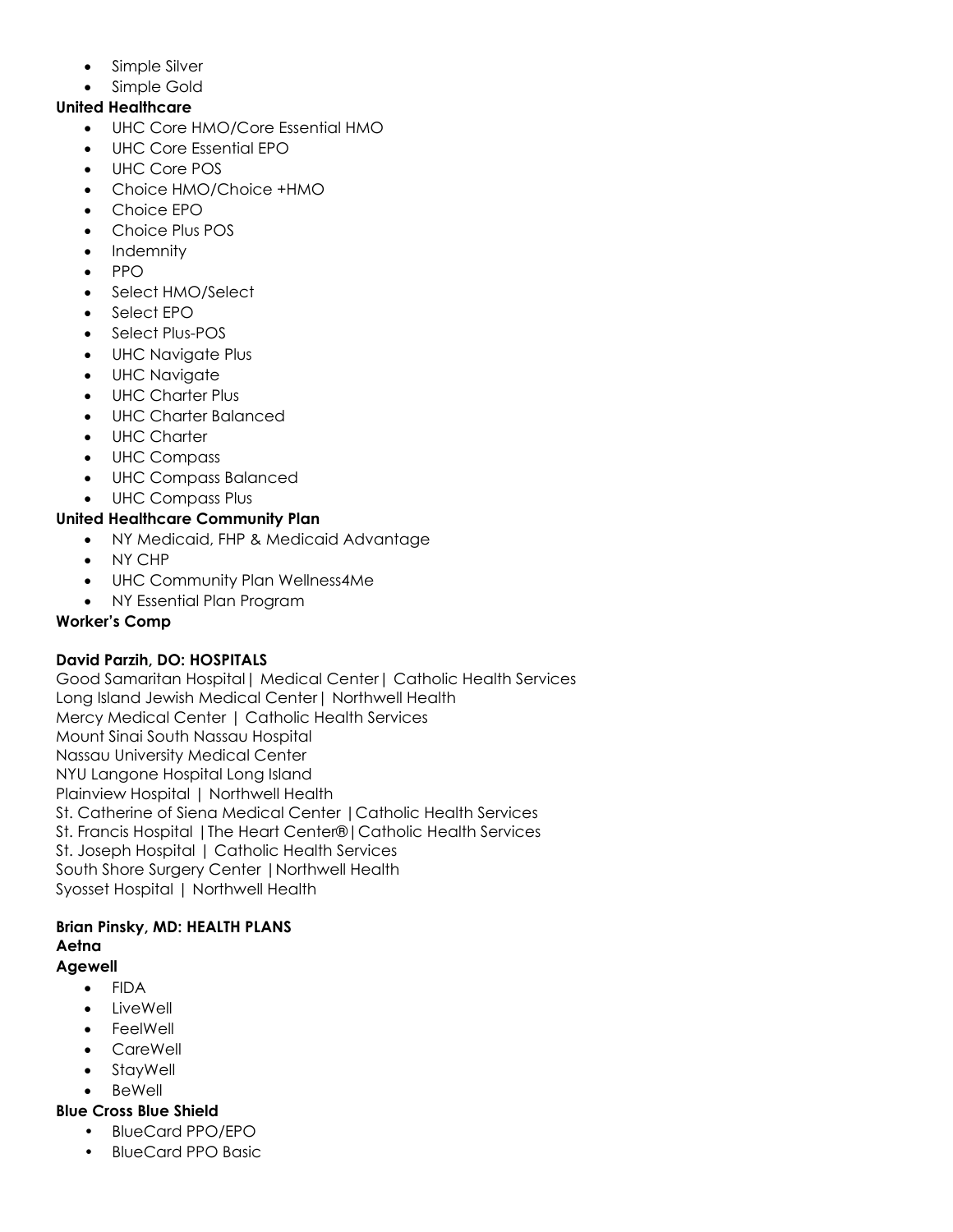- Simple Silver
- Simple Gold

**United Healthcare**

- UHC Core HMO/Core Essential HMO
- UHC Core Essential EPO
- UHC Core POS
- Choice HMO/Choice +HMO
- Choice EPO
- Choice Plus POS
- Indemnity
- PPO
- Select HMO/Select
- Select EPO
- Select Plus-POS
- UHC Navigate Plus
- UHC Navigate
- UHC Charter Plus
- UHC Charter Balanced
- UHC Charter
- UHC Compass
- UHC Compass Balanced
- UHC Compass Plus

**United Healthcare Community Plan**

- NY Medicaid, FHP & Medicaid Advantage
- NY CHP
- UHC Community Plan Wellness4Me
- NY Essential Plan Program

**Worker's Comp**

**David Parzih, DO: HOSPITALS**

Good Samaritan Hospital| Medical Center| Catholic Health Services
Long Island Jewish Medical Center| Northwell Health
Mercy Medical Center | Catholic Health Services
Mount Sinai South Nassau Hospital
Nassau University Medical Center
NYU Langone Hospital Long Island
Plainview Hospital | Northwell Health
St. Catherine of Siena Medical Center |Catholic Health Services
St. Francis Hospital |The Heart Center®| Catholic Health Services
St. Joseph Hospital | Catholic Health Services
South Shore Surgery Center |Northwell Health
Syosset Hospital | Northwell Health

**Brian Pinsky, MD: HEALTH PLANS**

**Aetna**

**Agewell**

- FIDA
- LiveWell
- FeelWell
- CareWell
- StayWell
- BeWell

**Blue Cross Blue Shield**

- BlueCard PPO/EPO
- BlueCard PPO Basic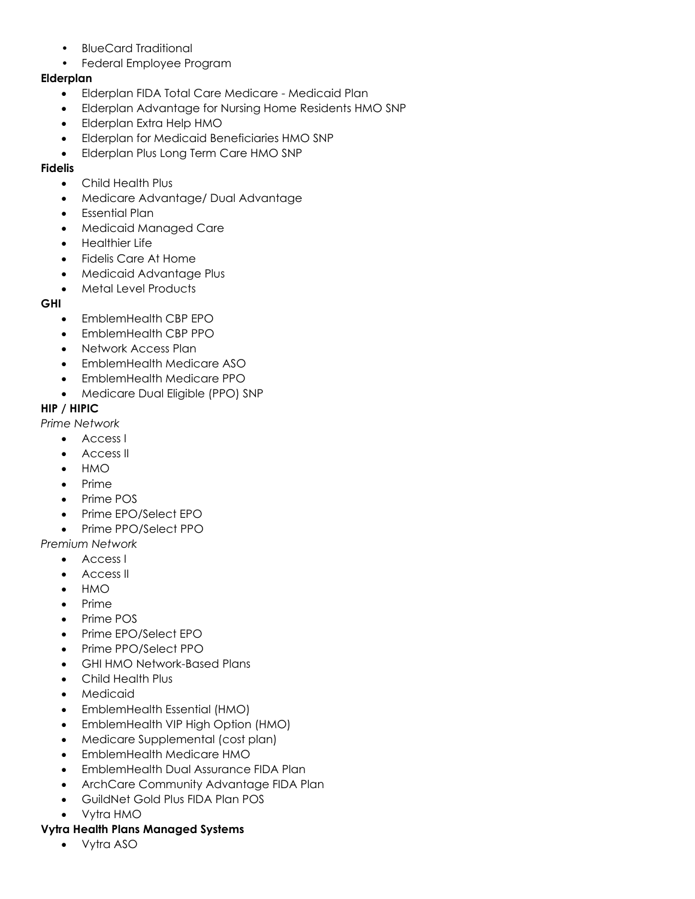- BlueCard Traditional
- Federal Employee Program

**Elderplan**

- Elderplan FIDA Total Care Medicare - Medicaid Plan
- Elderplan Advantage for Nursing Home Residents HMO SNP
- Elderplan Extra Help HMO
- Elderplan for Medicaid Beneficiaries HMO SNP
- Elderplan Plus Long Term Care HMO SNP

**Fidelis**

- Child Health Plus
- Medicare Advantage/ Dual Advantage
- Essential Plan
- Medicaid Managed Care
- Healthier Life
- Fidelis Care At Home
- Medicaid Advantage Plus
- Metal Level Products

**GHI**

- EmblemHealth CBP EPO
- EmblemHealth CBP PPO
- Network Access Plan
- EmblemHealth Medicare ASO
- EmblemHealth Medicare PPO
- Medicare Dual Eligible (PPO) SNP

**HIP / HIPIC**

*Prime Network*

- Access I
- Access II
- HMO
- Prime
- Prime POS
- Prime EPO/Select EPO
- Prime PPO/Select PPO

*Premium Network*

- Access I
- Access II
- HMO
- Prime
- Prime POS
- Prime EPO/Select EPO
- Prime PPO/Select PPO
- GHI HMO Network-Based Plans
- Child Health Plus
- Medicaid
- EmblemHealth Essential (HMO)
- EmblemHealth VIP High Option (HMO)
- Medicare Supplemental (cost plan)
- EmblemHealth Medicare HMO
- EmblemHealth Dual Assurance FIDA Plan
- ArchCare Community Advantage FIDA Plan
- GuildNet Gold Plus FIDA Plan POS
- Vytra HMO

**Vytra Health Plans Managed Systems**

- Vytra ASO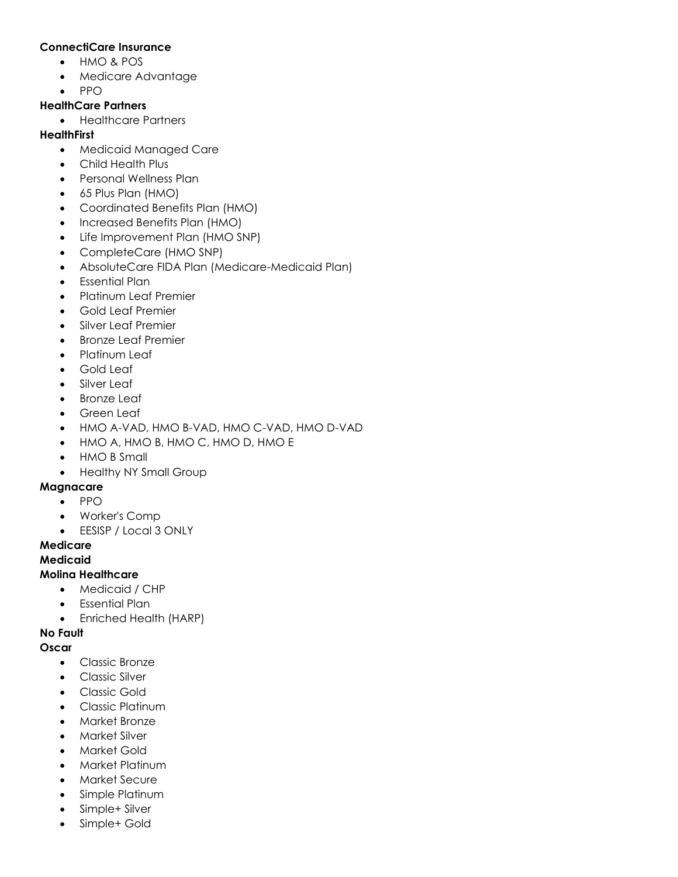**ConnectiCare Insurance**

- HMO & POS
- Medicare Advantage
- PPO

**HealthCare Partners**

- Healthcare Partners

**HealthFirst**

- Medicaid Managed Care
- Child Health Plus
- Personal Wellness Plan
- 65 Plus Plan (HMO)
- Coordinated Benefits Plan (HMO)
- Increased Benefits Plan (HMO)
- Life Improvement Plan (HMO SNP)
- CompleteCare (HMO SNP)
- AbsoluteCare FIDA Plan (Medicare-Medicaid Plan)
- Essential Plan
- Platinum Leaf Premier
- Gold Leaf Premier
- Silver Leaf Premier
- Bronze Leaf Premier
- Platinum Leaf
- Gold Leaf
- Silver Leaf
- Bronze Leaf
- Green Leaf
- HMO A-VAD, HMO B-VAD, HMO C-VAD, HMO D-VAD
- HMO A, HMO B, HMO C, HMO D, HMO E
- HMO B Small
- Healthy NY Small Group

**Magnacare**

- PPO
- Worker's Comp
- EESISP / Local 3 ONLY

**Medicare**

**Medicaid**

**Molina Healthcare**

- Medicaid / CHP
- Essential Plan
- Enriched Health (HARP)

**No Fault**

**Oscar**

- Classic Bronze
- Classic Silver
- Classic Gold
- Classic Platinum
- Market Bronze
- Market Silver
- Market Gold
- Market Platinum
- Market Secure
- Simple Platinum
- Simple+ Silver
- Simple+ Gold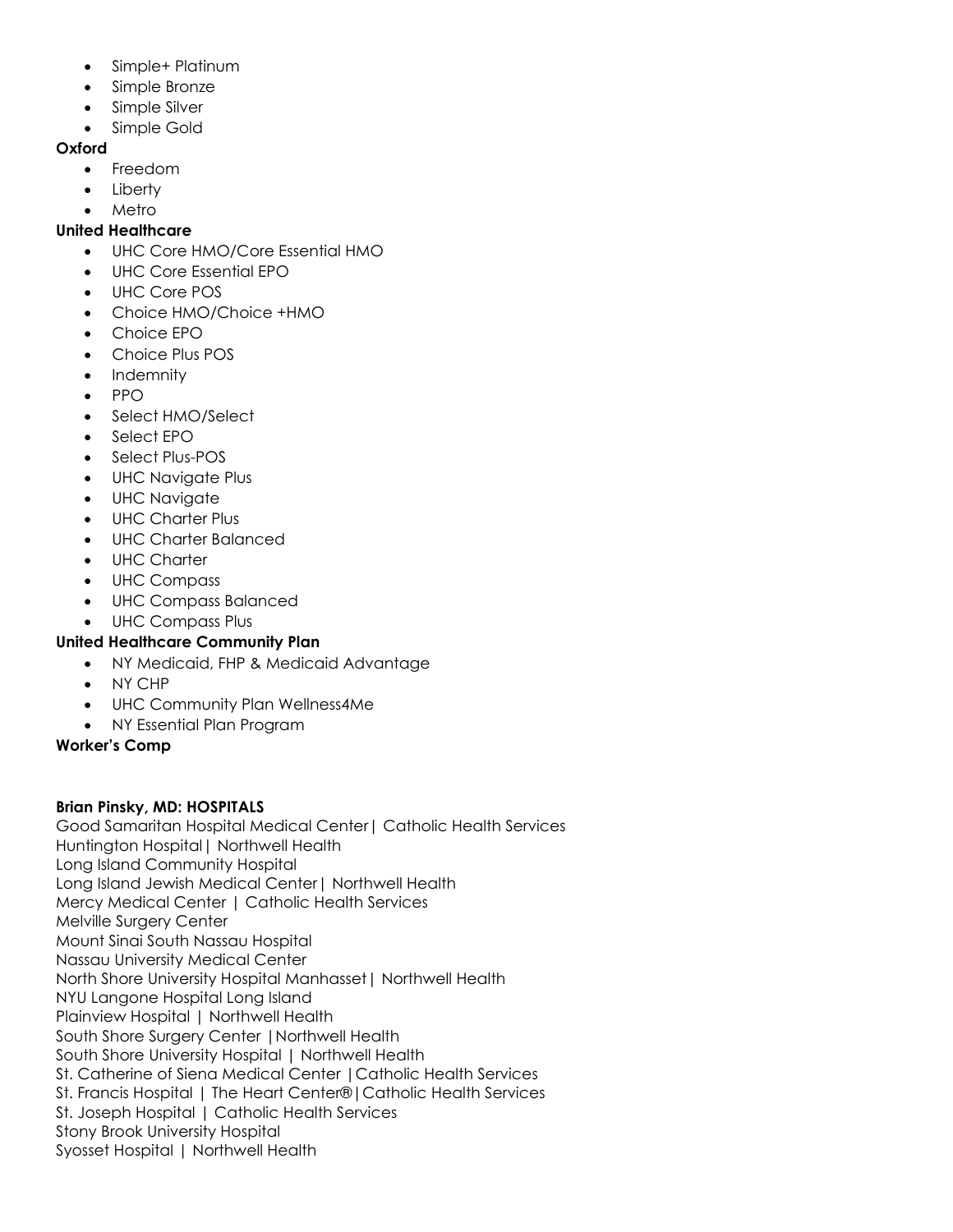- Simple+ Platinum
- Simple Bronze
- Simple Silver
- Simple Gold

**Oxford**

- Freedom
- Liberty
- Metro

**United Healthcare**

- UHC Core HMO/Core Essential HMO
- UHC Core Essential EPO
- UHC Core POS
- Choice HMO/Choice +HMO
- Choice EPO
- Choice Plus POS
- Indemnity
- PPO
- Select HMO/Select
- Select EPO
- Select Plus-POS
- UHC Navigate Plus
- UHC Navigate
- UHC Charter Plus
- UHC Charter Balanced
- UHC Charter
- UHC Compass
- UHC Compass Balanced
- UHC Compass Plus

**United Healthcare Community Plan**

- NY Medicaid, FHP & Medicaid Advantage
- NY CHP
- UHC Community Plan Wellness4Me
- NY Essential Plan Program

**Worker's Comp**

**Brian Pinsky, MD: HOSPITALS**

Good Samaritan Hospital Medical Center| Catholic Health Services
Huntington Hospital| Northwell Health
Long Island Community Hospital
Long Island Jewish Medical Center| Northwell Health
Mercy Medical Center | Catholic Health Services
Melville Surgery Center
Mount Sinai South Nassau Hospital
Nassau University Medical Center
North Shore University Hospital Manhasset| Northwell Health
NYU Langone Hospital Long Island
Plainview Hospital | Northwell Health
South Shore Surgery Center |Northwell Health
South Shore University Hospital | Northwell Health
St. Catherine of Siena Medical Center |Catholic Health Services
St. Francis Hospital | The Heart Center®|Catholic Health Services
St. Joseph Hospital | Catholic Health Services
Stony Brook University Hospital
Syosset Hospital | Northwell Health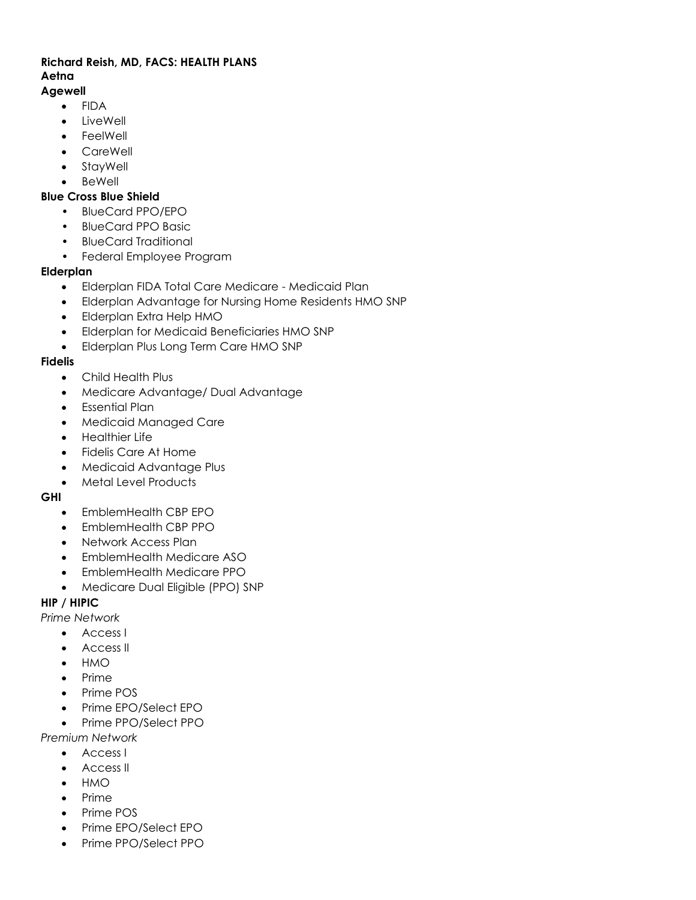**Richard Reish, MD, FACS: HEALTH PLANS**

**Aetna**

**Agewell**

- FIDA
- LiveWell
- FeelWell
- CareWell
- StayWell
- BeWell

**Blue Cross Blue Shield**

- BlueCard PPO/EPO
- BlueCard PPO Basic
- BlueCard Traditional
- Federal Employee Program

**Elderplan**

- Elderplan FIDA Total Care Medicare - Medicaid Plan
- Elderplan Advantage for Nursing Home Residents HMO SNP
- Elderplan Extra Help HMO
- Elderplan for Medicaid Beneficiaries HMO SNP
- Elderplan Plus Long Term Care HMO SNP

**Fidelis**

- Child Health Plus
- Medicare Advantage/ Dual Advantage
- Essential Plan
- Medicaid Managed Care
- Healthier Life
- Fidelis Care At Home
- Medicaid Advantage Plus
- Metal Level Products

**GHI**

- EmblemHealth CBP EPO
- EmblemHealth CBP PPO
- Network Access Plan
- EmblemHealth Medicare ASO
- EmblemHealth Medicare PPO
- Medicare Dual Eligible (PPO) SNP

**HIP / HIPIC**

*Prime Network*

- Access I
- Access II
- HMO
- Prime
- Prime POS
- Prime EPO/Select EPO
- Prime PPO/Select PPO

*Premium Network*

- Access I
- Access II
- HMO
- Prime
- Prime POS
- Prime EPO/Select EPO
- Prime PPO/Select PPO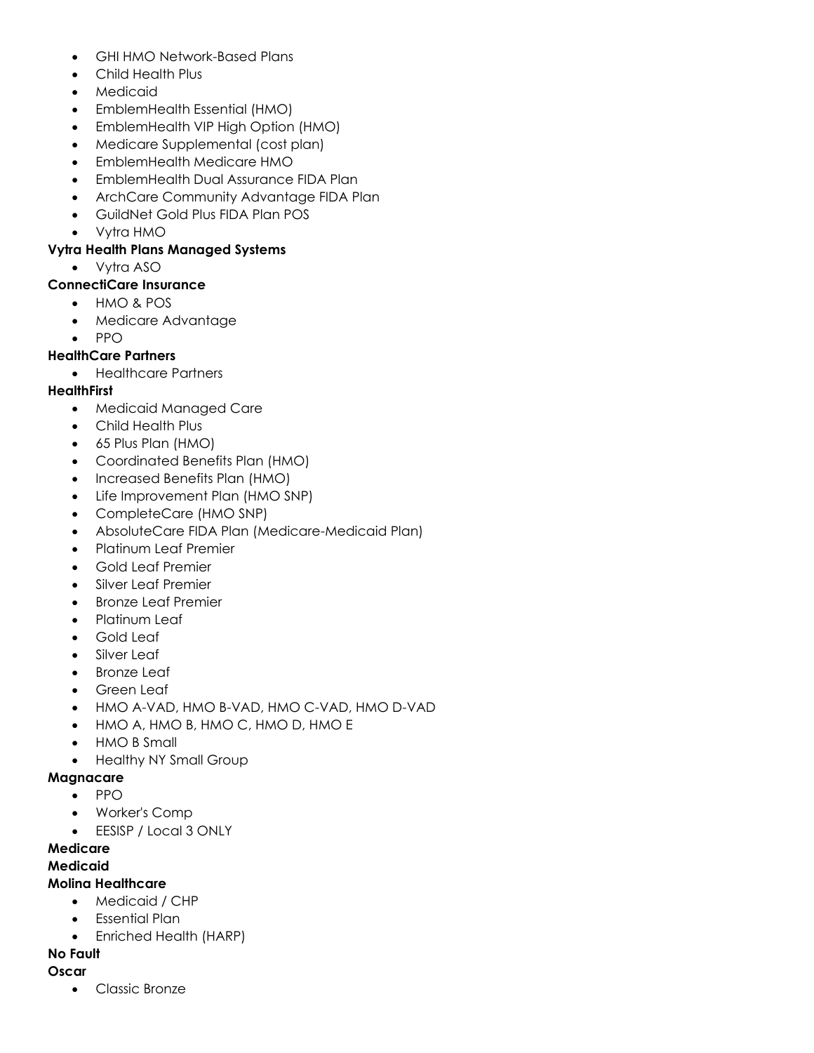- GHI HMO Network-Based Plans
- Child Health Plus
- Medicaid
- EmblemHealth Essential (HMO)
- EmblemHealth VIP High Option (HMO)
- Medicare Supplemental (cost plan)
- EmblemHealth Medicare HMO
- EmblemHealth Dual Assurance FIDA Plan
- ArchCare Community Advantage FIDA Plan
- GuildNet Gold Plus FIDA Plan POS
- Vytra HMO

**Vytra Health Plans Managed Systems**

- Vytra ASO

**ConnectiCare Insurance**

- HMO & POS
- Medicare Advantage
- PPO

**HealthCare Partners**

- Healthcare Partners

**HealthFirst**

- Medicaid Managed Care
- Child Health Plus
- 65 Plus Plan (HMO)
- Coordinated Benefits Plan (HMO)
- Increased Benefits Plan (HMO)
- Life Improvement Plan (HMO SNP)
- CompleteCare (HMO SNP)
- AbsoluteCare FIDA Plan (Medicare-Medicaid Plan)
- Platinum Leaf Premier
- Gold Leaf Premier
- Silver Leaf Premier
- Bronze Leaf Premier
- Platinum Leaf
- Gold Leaf
- Silver Leaf
- Bronze Leaf
- Green Leaf
- HMO A-VAD, HMO B-VAD, HMO C-VAD, HMO D-VAD
- HMO A, HMO B, HMO C, HMO D, HMO E
- HMO B Small
- Healthy NY Small Group

**Magnacare**

- PPO
- Worker's Comp
- EESISP / Local 3 ONLY

**Medicare**

**Medicaid**

**Molina Healthcare**

- Medicaid / CHP
- Essential Plan
- Enriched Health (HARP)

**No Fault**

**Oscar**

- Classic Bronze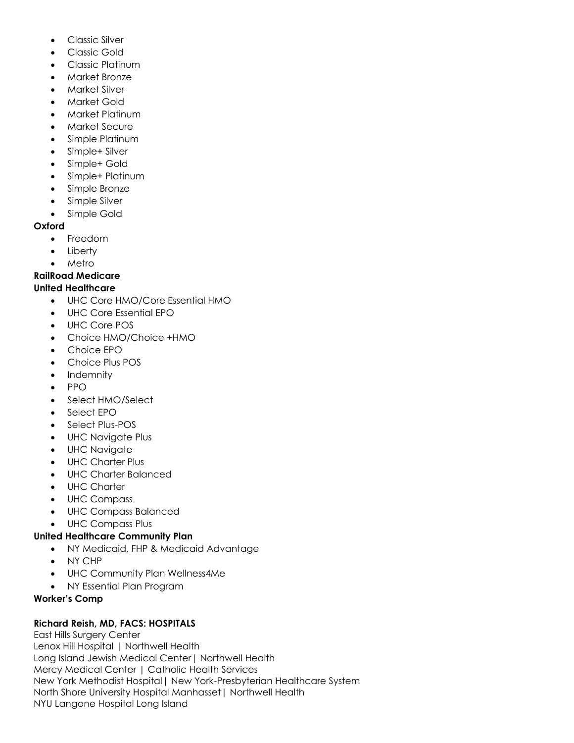- Classic Silver
- Classic Gold
- Classic Platinum
- Market Bronze
- Market Silver
- Market Gold
- Market Platinum
- Market Secure
- Simple Platinum
- Simple+ Silver
- Simple+ Gold
- Simple+ Platinum
- Simple Bronze
- Simple Silver
- Simple Gold

**Oxford**

- Freedom
- Liberty
- Metro

**RailRoad Medicare**

**United Healthcare**

- UHC Core HMO/Core Essential HMO
- UHC Core Essential EPO
- UHC Core POS
- Choice HMO/Choice +HMO
- Choice EPO
- Choice Plus POS
- Indemnity
- PPO
- Select HMO/Select
- Select EPO
- Select Plus-POS
- UHC Navigate Plus
- UHC Navigate
- UHC Charter Plus
- UHC Charter Balanced
- UHC Charter
- UHC Compass
- UHC Compass Balanced
- UHC Compass Plus

**United Healthcare Community Plan**

- NY Medicaid, FHP & Medicaid Advantage
- NY CHP
- UHC Community Plan Wellness4Me
- NY Essential Plan Program

**Worker's Comp**

**Richard Reish, MD, FACS: HOSPITALS**

East Hills Surgery Center
Lenox Hill Hospital | Northwell Health
Long Island Jewish Medical Center| Northwell Health
Mercy Medical Center | Catholic Health Services
New York Methodist Hospital| New York-Presbyterian Healthcare System
North Shore University Hospital Manhasset| Northwell Health
NYU Langone Hospital Long Island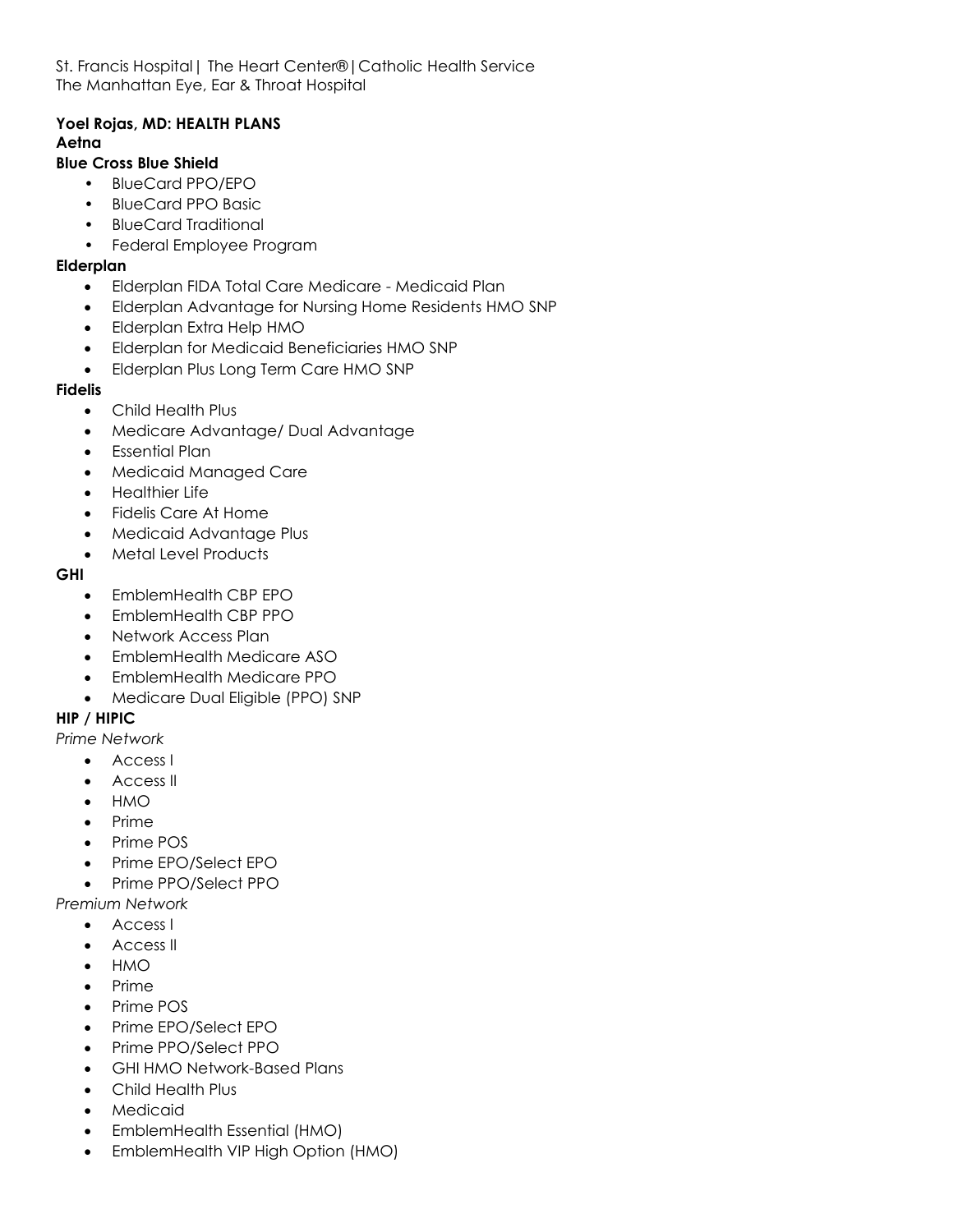St. Francis Hospital | The Heart Center® | Catholic Health Service
The Manhattan Eye, Ear & Throat Hospital

**Yoel Rojas, MD: HEALTH PLANS**

**Aetna**

**Blue Cross Blue Shield**

- BlueCard PPO/EPO
- BlueCard PPO Basic
- BlueCard Traditional
- Federal Employee Program

**Elderplan**

- Elderplan FIDA Total Care Medicare - Medicaid Plan
- Elderplan Advantage for Nursing Home Residents HMO SNP
- Elderplan Extra Help HMO
- Elderplan for Medicaid Beneficiaries HMO SNP
- Elderplan Plus Long Term Care HMO SNP

**Fidelis**

- Child Health Plus
- Medicare Advantage/ Dual Advantage
- Essential Plan
- Medicaid Managed Care
- Healthier Life
- Fidelis Care At Home
- Medicaid Advantage Plus
- Metal Level Products

**GHI**

- EmblemHealth CBP EPO
- EmblemHealth CBP PPO
- Network Access Plan
- EmblemHealth Medicare ASO
- EmblemHealth Medicare PPO
- Medicare Dual Eligible (PPO) SNP

**HIP / HIPIC**

*Prime Network*

- Access I
- Access II
- HMO
- Prime
- Prime POS
- Prime EPO/Select EPO
- Prime PPO/Select PPO

*Premium Network*

- Access I
- Access II
- HMO
- Prime
- Prime POS
- Prime EPO/Select EPO
- Prime PPO/Select PPO
- GHI HMO Network-Based Plans
- Child Health Plus
- Medicaid
- EmblemHealth Essential (HMO)
- EmblemHealth VIP High Option (HMO)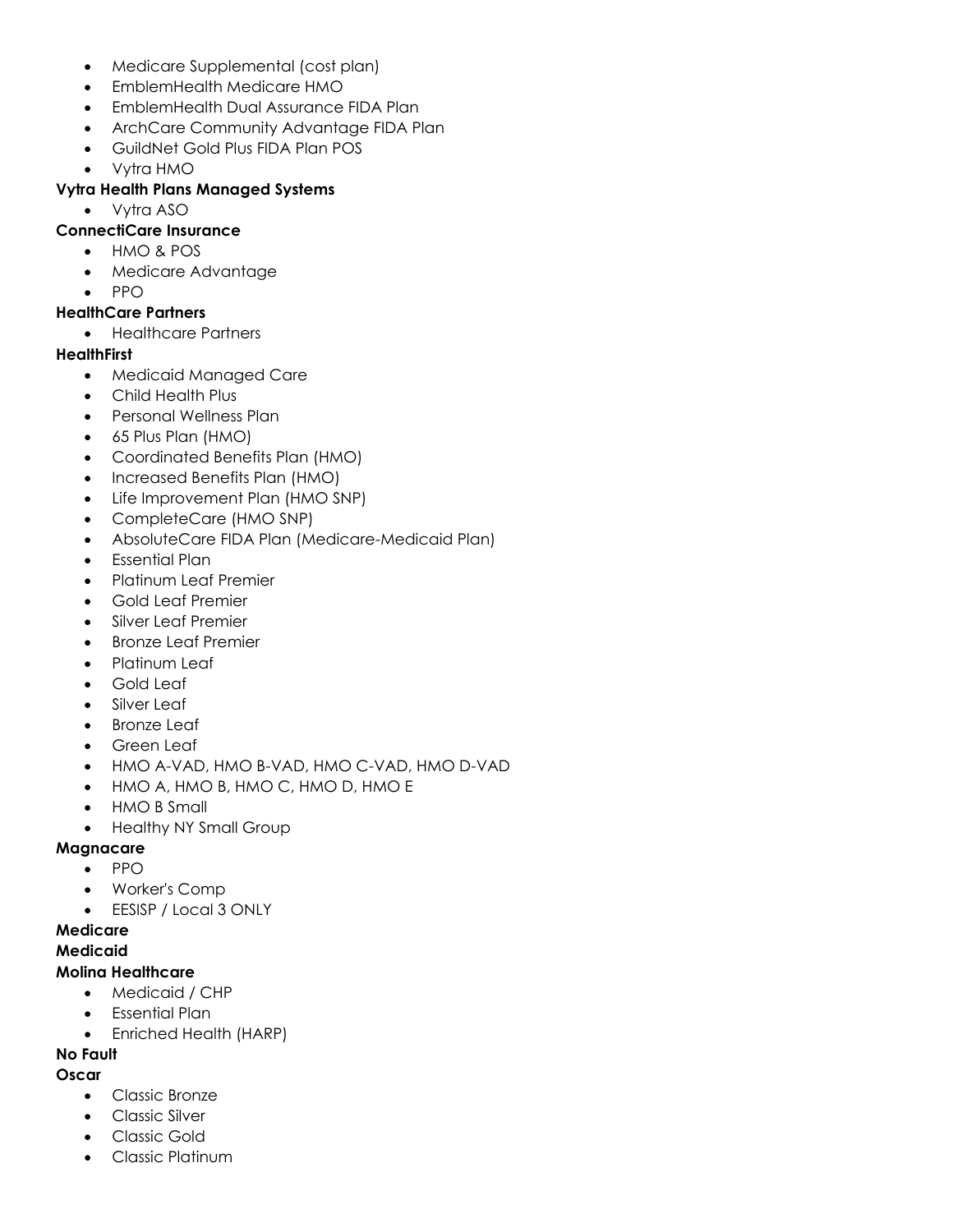- Medicare Supplemental (cost plan)
- EmblemHealth Medicare HMO
- EmblemHealth Dual Assurance FIDA Plan
- ArchCare Community Advantage FIDA Plan
- GuildNet Gold Plus FIDA Plan POS
- Vytra HMO

**Vytra Health Plans Managed Systems**

- Vytra ASO

**ConnectiCare Insurance**

- HMO & POS
- Medicare Advantage
- PPO

**HealthCare Partners**

- Healthcare Partners

**HealthFirst**

- Medicaid Managed Care
- Child Health Plus
- Personal Wellness Plan
- 65 Plus Plan (HMO)
- Coordinated Benefits Plan (HMO)
- Increased Benefits Plan (HMO)
- Life Improvement Plan (HMO SNP)
- CompleteCare (HMO SNP)
- AbsoluteCare FIDA Plan (Medicare-Medicaid Plan)
- Essential Plan
- Platinum Leaf Premier
- Gold Leaf Premier
- Silver Leaf Premier
- Bronze Leaf Premier
- Platinum Leaf
- Gold Leaf
- Silver Leaf
- Bronze Leaf
- Green Leaf
- HMO A-VAD, HMO B-VAD, HMO C-VAD, HMO D-VAD
- HMO A, HMO B, HMO C, HMO D, HMO E
- HMO B Small
- Healthy NY Small Group

**Magnacare**

- PPO
- Worker's Comp
- EESISP / Local 3 ONLY

**Medicare**

**Medicaid**

**Molina Healthcare**

- Medicaid / CHP
- Essential Plan
- Enriched Health (HARP)

**No Fault**

**Oscar**

- Classic Bronze
- Classic Silver
- Classic Gold
- Classic Platinum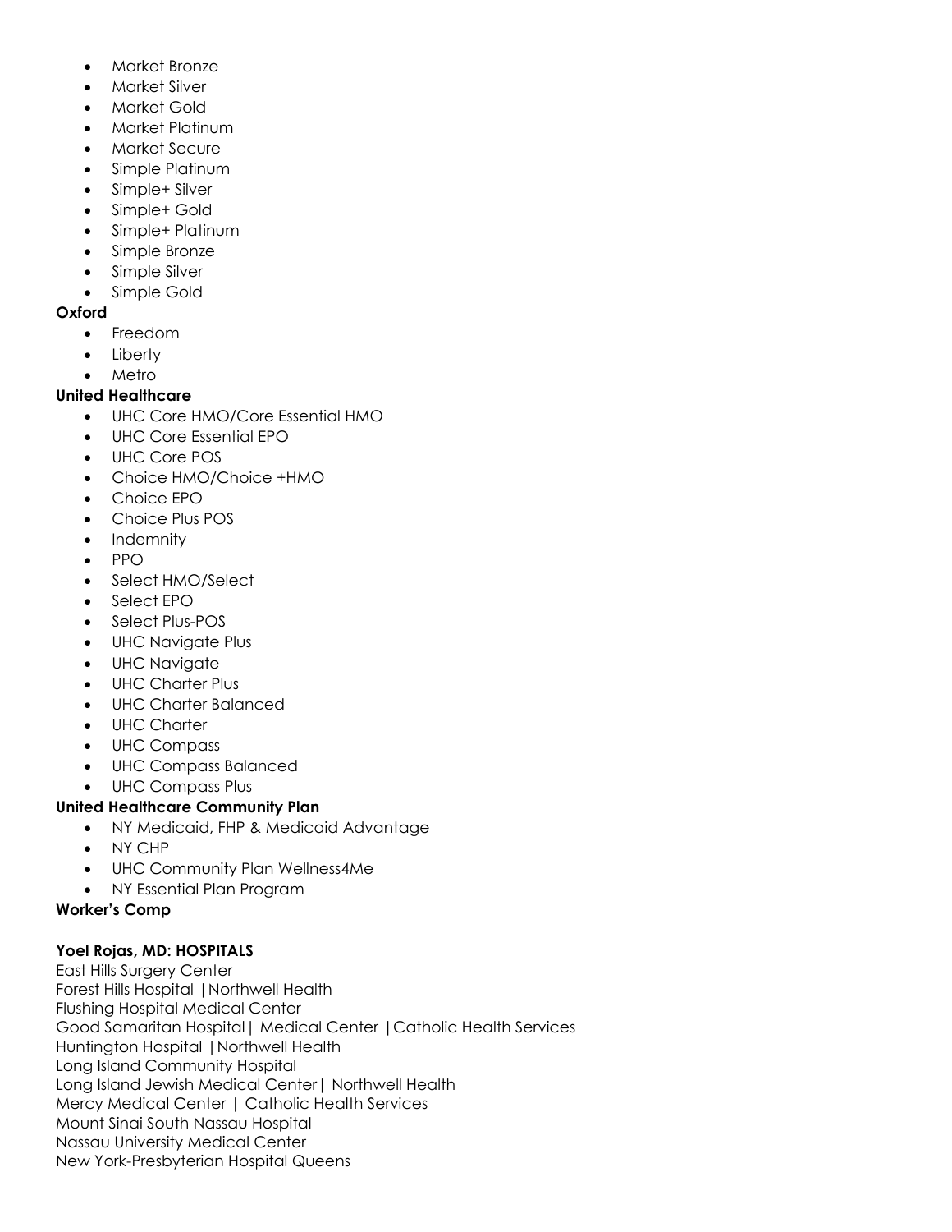- Market Bronze
- Market Silver
- Market Gold
- Market Platinum
- Market Secure
- Simple Platinum
- Simple+ Silver
- Simple+ Gold
- Simple+ Platinum
- Simple Bronze
- Simple Silver
- Simple Gold

**Oxford**

- Freedom
- Liberty
- Metro

**United Healthcare**

- UHC Core HMO/Core Essential HMO
- UHC Core Essential EPO
- UHC Core POS
- Choice HMO/Choice +HMO
- Choice EPO
- Choice Plus POS
- Indemnity
- PPO
- Select HMO/Select
- Select EPO
- Select Plus-POS
- UHC Navigate Plus
- UHC Navigate
- UHC Charter Plus
- UHC Charter Balanced
- UHC Charter
- UHC Compass
- UHC Compass Balanced
- UHC Compass Plus

**United Healthcare Community Plan**

- NY Medicaid, FHP & Medicaid Advantage
- NY CHP
- UHC Community Plan Wellness4Me
- NY Essential Plan Program

**Worker's Comp**

**Yoel Rojas, MD: HOSPITALS**

East Hills Surgery Center
Forest Hills Hospital |Northwell Health
Flushing Hospital Medical Center
Good Samaritan Hospital| Medical Center |Catholic Health Services
Huntington Hospital |Northwell Health
Long Island Community Hospital
Long Island Jewish Medical Center| Northwell Health
Mercy Medical Center | Catholic Health Services
Mount Sinai South Nassau Hospital
Nassau University Medical Center
New York-Presbyterian Hospital Queens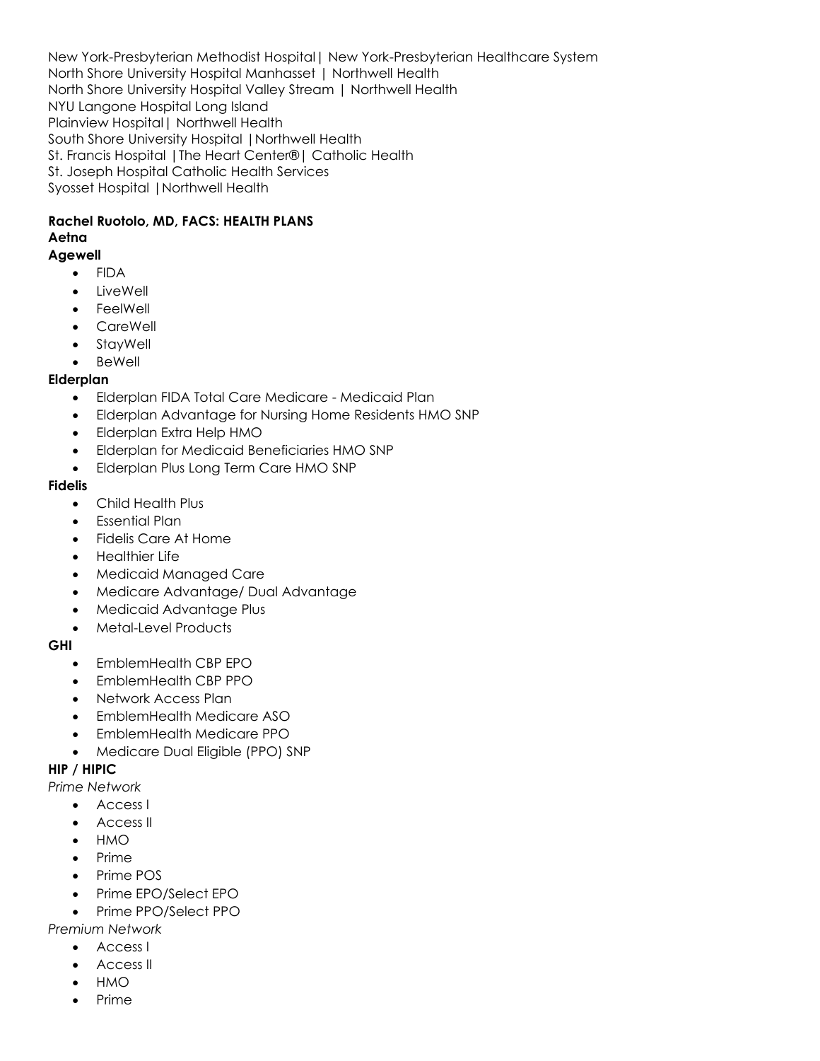New York-Presbyterian Methodist Hospital| New York-Presbyterian Healthcare System
North Shore University Hospital Manhasset | Northwell Health
North Shore University Hospital Valley Stream | Northwell Health
NYU Langone Hospital Long Island
Plainview Hospital| Northwell Health
South Shore University Hospital |Northwell Health
St. Francis Hospital |The Heart Center®| Catholic Health
St. Joseph Hospital Catholic Health Services
Syosset Hospital |Northwell Health

**Rachel Ruotolo, MD, FACS: HEALTH PLANS**

**Aetna**

**Agewell**

- FIDA
- LiveWell
- FeelWell
- CareWell
- StayWell
- BeWell

**Elderplan**

- Elderplan FIDA Total Care Medicare - Medicaid Plan
- Elderplan Advantage for Nursing Home Residents HMO SNP
- Elderplan Extra Help HMO
- Elderplan for Medicaid Beneficiaries HMO SNP
- Elderplan Plus Long Term Care HMO SNP

**Fidelis**

- Child Health Plus
- Essential Plan
- Fidelis Care At Home
- Healthier Life
- Medicaid Managed Care
- Medicare Advantage/ Dual Advantage
- Medicaid Advantage Plus
- Metal-Level Products

**GHI**

- EmblemHealth CBP EPO
- EmblemHealth CBP PPO
- Network Access Plan
- EmblemHealth Medicare ASO
- EmblemHealth Medicare PPO
- Medicare Dual Eligible (PPO) SNP

**HIP / HIPIC**

*Prime Network*

- Access I
- Access II
- HMO
- Prime
- Prime POS
- Prime EPO/Select EPO
- Prime PPO/Select PPO

*Premium Network*

- Access I
- Access II
- HMO
- Prime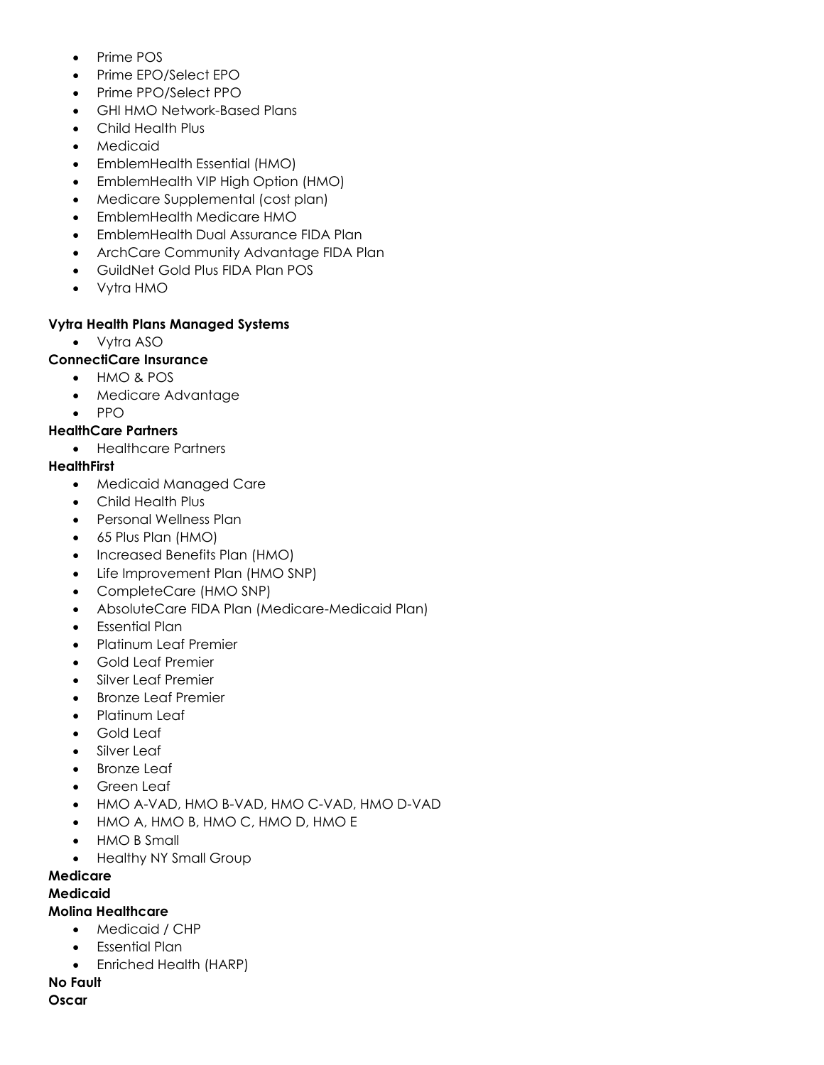- Prime POS
- Prime EPO/Select EPO
- Prime PPO/Select PPO
- GHI HMO Network-Based Plans
- Child Health Plus
- Medicaid
- EmblemHealth Essential (HMO)
- EmblemHealth VIP High Option (HMO)
- Medicare Supplemental (cost plan)
- EmblemHealth Medicare HMO
- EmblemHealth Dual Assurance FIDA Plan
- ArchCare Community Advantage FIDA Plan
- GuildNet Gold Plus FIDA Plan POS
- Vytra HMO

**Vytra Health Plans Managed Systems**

- Vytra ASO

**ConnectiCare Insurance**

- HMO & POS
- Medicare Advantage
- PPO

**HealthCare Partners**

- Healthcare Partners

**HealthFirst**

- Medicaid Managed Care
- Child Health Plus
- Personal Wellness Plan
- 65 Plus Plan (HMO)
- Increased Benefits Plan (HMO)
- Life Improvement Plan (HMO SNP)
- CompleteCare (HMO SNP)
- AbsoluteCare FIDA Plan (Medicare-Medicaid Plan)
- Essential Plan
- Platinum Leaf Premier
- Gold Leaf Premier
- Silver Leaf Premier
- Bronze Leaf Premier
- Platinum Leaf
- Gold Leaf
- Silver Leaf
- Bronze Leaf
- Green Leaf
- HMO A-VAD, HMO B-VAD, HMO C-VAD, HMO D-VAD
- HMO A, HMO B, HMO C, HMO D, HMO E
- HMO B Small
- Healthy NY Small Group

**Medicare**

**Medicaid**

**Molina Healthcare**

- Medicaid / CHP
- Essential Plan
- Enriched Health (HARP)

**No Fault**

**Oscar**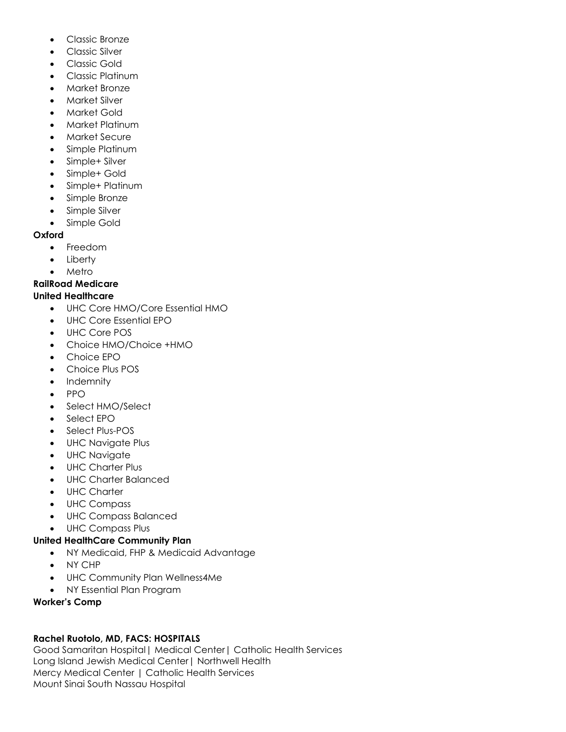- Classic Bronze
- Classic Silver
- Classic Gold
- Classic Platinum
- Market Bronze
- Market Silver
- Market Gold
- Market Platinum
- Market Secure
- Simple Platinum
- Simple+ Silver
- Simple+ Gold
- Simple+ Platinum
- Simple Bronze
- Simple Silver
- Simple Gold

**Oxford**

- Freedom
- Liberty
- Metro

**RailRoad Medicare**

**United Healthcare**

- UHC Core HMO/Core Essential HMO
- UHC Core Essential EPO
- UHC Core POS
- Choice HMO/Choice +HMO
- Choice EPO
- Choice Plus POS
- Indemnity
- PPO
- Select HMO/Select
- Select EPO
- Select Plus-POS
- UHC Navigate Plus
- UHC Navigate
- UHC Charter Plus
- UHC Charter Balanced
- UHC Charter
- UHC Compass
- UHC Compass Balanced
- UHC Compass Plus

**United HealthCare Community Plan**

- NY Medicaid, FHP & Medicaid Advantage
- NY CHP
- UHC Community Plan Wellness4Me
- NY Essential Plan Program

**Worker's Comp**

**Rachel Ruotolo, MD, FACS: HOSPITALS**

Good Samaritan Hospital| Medical Center| Catholic Health Services
Long Island Jewish Medical Center| Northwell Health
Mercy Medical Center | Catholic Health Services
Mount Sinai South Nassau Hospital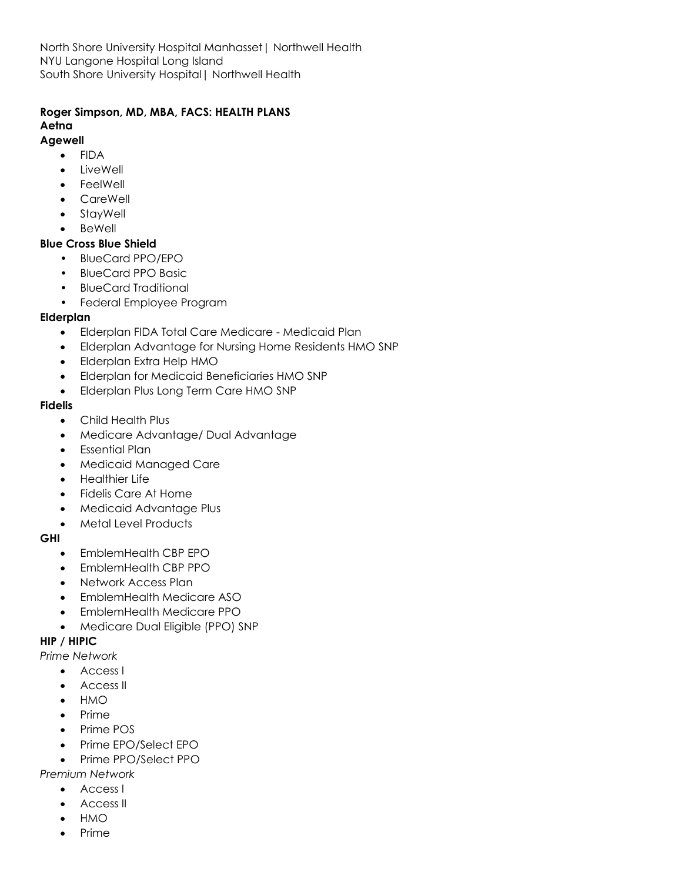North Shore University Hospital Manhasset| Northwell Health
NYU Langone Hospital Long Island
South Shore University Hospital| Northwell Health

**Roger Simpson, MD, MBA, FACS: HEALTH PLANS**

**Aetna**

**Agewell**

- FIDA
- LiveWell
- FeelWell
- CareWell
- StayWell
- BeWell

**Blue Cross Blue Shield**

- BlueCard PPO/EPO
- BlueCard PPO Basic
- BlueCard Traditional
- Federal Employee Program

**Elderplan**

- Elderplan FIDA Total Care Medicare - Medicaid Plan
- Elderplan Advantage for Nursing Home Residents HMO SNP
- Elderplan Extra Help HMO
- Elderplan for Medicaid Beneficiaries HMO SNP
- Elderplan Plus Long Term Care HMO SNP

**Fidelis**

- Child Health Plus
- Medicare Advantage/ Dual Advantage
- Essential Plan
- Medicaid Managed Care
- Healthier Life
- Fidelis Care At Home
- Medicaid Advantage Plus
- Metal Level Products

**GHI**

- EmblemHealth CBP EPO
- EmblemHealth CBP PPO
- Network Access Plan
- EmblemHealth Medicare ASO
- EmblemHealth Medicare PPO
- Medicare Dual Eligible (PPO) SNP

**HIP / HIPIC**

*Prime Network*

- Access I
- Access II
- HMO
- Prime
- Prime POS
- Prime EPO/Select EPO
- Prime PPO/Select PPO

*Premium Network*

- Access I
- Access II
- HMO
- Prime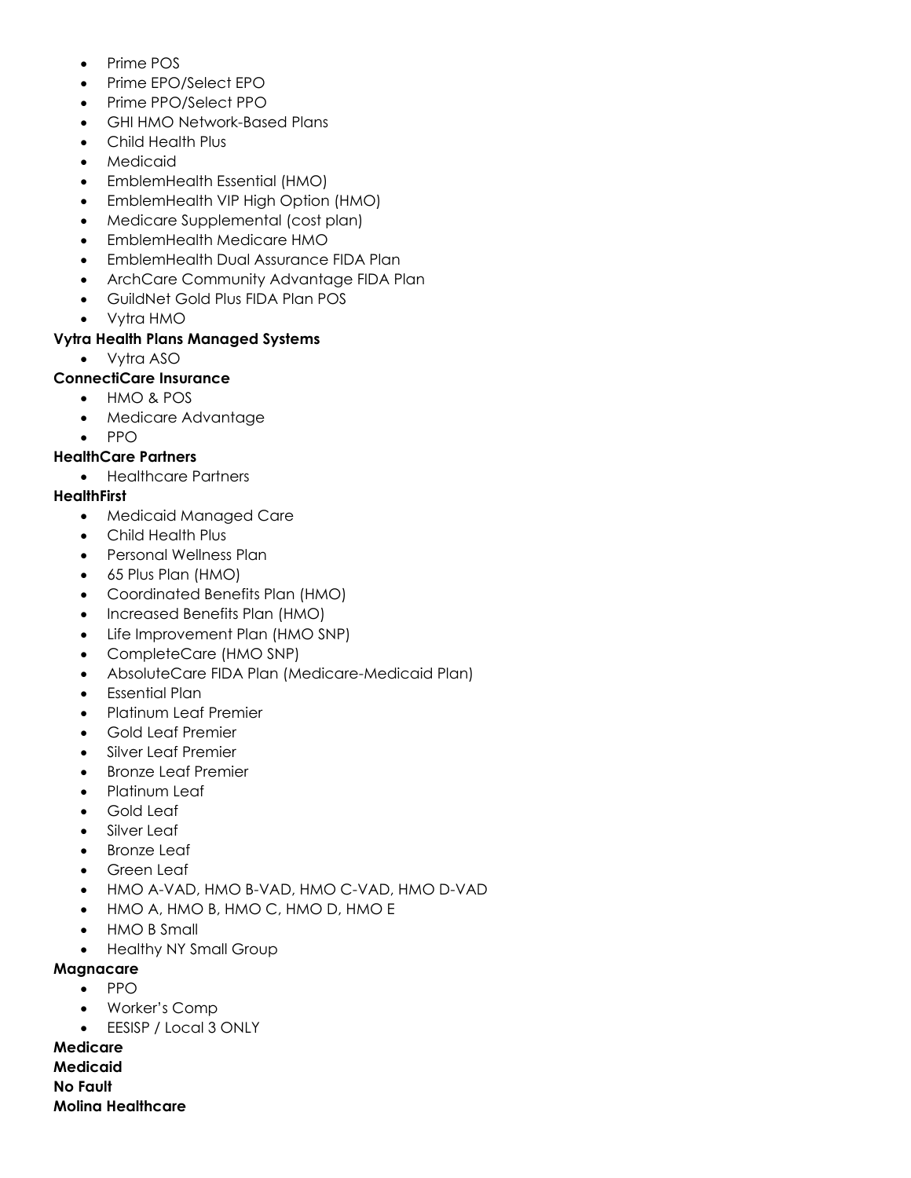- Prime POS
- Prime EPO/Select EPO
- Prime PPO/Select PPO
- GHI HMO Network-Based Plans
- Child Health Plus
- Medicaid
- EmblemHealth Essential (HMO)
- EmblemHealth VIP High Option (HMO)
- Medicare Supplemental (cost plan)
- EmblemHealth Medicare HMO
- EmblemHealth Dual Assurance FIDA Plan
- ArchCare Community Advantage FIDA Plan
- GuildNet Gold Plus FIDA Plan POS
- Vytra HMO

**Vytra Health Plans Managed Systems**

- Vytra ASO

**ConnectiCare Insurance**

- HMO & POS
- Medicare Advantage
- PPO

**HealthCare Partners**

- Healthcare Partners

**HealthFirst**

- Medicaid Managed Care
- Child Health Plus
- Personal Wellness Plan
- 65 Plus Plan (HMO)
- Coordinated Benefits Plan (HMO)
- Increased Benefits Plan (HMO)
- Life Improvement Plan (HMO SNP)
- CompleteCare (HMO SNP)
- AbsoluteCare FIDA Plan (Medicare-Medicaid Plan)
- Essential Plan
- Platinum Leaf Premier
- Gold Leaf Premier
- Silver Leaf Premier
- Bronze Leaf Premier
- Platinum Leaf
- Gold Leaf
- Silver Leaf
- Bronze Leaf
- Green Leaf
- HMO A-VAD, HMO B-VAD, HMO C-VAD, HMO D-VAD
- HMO A, HMO B, HMO C, HMO D, HMO E
- HMO B Small
- Healthy NY Small Group

**Magnacare**

- PPO
- Worker's Comp
- EESISP / Local 3 ONLY

**Medicare**

**Medicaid**

**No Fault**

**Molina Healthcare**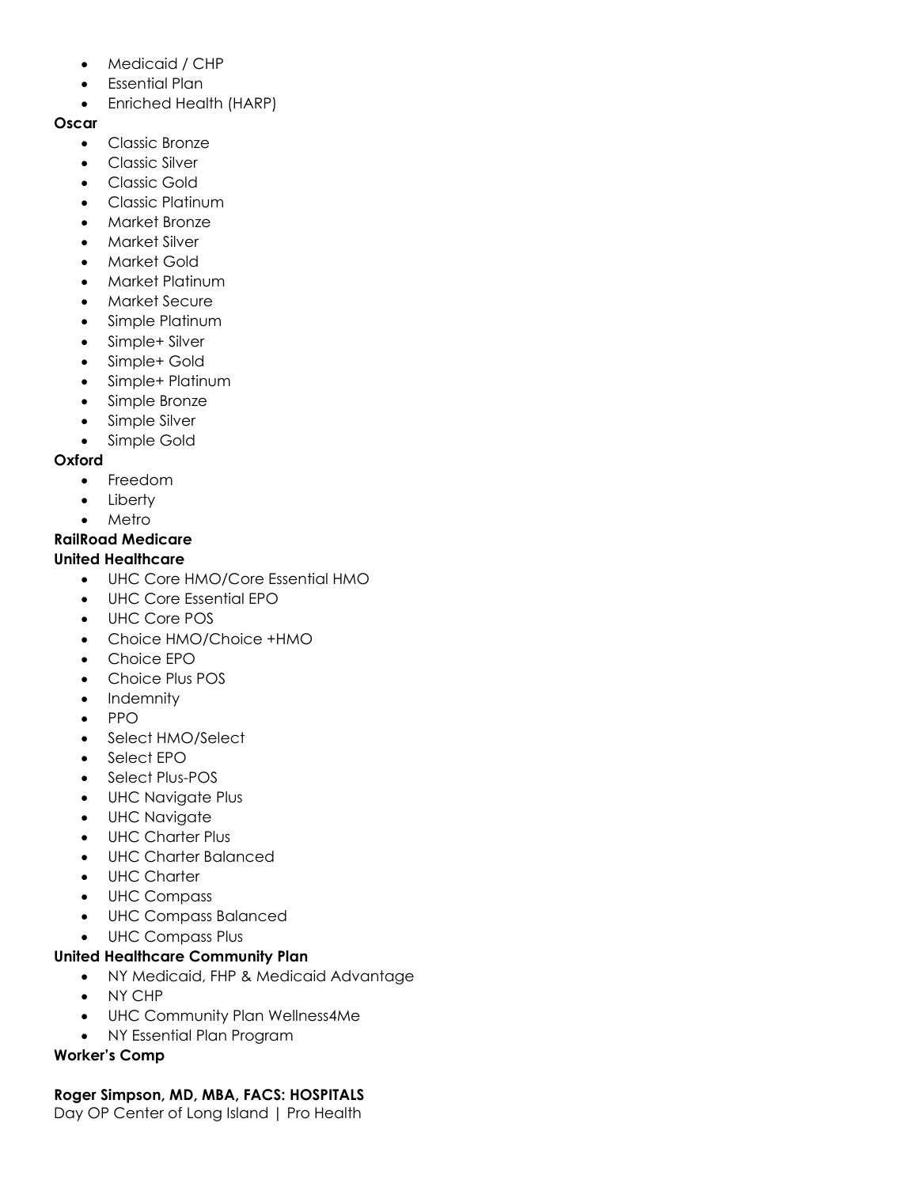- Medicaid / CHP
- Essential Plan
- Enriched Health (HARP)

**Oscar**

- Classic Bronze
- Classic Silver
- Classic Gold
- Classic Platinum
- Market Bronze
- Market Silver
- Market Gold
- Market Platinum
- Market Secure
- Simple Platinum
- Simple+ Silver
- Simple+ Gold
- Simple+ Platinum
- Simple Bronze
- Simple Silver
- Simple Gold

**Oxford**

- Freedom
- Liberty
- Metro

**RailRoad Medicare**

**United Healthcare**

- UHC Core HMO/Core Essential HMO
- UHC Core Essential EPO
- UHC Core POS
- Choice HMO/Choice +HMO
- Choice EPO
- Choice Plus POS
- Indemnity
- PPO
- Select HMO/Select
- Select EPO
- Select Plus-POS
- UHC Navigate Plus
- UHC Navigate
- UHC Charter Plus
- UHC Charter Balanced
- UHC Charter
- UHC Compass
- UHC Compass Balanced
- UHC Compass Plus

**United Healthcare Community Plan**

- NY Medicaid, FHP & Medicaid Advantage
- NY CHP
- UHC Community Plan Wellness4Me
- NY Essential Plan Program

**Worker's Comp**

**Roger Simpson, MD, MBA, FACS: HOSPITALS**

Day OP Center of Long Island | Pro Health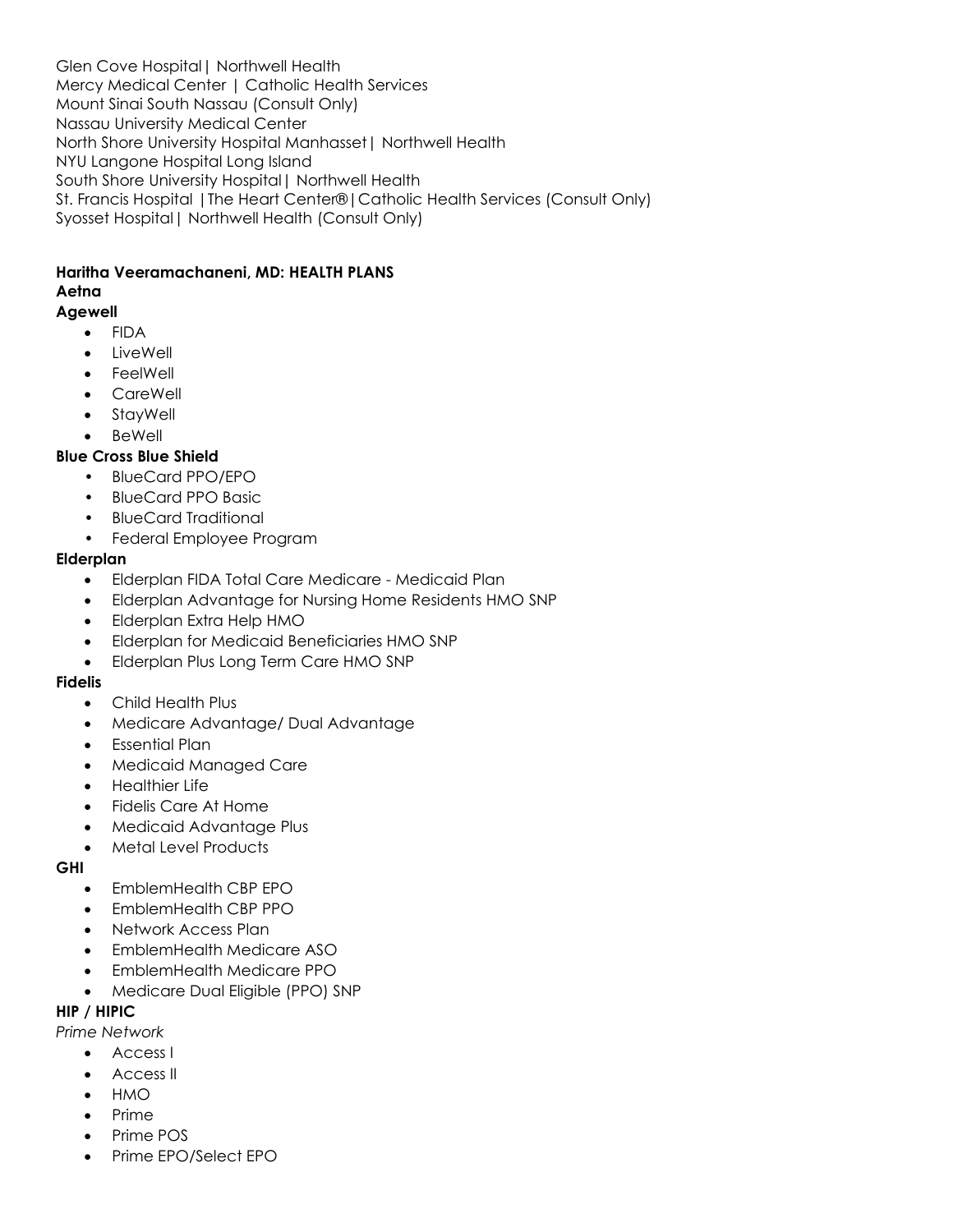Glen Cove Hospital| Northwell Health
Mercy Medical Center | Catholic Health Services
Mount Sinai South Nassau (Consult Only)
Nassau University Medical Center
North Shore University Hospital Manhasset| Northwell Health
NYU Langone Hospital Long Island
South Shore University Hospital| Northwell Health
St. Francis Hospital |The Heart Center®|Catholic Health Services (Consult Only)
Syosset Hospital| Northwell Health (Consult Only)

**Haritha Veeramachaneni, MD: HEALTH PLANS**

**Aetna**

**Agewell**

- FIDA
- LiveWell
- FeelWell
- CareWell
- StayWell
- BeWell

**Blue Cross Blue Shield**

- BlueCard PPO/EPO
- BlueCard PPO Basic
- BlueCard Traditional
- Federal Employee Program

**Elderplan**

- Elderplan FIDA Total Care Medicare - Medicaid Plan
- Elderplan Advantage for Nursing Home Residents HMO SNP
- Elderplan Extra Help HMO
- Elderplan for Medicaid Beneficiaries HMO SNP
- Elderplan Plus Long Term Care HMO SNP

**Fidelis**

- Child Health Plus
- Medicare Advantage/ Dual Advantage
- Essential Plan
- Medicaid Managed Care
- Healthier Life
- Fidelis Care At Home
- Medicaid Advantage Plus
- Metal Level Products

**GHI**

- EmblemHealth CBP EPO
- EmblemHealth CBP PPO
- Network Access Plan
- EmblemHealth Medicare ASO
- EmblemHealth Medicare PPO
- Medicare Dual Eligible (PPO) SNP

**HIP / HIPIC**

*Prime Network*

- Access I
- Access II
- HMO
- Prime
- Prime POS
- Prime EPO/Select EPO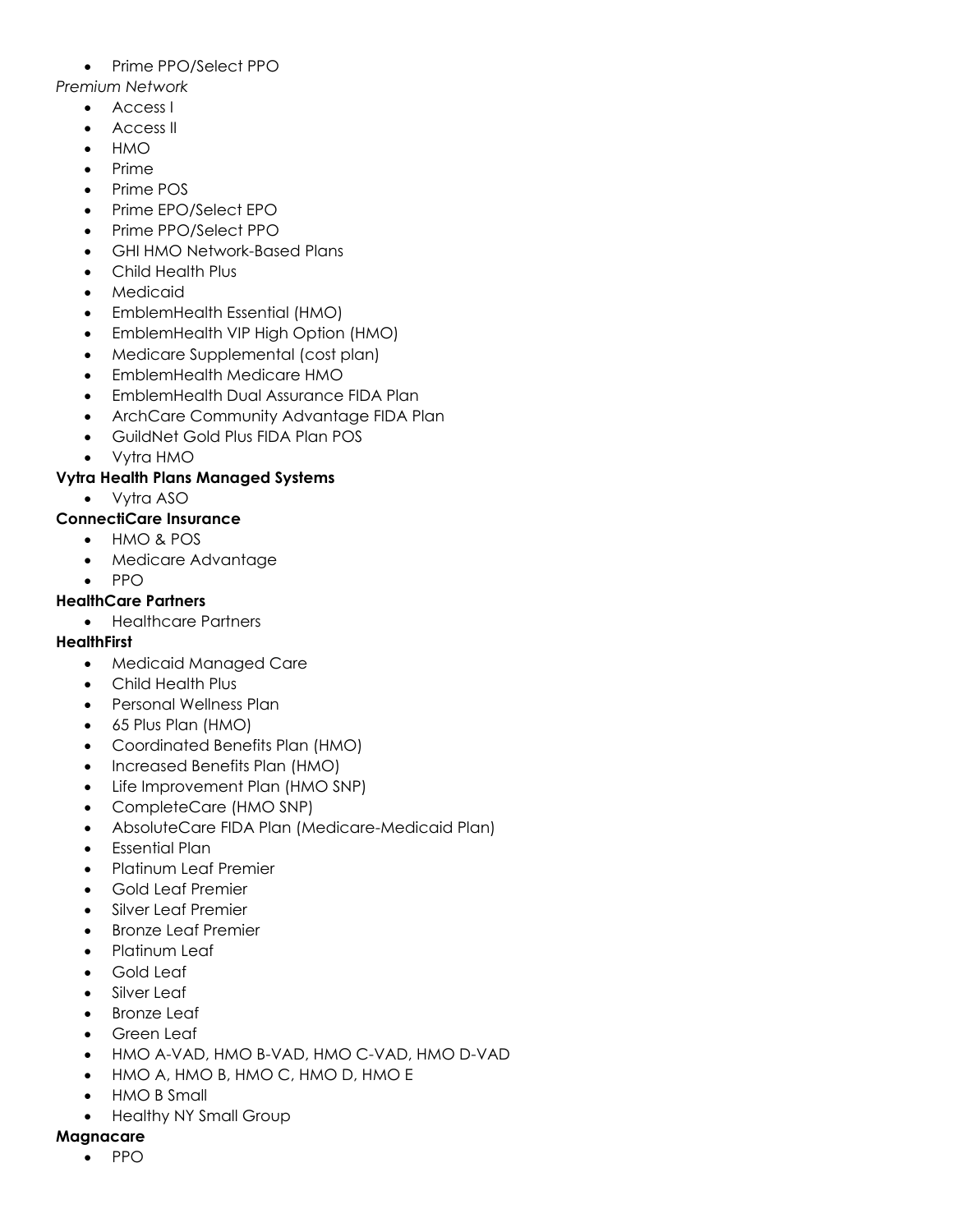- Prime PPO/Select PPO

*Premium Network*

- Access I
- Access II
- HMO
- Prime
- Prime POS
- Prime EPO/Select EPO
- Prime PPO/Select PPO
- GHI HMO Network-Based Plans
- Child Health Plus
- Medicaid
- EmblemHealth Essential (HMO)
- EmblemHealth VIP High Option (HMO)
- Medicare Supplemental (cost plan)
- EmblemHealth Medicare HMO
- EmblemHealth Dual Assurance FIDA Plan
- ArchCare Community Advantage FIDA Plan
- GuildNet Gold Plus FIDA Plan POS
- Vytra HMO

**Vytra Health Plans Managed Systems**

- Vytra ASO

**ConnectiCare Insurance**

- HMO & POS
- Medicare Advantage
- PPO

**HealthCare Partners**

- Healthcare Partners

**HealthFirst**

- Medicaid Managed Care
- Child Health Plus
- Personal Wellness Plan
- 65 Plus Plan (HMO)
- Coordinated Benefits Plan (HMO)
- Increased Benefits Plan (HMO)
- Life Improvement Plan (HMO SNP)
- CompleteCare (HMO SNP)
- AbsoluteCare FIDA Plan (Medicare-Medicaid Plan)
- Essential Plan
- Platinum Leaf Premier
- Gold Leaf Premier
- Silver Leaf Premier
- Bronze Leaf Premier
- Platinum Leaf
- Gold Leaf
- Silver Leaf
- Bronze Leaf
- Green Leaf
- HMO A-VAD, HMO B-VAD, HMO C-VAD, HMO D-VAD
- HMO A, HMO B, HMO C, HMO D, HMO E
- HMO B Small
- Healthy NY Small Group

**Magnacare**

- PPO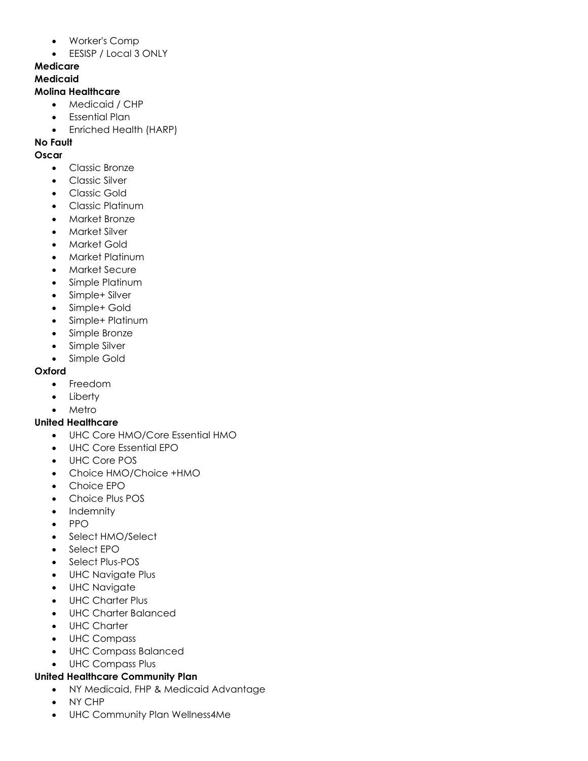- Worker's Comp
- EESISP / Local 3 ONLY

**Medicare**

**Medicaid**

**Molina Healthcare**

- Medicaid / CHP
- Essential Plan
- Enriched Health (HARP)

**No Fault**

**Oscar**

- Classic Bronze
- Classic Silver
- Classic Gold
- Classic Platinum
- Market Bronze
- Market Silver
- Market Gold
- Market Platinum
- Market Secure
- Simple Platinum
- Simple+ Silver
- Simple+ Gold
- Simple+ Platinum
- Simple Bronze
- Simple Silver
- Simple Gold

**Oxford**

- Freedom
- Liberty
- Metro

**United Healthcare**

- UHC Core HMO/Core Essential HMO
- UHC Core Essential EPO
- UHC Core POS
- Choice HMO/Choice +HMO
- Choice EPO
- Choice Plus POS
- Indemnity
- PPO
- Select HMO/Select
- Select EPO
- Select Plus-POS
- UHC Navigate Plus
- UHC Navigate
- UHC Charter Plus
- UHC Charter Balanced
- UHC Charter
- UHC Compass
- UHC Compass Balanced
- UHC Compass Plus

**United Healthcare Community Plan**

- NY Medicaid, FHP & Medicaid Advantage
- NY CHP
- UHC Community Plan Wellness4Me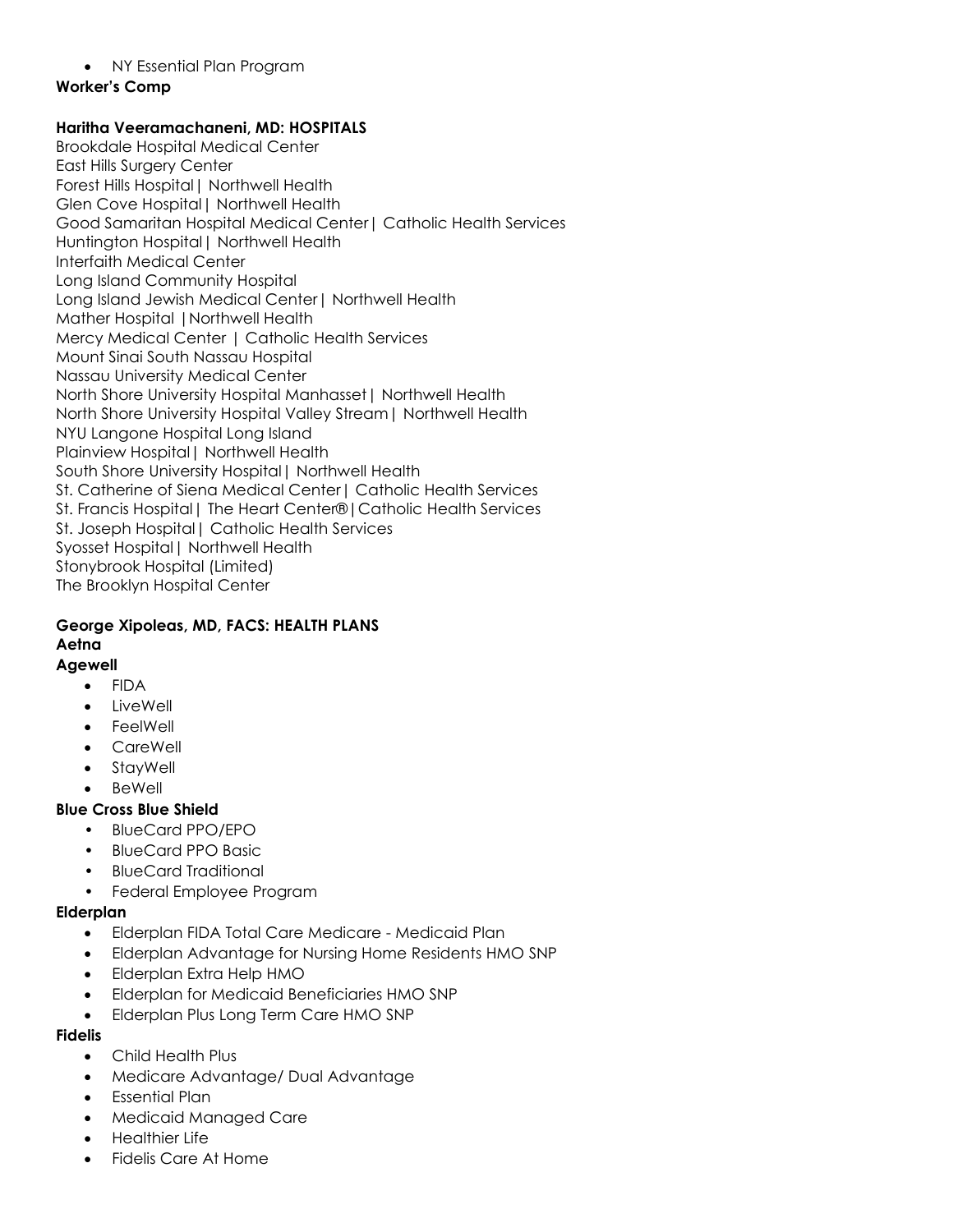- NY Essential Plan Program

**Worker's Comp**

**Haritha Veeramachaneni, MD: HOSPITALS**

Brookdale Hospital Medical Center
East Hills Surgery Center
Forest Hills Hospital| Northwell Health
Glen Cove Hospital| Northwell Health
Good Samaritan Hospital Medical Center| Catholic Health Services
Huntington Hospital| Northwell Health
Interfaith Medical Center
Long Island Community Hospital
Long Island Jewish Medical Center| Northwell Health
Mather Hospital |Northwell Health
Mercy Medical Center | Catholic Health Services
Mount Sinai South Nassau Hospital
Nassau University Medical Center
North Shore University Hospital Manhasset| Northwell Health
North Shore University Hospital Valley Stream| Northwell Health
NYU Langone Hospital Long Island
Plainview Hospital| Northwell Health
South Shore University Hospital| Northwell Health
St. Catherine of Siena Medical Center| Catholic Health Services
St. Francis Hospital| The Heart Center®|Catholic Health Services
St. Joseph Hospital| Catholic Health Services
Syosset Hospital| Northwell Health
Stonybrook Hospital (Limited)
The Brooklyn Hospital Center

**George Xipoleas, MD, FACS: HEALTH PLANS**

**Aetna**

**Agewell**

- FIDA
- LiveWell
- FeelWell
- CareWell
- StayWell
- BeWell

**Blue Cross Blue Shield**

- BlueCard PPO/EPO
- BlueCard PPO Basic
- BlueCard Traditional
- Federal Employee Program

**Elderplan**

- Elderplan FIDA Total Care Medicare - Medicaid Plan
- Elderplan Advantage for Nursing Home Residents HMO SNP
- Elderplan Extra Help HMO
- Elderplan for Medicaid Beneficiaries HMO SNP
- Elderplan Plus Long Term Care HMO SNP

**Fidelis**

- Child Health Plus
- Medicare Advantage/ Dual Advantage
- Essential Plan
- Medicaid Managed Care
- Healthier Life
- Fidelis Care At Home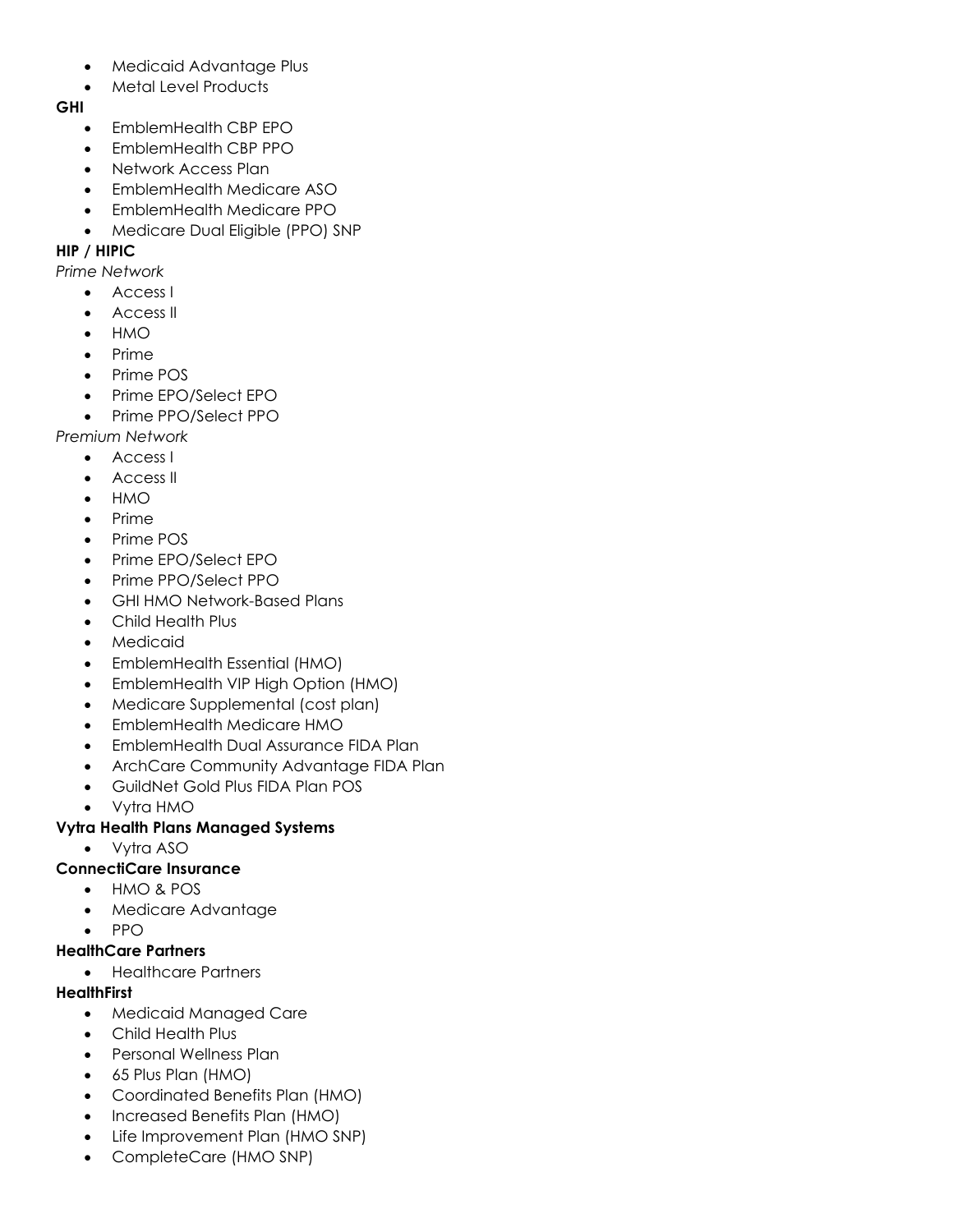- Medicaid Advantage Plus
- Metal Level Products

**GHI**

- EmblemHealth CBP EPO
- EmblemHealth CBP PPO
- Network Access Plan
- EmblemHealth Medicare ASO
- EmblemHealth Medicare PPO
- Medicare Dual Eligible (PPO) SNP

**HIP / HIPIC**

*Prime Network*

- Access I
- Access II
- HMO
- Prime
- Prime POS
- Prime EPO/Select EPO
- Prime PPO/Select PPO

*Premium Network*

- Access I
- Access II
- HMO
- Prime
- Prime POS
- Prime EPO/Select EPO
- Prime PPO/Select PPO
- GHI HMO Network-Based Plans
- Child Health Plus
- Medicaid
- EmblemHealth Essential (HMO)
- EmblemHealth VIP High Option (HMO)
- Medicare Supplemental (cost plan)
- EmblemHealth Medicare HMO
- EmblemHealth Dual Assurance FIDA Plan
- ArchCare Community Advantage FIDA Plan
- GuildNet Gold Plus FIDA Plan POS
- Vytra HMO

**Vytra Health Plans Managed Systems**

- Vytra ASO

**ConnectiCare Insurance**

- HMO & POS
- Medicare Advantage
- PPO

**HealthCare Partners**

- Healthcare Partners

**HealthFirst**

- Medicaid Managed Care
- Child Health Plus
- Personal Wellness Plan
- 65 Plus Plan (HMO)
- Coordinated Benefits Plan (HMO)
- Increased Benefits Plan (HMO)
- Life Improvement Plan (HMO SNP)
- CompleteCare (HMO SNP)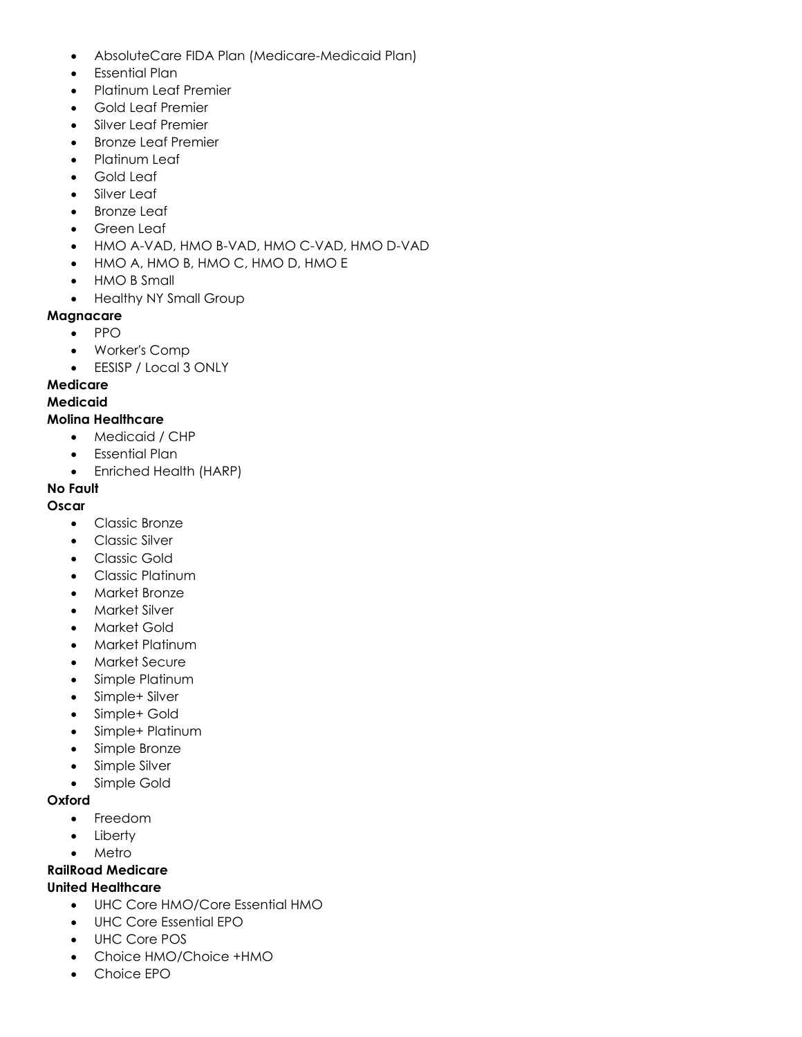- AbsoluteCare FIDA Plan (Medicare-Medicaid Plan)
- Essential Plan
- Platinum Leaf Premier
- Gold Leaf Premier
- Silver Leaf Premier
- Bronze Leaf Premier
- Platinum Leaf
- Gold Leaf
- Silver Leaf
- Bronze Leaf
- Green Leaf
- HMO A-VAD, HMO B-VAD, HMO C-VAD, HMO D-VAD
- HMO A, HMO B, HMO C, HMO D, HMO E
- HMO B Small
- Healthy NY Small Group

**Magnacare**

- PPO
- Worker's Comp
- EESISP / Local 3 ONLY

**Medicare**

**Medicaid**

**Molina Healthcare**

- Medicaid / CHP
- Essential Plan
- Enriched Health (HARP)

**No Fault**

**Oscar**

- Classic Bronze
- Classic Silver
- Classic Gold
- Classic Platinum
- Market Bronze
- Market Silver
- Market Gold
- Market Platinum
- Market Secure
- Simple Platinum
- Simple+ Silver
- Simple+ Gold
- Simple+ Platinum
- Simple Bronze
- Simple Silver
- Simple Gold

**Oxford**

- Freedom
- Liberty
- Metro

**RailRoad Medicare**

**United Healthcare**

- UHC Core HMO/Core Essential HMO
- UHC Core Essential EPO
- UHC Core POS
- Choice HMO/Choice +HMO
- Choice EPO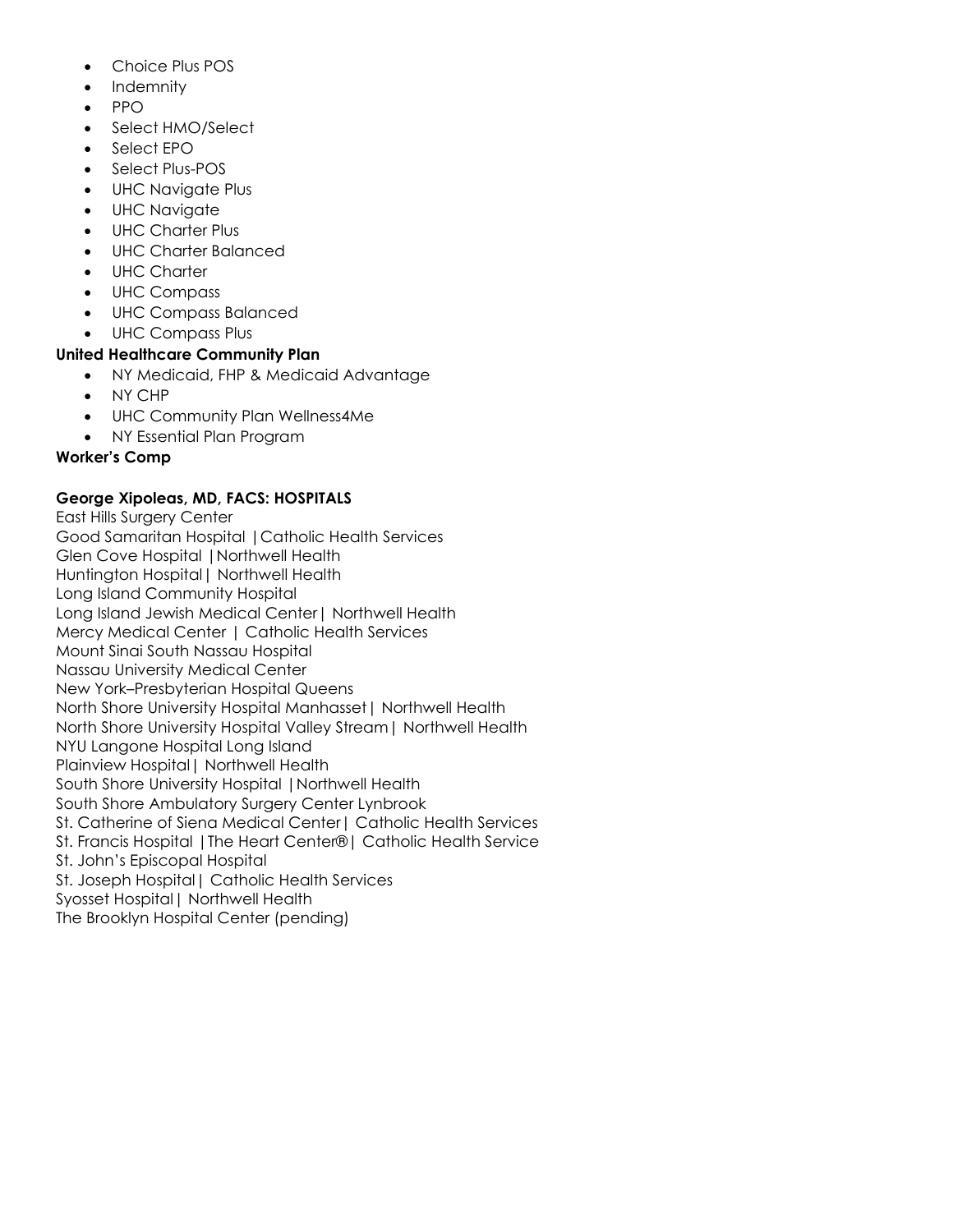- Choice Plus POS
- Indemnity
- PPO
- Select HMO/Select
- Select EPO
- Select Plus-POS
- UHC Navigate Plus
- UHC Navigate
- UHC Charter Plus
- UHC Charter Balanced
- UHC Charter
- UHC Compass
- UHC Compass Balanced
- UHC Compass Plus

**United Healthcare Community Plan**

- NY Medicaid, FHP & Medicaid Advantage
- NY CHP
- UHC Community Plan Wellness4Me
- NY Essential Plan Program

**Worker's Comp**

**George Xipoleas, MD, FACS: HOSPITALS**

East Hills Surgery Center
Good Samaritan Hospital |Catholic Health Services
Glen Cove Hospital |Northwell Health
Huntington Hospital| Northwell Health
Long Island Community Hospital
Long Island Jewish Medical Center| Northwell Health
Mercy Medical Center | Catholic Health Services
Mount Sinai South Nassau Hospital
Nassau University Medical Center
New York–Presbyterian Hospital Queens
North Shore University Hospital Manhasset| Northwell Health
North Shore University Hospital Valley Stream| Northwell Health
NYU Langone Hospital Long Island
Plainview Hospital| Northwell Health
South Shore University Hospital |Northwell Health
South Shore Ambulatory Surgery Center Lynbrook
St. Catherine of Siena Medical Center| Catholic Health Services
St. Francis Hospital |The Heart Center®| Catholic Health Service
St. John's Episcopal Hospital
St. Joseph Hospital| Catholic Health Services
Syosset Hospital| Northwell Health
The Brooklyn Hospital Center (pending)